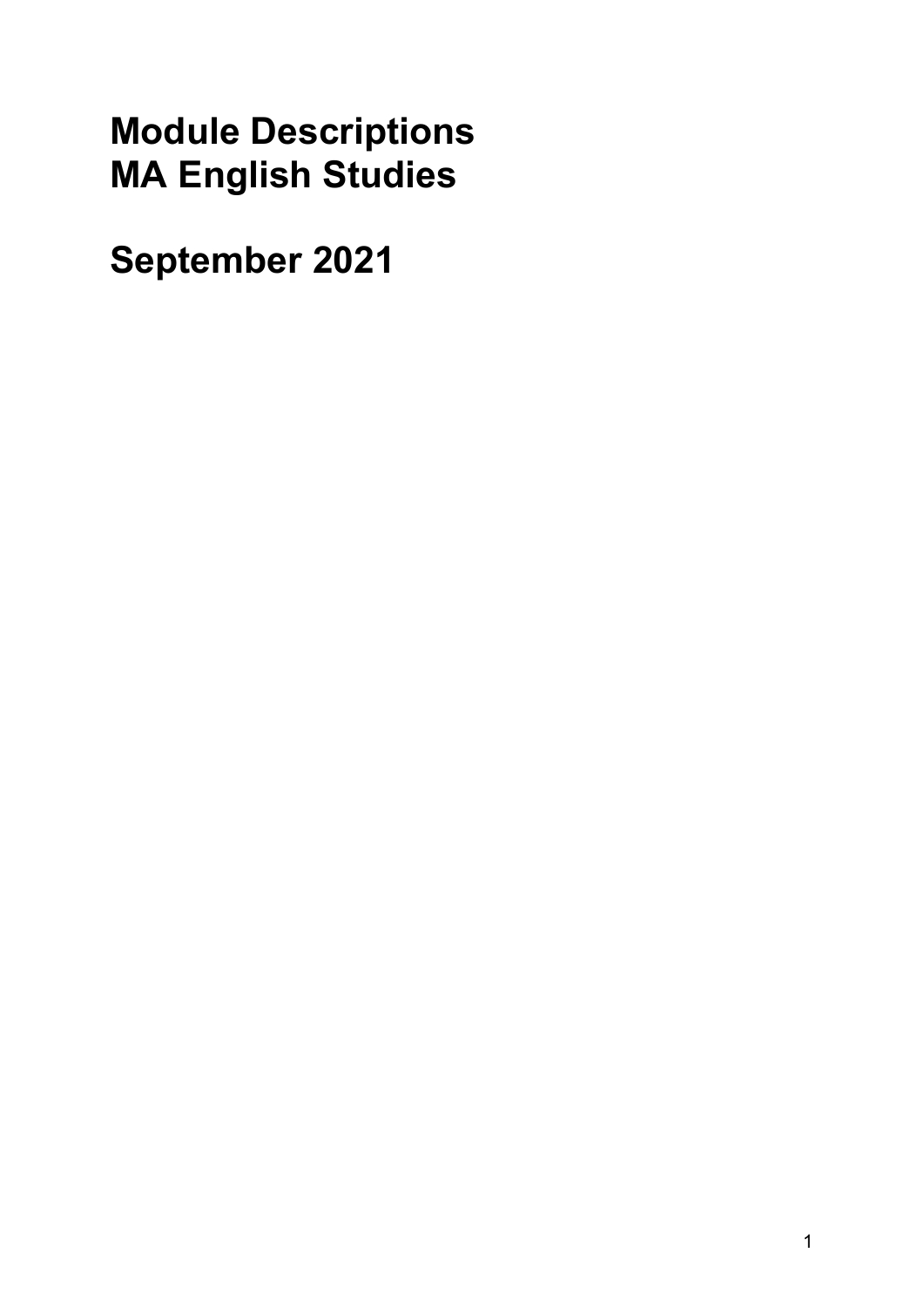# Module Descriptions
# MA English Studies

# September 2021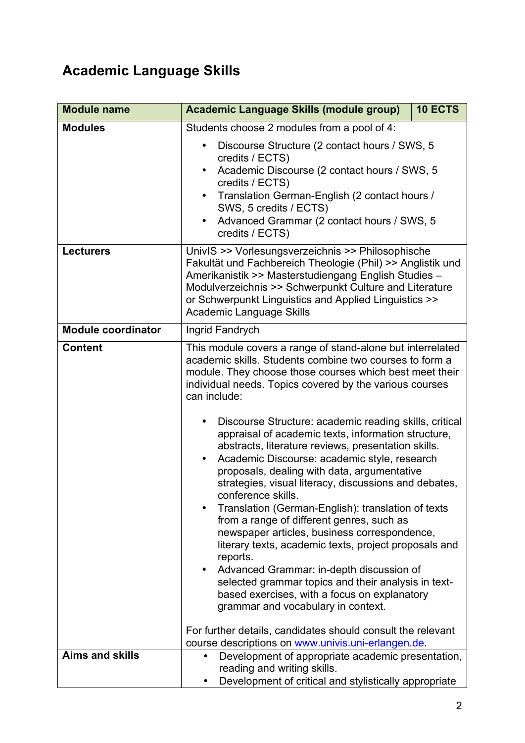# Academic Language Skills

| Module name | Academic Language Skills (module group) | 10 ECTS |
| --- | --- | --- |
| **Modules** | Students choose 2 modules from a pool of 4:<br>• Discourse Structure (2 contact hours / SWS, 5 credits / ECTS)<br>• Academic Discourse (2 contact hours / SWS, 5 credits / ECTS)<br>• Translation German-English (2 contact hours / SWS, 5 credits / ECTS)<br>• Advanced Grammar (2 contact hours / SWS, 5 credits / ECTS) | |
| **Lecturers** | UnivIS >> Vorlesungsverzeichnis >> Philosophische Fakultät und Fachbereich Theologie (Phil) >> Anglistik und Amerikanistik >> Masterstudiengang English Studies – Modulverzeichnis >> Schwerpunkt Culture and Literature or Schwerpunkt Linguistics and Applied Linguistics >> Academic Language Skills | |
| **Module coordinator** | Ingrid Fandrych | |
| **Content** | This module covers a range of stand-alone but interrelated academic skills. Students combine two courses to form a module. They choose those courses which best meet their individual needs. Topics covered by the various courses can include:<br>• Discourse Structure: academic reading skills, critical appraisal of academic texts, information structure, abstracts, literature reviews, presentation skills.<br>• Academic Discourse: academic style, research proposals, dealing with data, argumentative strategies, visual literacy, discussions and debates, conference skills.<br>• Translation (German-English): translation of texts from a range of different genres, such as newspaper articles, business correspondence, literary texts, academic texts, project proposals and reports.<br>• Advanced Grammar: in-depth discussion of selected grammar topics and their analysis in text-based exercises, with a focus on explanatory grammar and vocabulary in context.<br><br>For further details, candidates should consult the relevant course descriptions on www.univis.uni-erlangen.de. | |
| **Aims and skills** | • Development of appropriate academic presentation, reading and writing skills.<br>• Development of critical and stylistically appropriate | |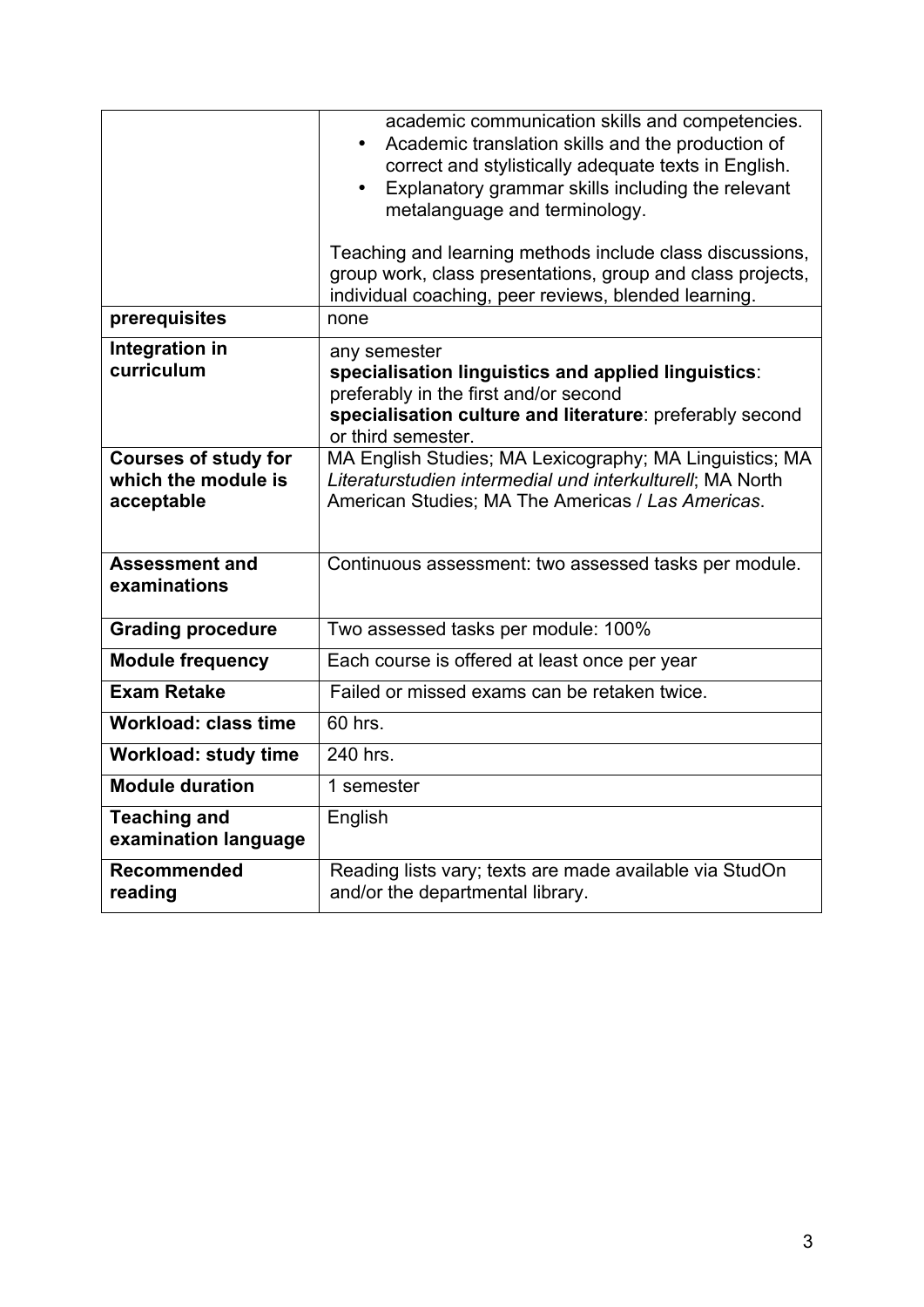| | |
|---|---|
| | academic communication skills and competencies.<br>• Academic translation skills and the production of correct and stylistically adequate texts in English.<br>• Explanatory grammar skills including the relevant metalanguage and terminology.<br><br>Teaching and learning methods include class discussions, group work, class presentations, group and class projects, individual coaching, peer reviews, blended learning. |
| **prerequisites** | none |
| **Integration in curriculum** | any semester<br>**specialisation linguistics and applied linguistics**: preferably in the first and/or second<br>**specialisation culture and literature**: preferably second or third semester. |
| **Courses of study for which the module is acceptable** | MA English Studies; MA Lexicography; MA Linguistics; MA *Literaturstudien intermedial und interkulturell*; MA North American Studies; MA The Americas / *Las Americas*. |
| **Assessment and examinations** | Continuous assessment: two assessed tasks per module. |
| **Grading procedure** | Two assessed tasks per module: 100% |
| **Module frequency** | Each course is offered at least once per year |
| **Exam Retake** | Failed or missed exams can be retaken twice. |
| **Workload: class time** | 60 hrs. |
| **Workload: study time** | 240 hrs. |
| **Module duration** | 1 semester |
| **Teaching and examination language** | English |
| **Recommended reading** | Reading lists vary; texts are made available via StudOn and/or the departmental library. |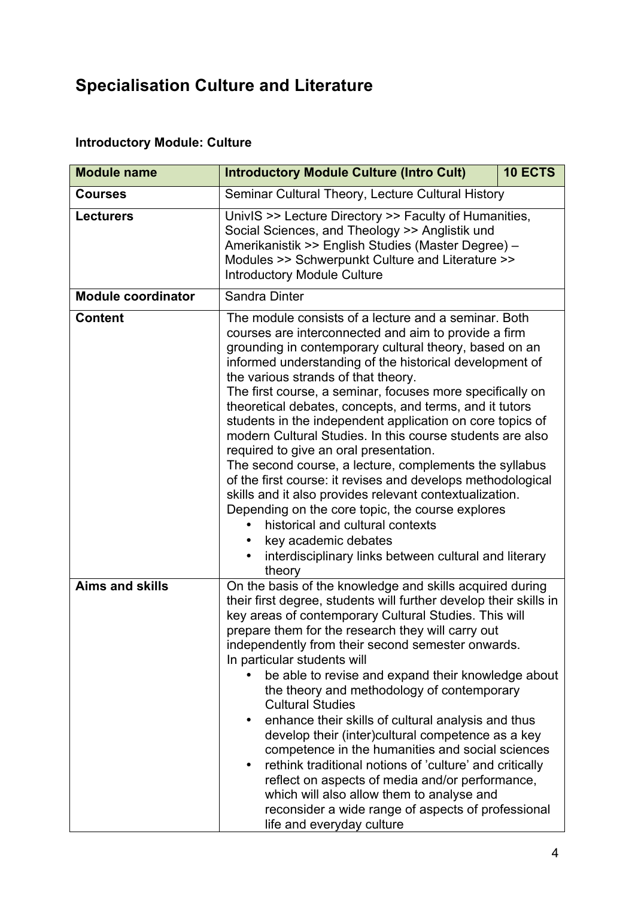## Specialisation Culture and Literature

### Introductory Module: Culture

| **Module name** | **Introductory Module Culture (Intro Cult)** | **10 ECTS** |
|---|---|---|
| **Courses** | Seminar Cultural Theory, Lecture Cultural History | |
| **Lecturers** | UnivIS >> Lecture Directory >> Faculty of Humanities, Social Sciences, and Theology >> Anglistik und Amerikanistik >> English Studies (Master Degree) – Modules >> Schwerpunkt Culture and Literature >> Introductory Module Culture | |
| **Module coordinator** | Sandra Dinter | |
| **Content** | The module consists of a lecture and a seminar. Both courses are interconnected and aim to provide a firm grounding in contemporary cultural theory, based on an informed understanding of the historical development of the various strands of that theory.<br>The first course, a seminar, focuses more specifically on theoretical debates, concepts, and terms, and it tutors students in the independent application on core topics of modern Cultural Studies. In this course students are also required to give an oral presentation.<br>The second course, a lecture, complements the syllabus of the first course: it revises and develops methodological skills and it also provides relevant contextualization. Depending on the core topic, the course explores<br>• historical and cultural contexts<br>• key academic debates<br>• interdisciplinary links between cultural and literary theory | |
| **Aims and skills** | On the basis of the knowledge and skills acquired during their first degree, students will further develop their skills in key areas of contemporary Cultural Studies. This will prepare them for the research they will carry out independently from their second semester onwards.<br>In particular students will<br>• be able to revise and expand their knowledge about the theory and methodology of contemporary Cultural Studies<br>• enhance their skills of cultural analysis and thus develop their (inter)cultural competence as a key competence in the humanities and social sciences<br>• rethink traditional notions of 'culture' and critically reflect on aspects of media and/or performance, which will also allow them to analyse and reconsider a wide range of aspects of professional life and everyday culture | |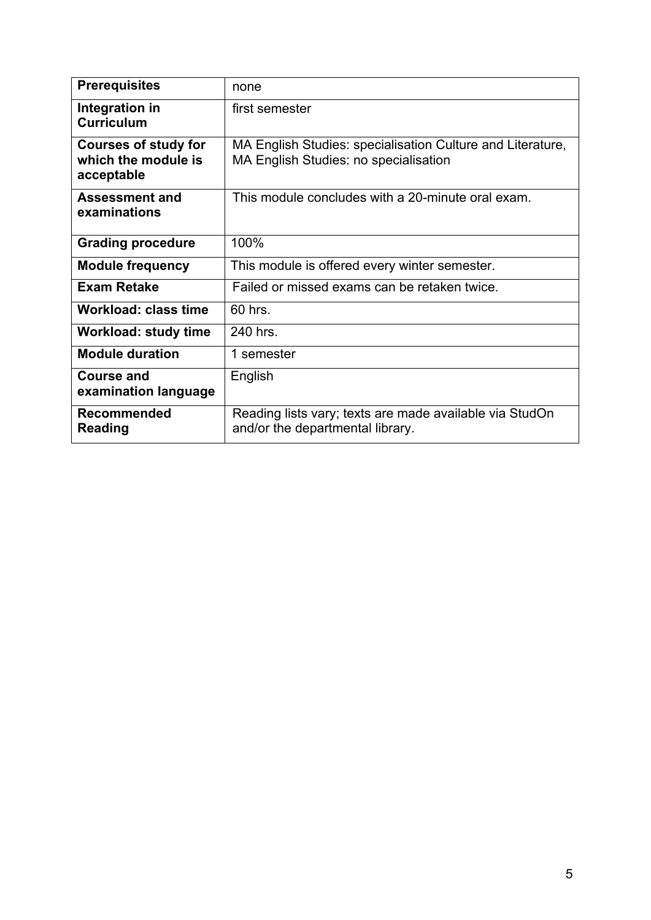| **Prerequisites** | none |
|---|---|
| **Integration in Curriculum** | first semester |
| **Courses of study for which the module is acceptable** | MA English Studies: specialisation Culture and Literature,<br>MA English Studies: no specialisation |
| **Assessment and examinations** | This module concludes with a 20-minute oral exam. |
| **Grading procedure** | 100% |
| **Module frequency** | This module is offered every winter semester. |
| **Exam Retake** | Failed or missed exams can be retaken twice. |
| **Workload: class time** | 60 hrs. |
| **Workload: study time** | 240 hrs. |
| **Module duration** | 1 semester |
| **Course and examination language** | English |
| **Recommended Reading** | Reading lists vary; texts are made available via StudOn and/or the departmental library. |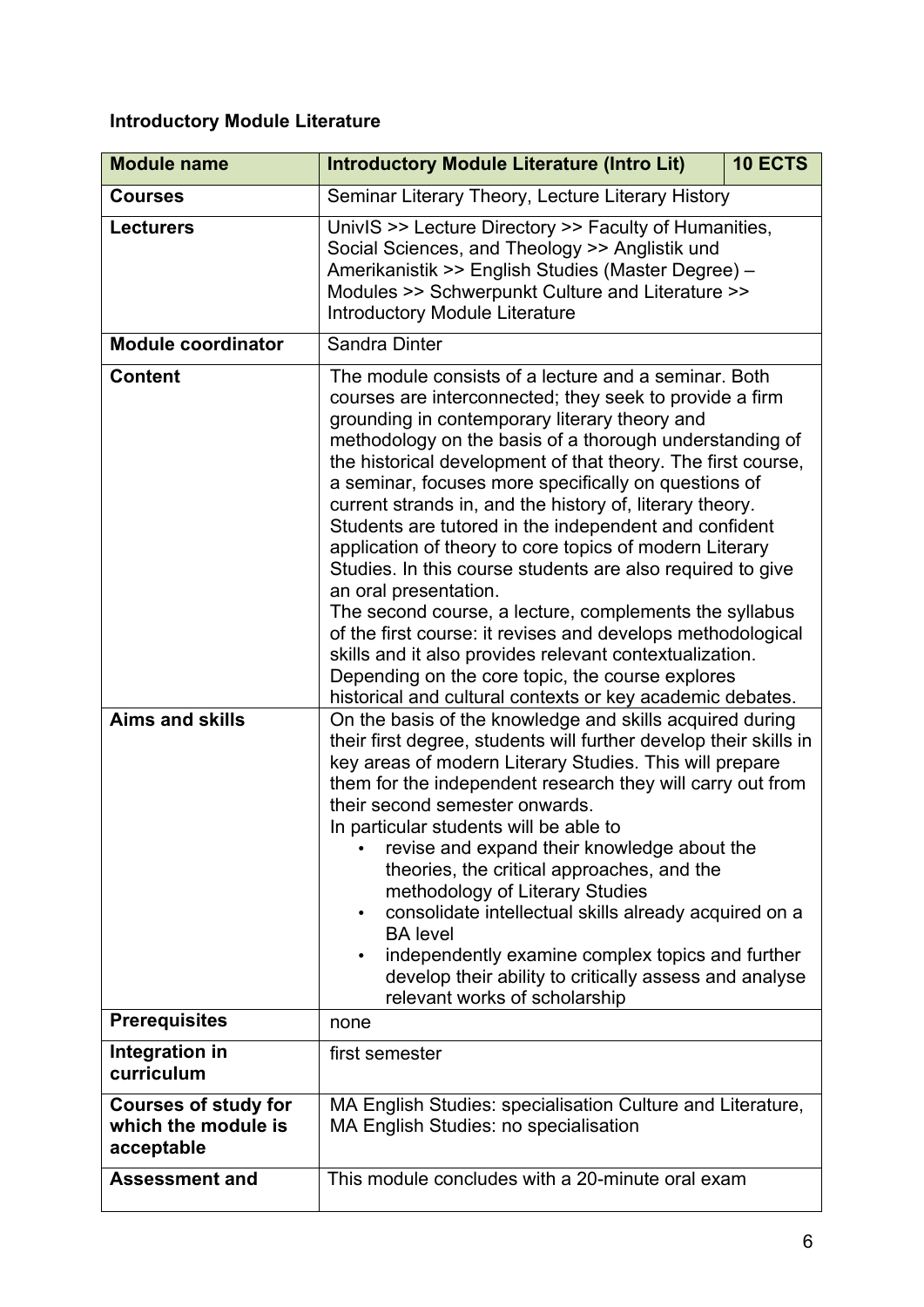**Introductory Module Literature**

| Module name | Introductory Module Literature (Intro Lit) | 10 ECTS |
|---|---|---|
| **Courses** | Seminar Literary Theory, Lecture Literary History | |
| **Lecturers** | UnivIS >> Lecture Directory >> Faculty of Humanities, Social Sciences, and Theology >> Anglistik und Amerikanistik >> English Studies (Master Degree) – Modules >> Schwerpunkt Culture and Literature >> Introductory Module Literature | |
| **Module coordinator** | Sandra Dinter | |
| **Content** | The module consists of a lecture and a seminar. Both courses are interconnected; they seek to provide a firm grounding in contemporary literary theory and methodology on the basis of a thorough understanding of the historical development of that theory. The first course, a seminar, focuses more specifically on questions of current strands in, and the history of, literary theory. Students are tutored in the independent and confident application of theory to core topics of modern Literary Studies. In this course students are also required to give an oral presentation.<br>The second course, a lecture, complements the syllabus of the first course: it revises and develops methodological skills and it also provides relevant contextualization. Depending on the core topic, the course explores historical and cultural contexts or key academic debates. | |
| **Aims and skills** | On the basis of the knowledge and skills acquired during their first degree, students will further develop their skills in key areas of modern Literary Studies. This will prepare them for the independent research they will carry out from their second semester onwards.<br>In particular students will be able to<br>• revise and expand their knowledge about the theories, the critical approaches, and the methodology of Literary Studies<br>• consolidate intellectual skills already acquired on a BA level<br>• independently examine complex topics and further develop their ability to critically assess and analyse relevant works of scholarship | |
| **Prerequisites** | none | |
| **Integration in curriculum** | first semester | |
| **Courses of study for which the module is acceptable** | MA English Studies: specialisation Culture and Literature, MA English Studies: no specialisation | |
| **Assessment and** | This module concludes with a 20-minute oral exam | |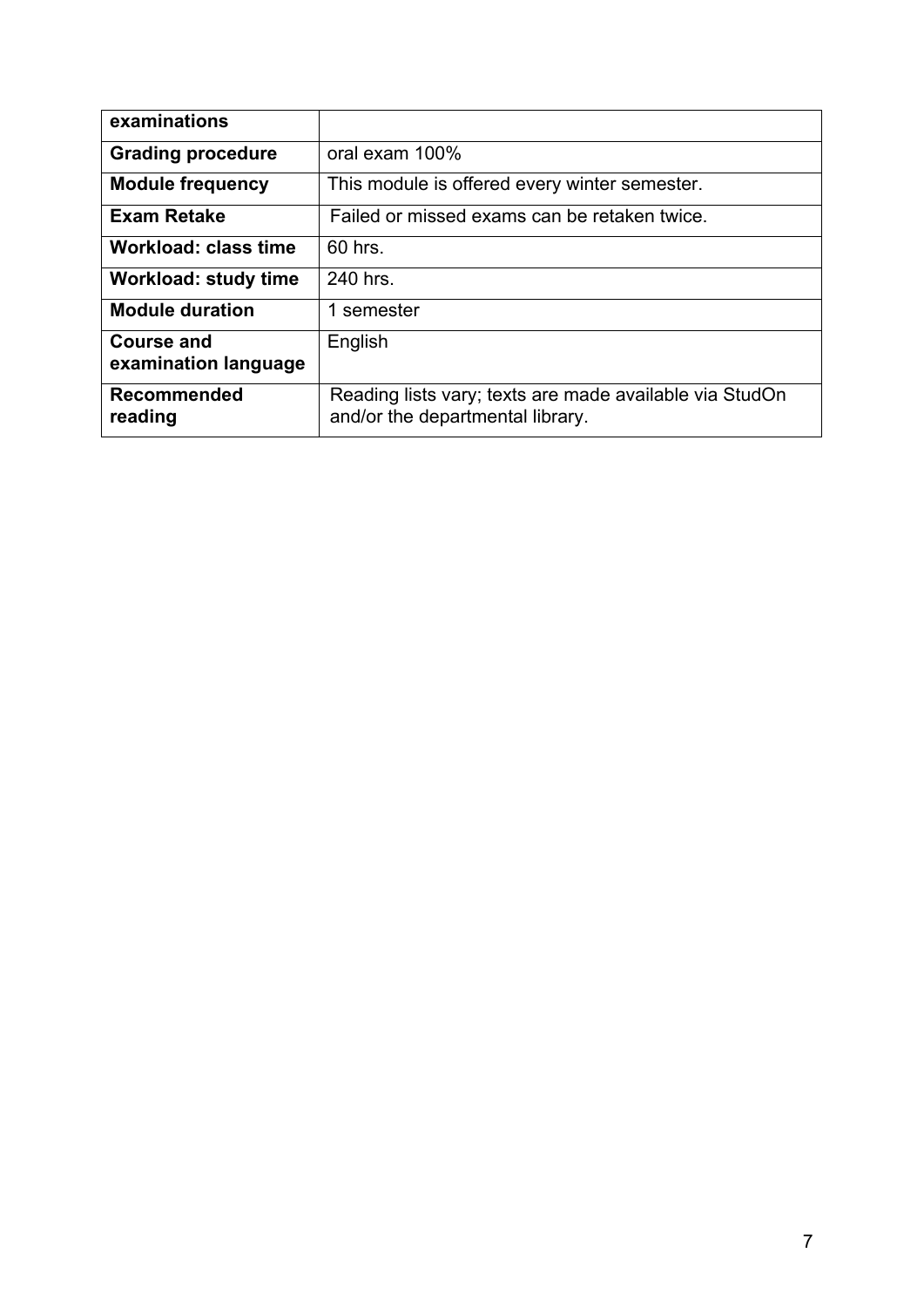| **examinations** | |
|---|---|
| **Grading procedure** | oral exam 100% |
| **Module frequency** | This module is offered every winter semester. |
| **Exam Retake** | Failed or missed exams can be retaken twice. |
| **Workload: class time** | 60 hrs. |
| **Workload: study time** | 240 hrs. |
| **Module duration** | 1 semester |
| **Course and examination language** | English |
| **Recommended reading** | Reading lists vary; texts are made available via StudOn and/or the departmental library. |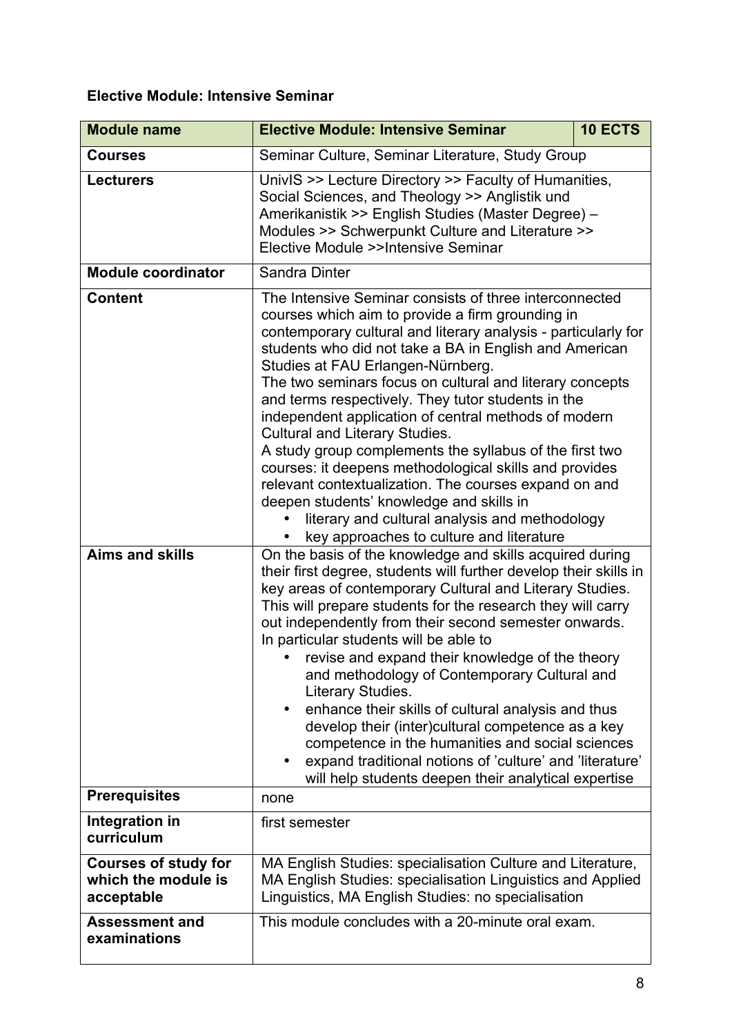**Elective Module: Intensive Seminar**

| Module name | Elective Module: Intensive Seminar | 10 ECTS |
| --- | --- | --- |
| **Courses** | Seminar Culture, Seminar Literature, Study Group | |
| **Lecturers** | UnivIS >> Lecture Directory >> Faculty of Humanities, Social Sciences, and Theology >> Anglistik und Amerikanistik >> English Studies (Master Degree) – Modules >> Schwerpunkt Culture and Literature >> Elective Module >>Intensive Seminar | |
| **Module coordinator** | Sandra Dinter | |
| **Content** | The Intensive Seminar consists of three interconnected courses which aim to provide a firm grounding in contemporary cultural and literary analysis - particularly for students who did not take a BA in English and American Studies at FAU Erlangen-Nürnberg.<br>The two seminars focus on cultural and literary concepts and terms respectively. They tutor students in the independent application of central methods of modern Cultural and Literary Studies.<br>A study group complements the syllabus of the first two courses: it deepens methodological skills and provides relevant contextualization. The courses expand on and deepen students' knowledge and skills in<br>• literary and cultural analysis and methodology<br>• key approaches to culture and literature | |
| **Aims and skills** | On the basis of the knowledge and skills acquired during their first degree, students will further develop their skills in key areas of contemporary Cultural and Literary Studies. This will prepare students for the research they will carry out independently from their second semester onwards.<br>In particular students will be able to<br>• revise and expand their knowledge of the theory and methodology of Contemporary Cultural and Literary Studies.<br>• enhance their skills of cultural analysis and thus develop their (inter)cultural competence as a key competence in the humanities and social sciences<br>• expand traditional notions of 'culture' and 'literature' will help students deepen their analytical expertise | |
| **Prerequisites** | none | |
| **Integration in curriculum** | first semester | |
| **Courses of study for which the module is acceptable** | MA English Studies: specialisation Culture and Literature, MA English Studies: specialisation Linguistics and Applied Linguistics, MA English Studies: no specialisation | |
| **Assessment and examinations** | This module concludes with a 20-minute oral exam. | |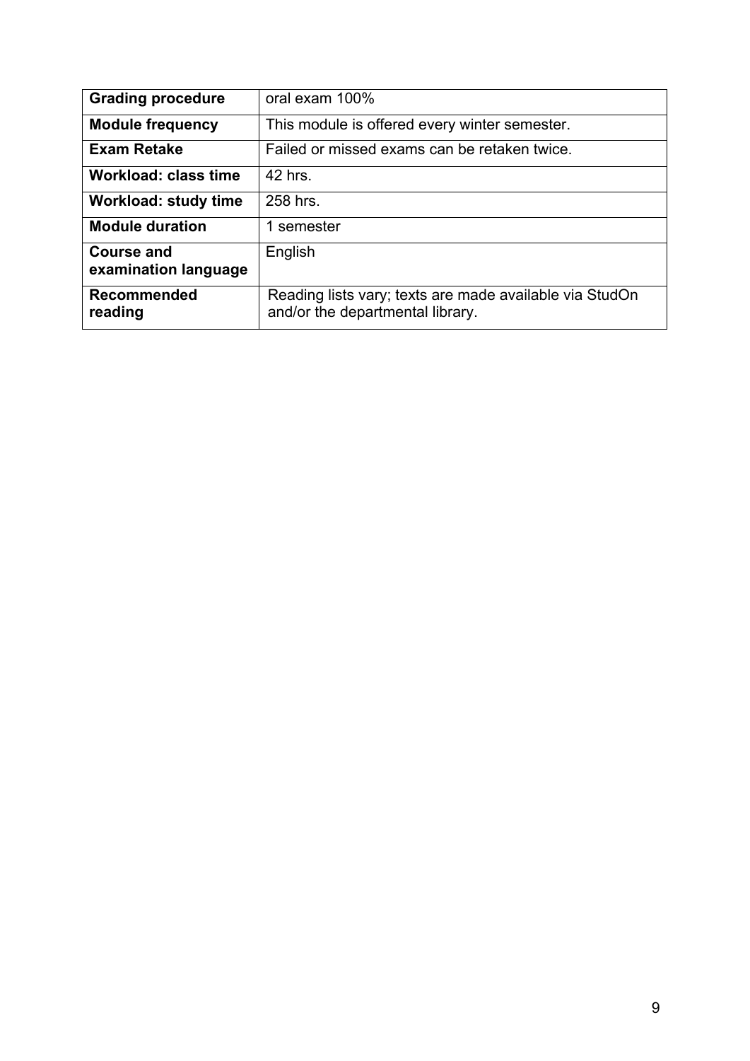| **Grading procedure** | oral exam 100% |
| --- | --- |
| **Module frequency** | This module is offered every winter semester. |
| **Exam Retake** | Failed or missed exams can be retaken twice. |
| **Workload: class time** | 42 hrs. |
| **Workload: study time** | 258 hrs. |
| **Module duration** | 1 semester |
| **Course and examination language** | English |
| **Recommended reading** | Reading lists vary; texts are made available via StudOn and/or the departmental library. |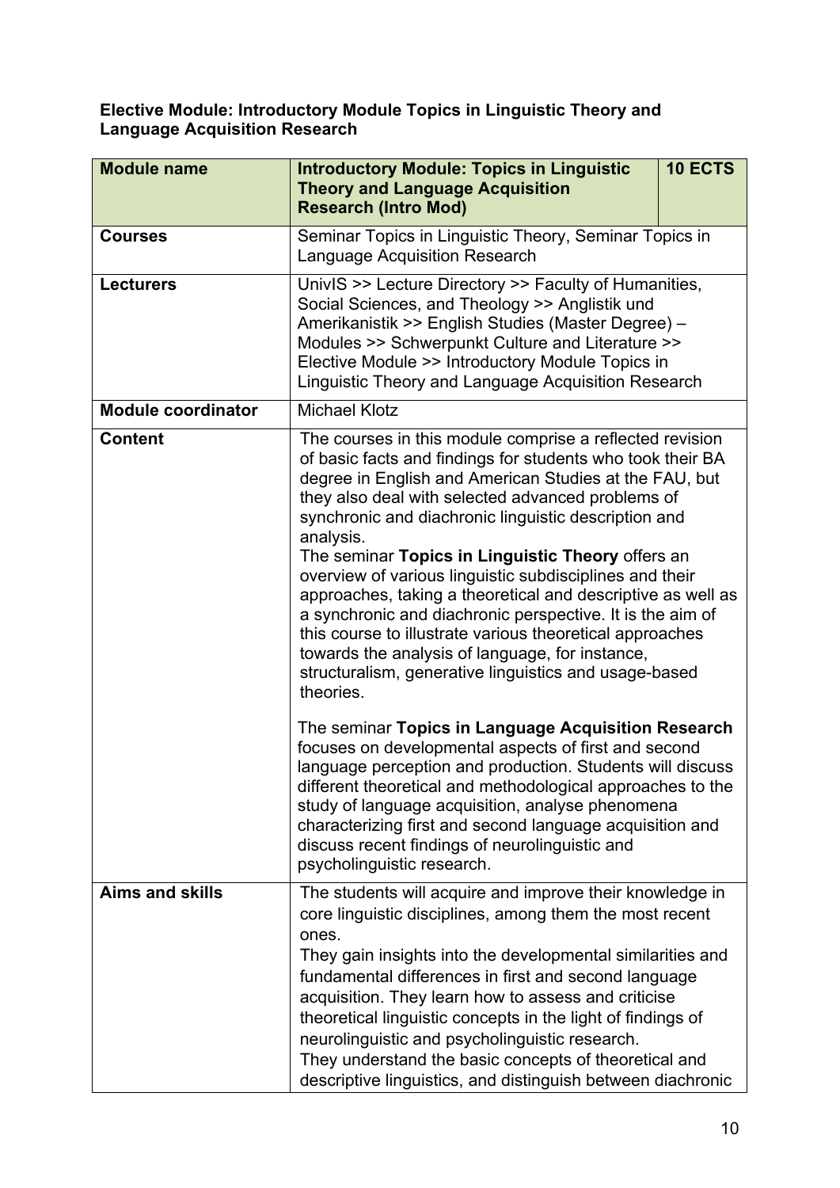**Elective Module: Introductory Module Topics in Linguistic Theory and Language Acquisition Research**

| Module name | Introductory Module: Topics in Linguistic Theory and Language Acquisition Research (Intro Mod) | 10 ECTS |
|---|---|---|
| **Courses** | Seminar Topics in Linguistic Theory, Seminar Topics in Language Acquisition Research | |
| **Lecturers** | UnivIS >> Lecture Directory >> Faculty of Humanities, Social Sciences, and Theology >> Anglistik und Amerikanistik >> English Studies (Master Degree) – Modules >> Schwerpunkt Culture and Literature >> Elective Module >> Introductory Module Topics in Linguistic Theory and Language Acquisition Research | |
| **Module coordinator** | Michael Klotz | |
| **Content** | The courses in this module comprise a reflected revision of basic facts and findings for students who took their BA degree in English and American Studies at the FAU, but they also deal with selected advanced problems of synchronic and diachronic linguistic description and analysis.<br>The seminar **Topics in Linguistic Theory** offers an overview of various linguistic subdisciplines and their approaches, taking a theoretical and descriptive as well as a synchronic and diachronic perspective. It is the aim of this course to illustrate various theoretical approaches towards the analysis of language, for instance, structuralism, generative linguistics and usage-based theories.<br><br>The seminar **Topics in Language Acquisition Research** focuses on developmental aspects of first and second language perception and production. Students will discuss different theoretical and methodological approaches to the study of language acquisition, analyse phenomena characterizing first and second language acquisition and discuss recent findings of neurolinguistic and psycholinguistic research. | |
| **Aims and skills** | The students will acquire and improve their knowledge in core linguistic disciplines, among them the most recent ones.<br>They gain insights into the developmental similarities and fundamental differences in first and second language acquisition. They learn how to assess and criticise theoretical linguistic concepts in the light of findings of neurolinguistic and psycholinguistic research.<br>They understand the basic concepts of theoretical and descriptive linguistics, and distinguish between diachronic | |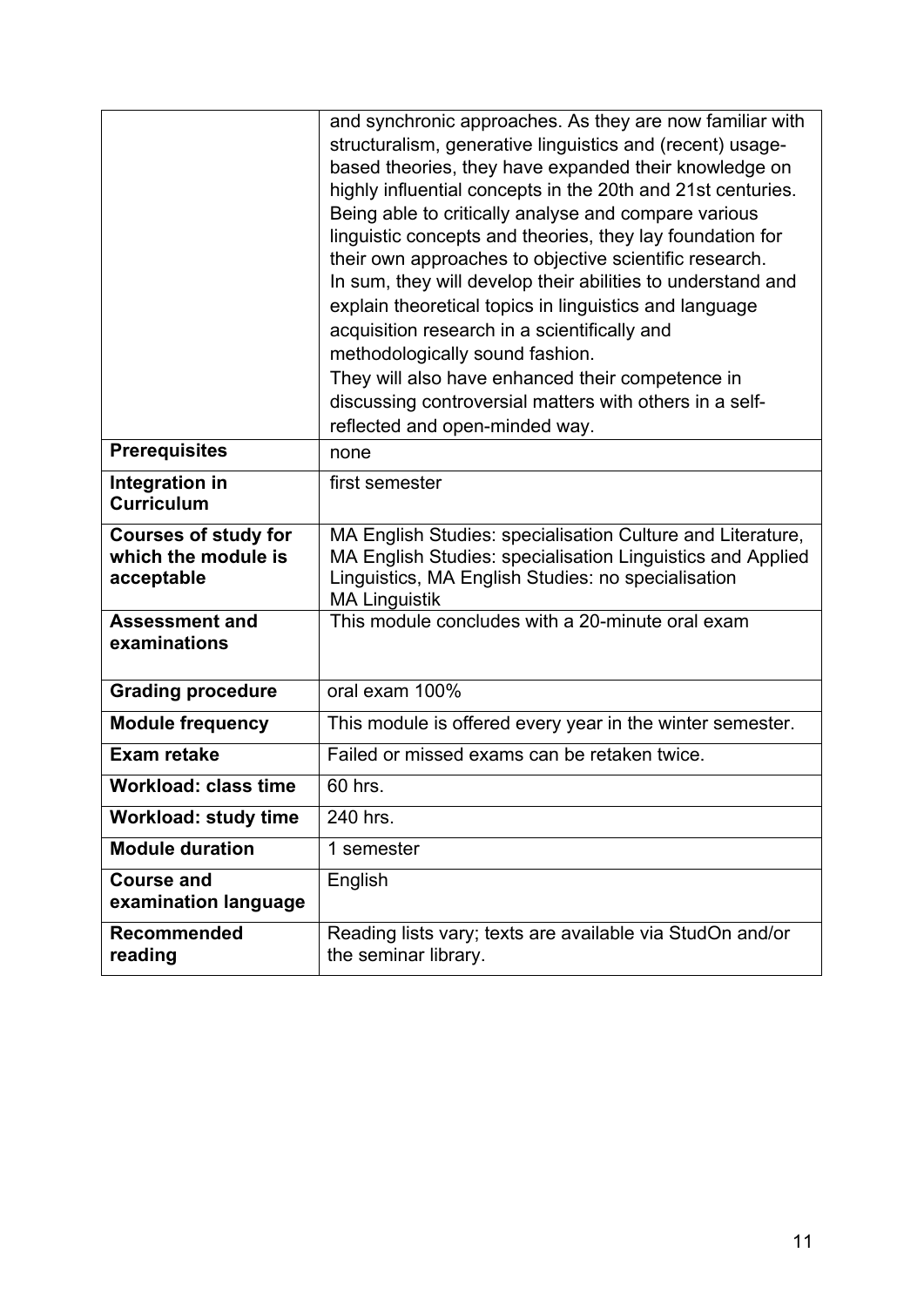| | |
|---|---|
| | and synchronic approaches. As they are now familiar with structuralism, generative linguistics and (recent) usage-based theories, they have expanded their knowledge on highly influential concepts in the 20th and 21st centuries. Being able to critically analyse and compare various linguistic concepts and theories, they lay foundation for their own approaches to objective scientific research. In sum, they will develop their abilities to understand and explain theoretical topics in linguistics and language acquisition research in a scientifically and methodologically sound fashion. They will also have enhanced their competence in discussing controversial matters with others in a self-reflected and open-minded way. |
| **Prerequisites** | none |
| **Integration in Curriculum** | first semester |
| **Courses of study for which the module is acceptable** | MA English Studies: specialisation Culture and Literature, MA English Studies: specialisation Linguistics and Applied Linguistics, MA English Studies: no specialisation MA Linguistik |
| **Assessment and examinations** | This module concludes with a 20-minute oral exam |
| **Grading procedure** | oral exam 100% |
| **Module frequency** | This module is offered every year in the winter semester. |
| **Exam retake** | Failed or missed exams can be retaken twice. |
| **Workload: class time** | 60 hrs. |
| **Workload: study time** | 240 hrs. |
| **Module duration** | 1 semester |
| **Course and examination language** | English |
| **Recommended reading** | Reading lists vary; texts are available via StudOn and/or the seminar library. |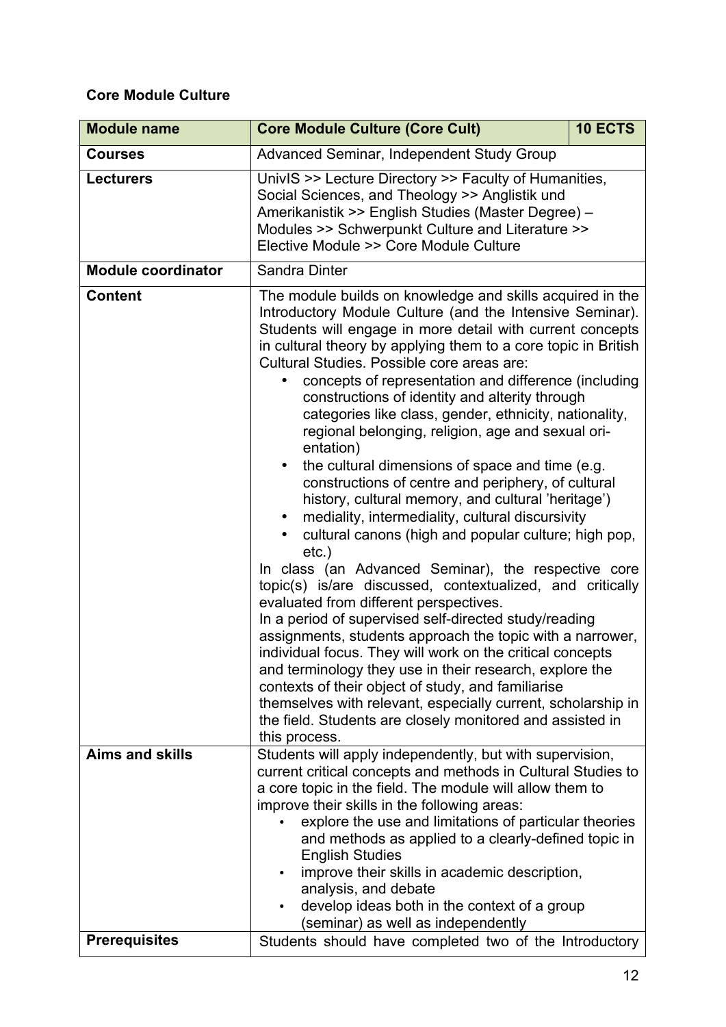**Core Module Culture**

| Module name | Core Module Culture (Core Cult) | 10 ECTS |
|---|---|---|
| **Courses** | Advanced Seminar, Independent Study Group | |
| **Lecturers** | UnivIS >> Lecture Directory >> Faculty of Humanities, Social Sciences, and Theology >> Anglistik und Amerikanistik >> English Studies (Master Degree) – Modules >> Schwerpunkt Culture and Literature >> Elective Module >> Core Module Culture | |
| **Module coordinator** | Sandra Dinter | |
| **Content** | The module builds on knowledge and skills acquired in the Introductory Module Culture (and the Intensive Seminar). Students will engage in more detail with current concepts in cultural theory by applying them to a core topic in British Cultural Studies. Possible core areas are:<br>• concepts of representation and difference (including constructions of identity and alterity through categories like class, gender, ethnicity, nationality, regional belonging, religion, age and sexual orientation)<br>• the cultural dimensions of space and time (e.g. constructions of centre and periphery, of cultural history, cultural memory, and cultural 'heritage')<br>• mediality, intermediality, cultural discursivity<br>• cultural canons (high and popular culture; high pop, etc.)<br>In class (an Advanced Seminar), the respective core topic(s) is/are discussed, contextualized, and critically evaluated from different perspectives.<br>In a period of supervised self-directed study/reading assignments, students approach the topic with a narrower, individual focus. They will work on the critical concepts and terminology they use in their research, explore the contexts of their object of study, and familiarise themselves with relevant, especially current, scholarship in the field. Students are closely monitored and assisted in this process. | |
| **Aims and skills** | Students will apply independently, but with supervision, current critical concepts and methods in Cultural Studies to a core topic in the field. The module will allow them to improve their skills in the following areas:<br>• explore the use and limitations of particular theories and methods as applied to a clearly-defined topic in English Studies<br>• improve their skills in academic description, analysis, and debate<br>• develop ideas both in the context of a group (seminar) as well as independently | |
| **Prerequisites** | Students should have completed two of the Introductory | |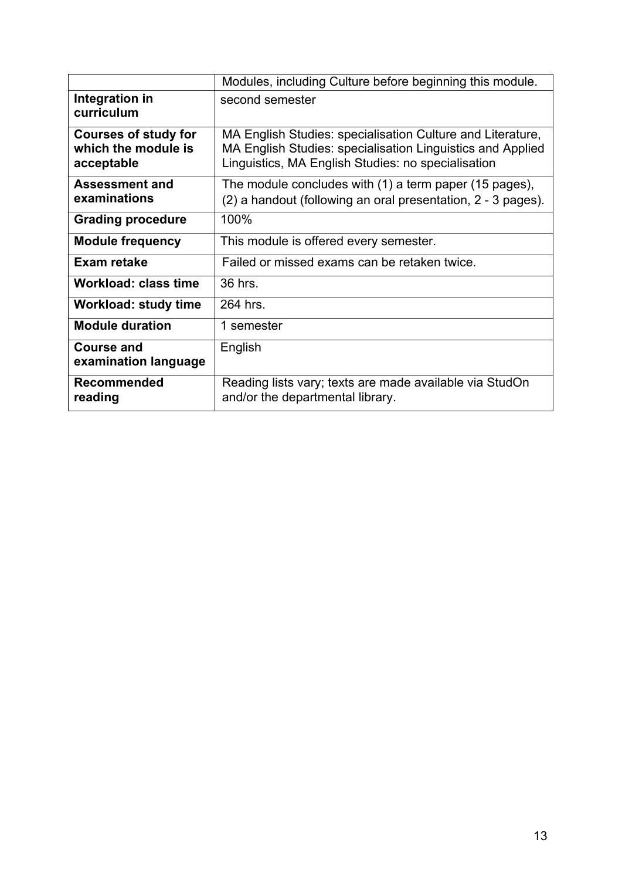| | |
|---|---|
| | Modules, including Culture before beginning this module. |
| **Integration in curriculum** | second semester |
| **Courses of study for which the module is acceptable** | MA English Studies: specialisation Culture and Literature, MA English Studies: specialisation Linguistics and Applied Linguistics, MA English Studies: no specialisation |
| **Assessment and examinations** | The module concludes with (1) a term paper (15 pages), (2) a handout (following an oral presentation, 2 - 3 pages). |
| **Grading procedure** | 100% |
| **Module frequency** | This module is offered every semester. |
| **Exam retake** | Failed or missed exams can be retaken twice. |
| **Workload: class time** | 36 hrs. |
| **Workload: study time** | 264 hrs. |
| **Module duration** | 1 semester |
| **Course and examination language** | English |
| **Recommended reading** | Reading lists vary; texts are made available via StudOn and/or the departmental library. |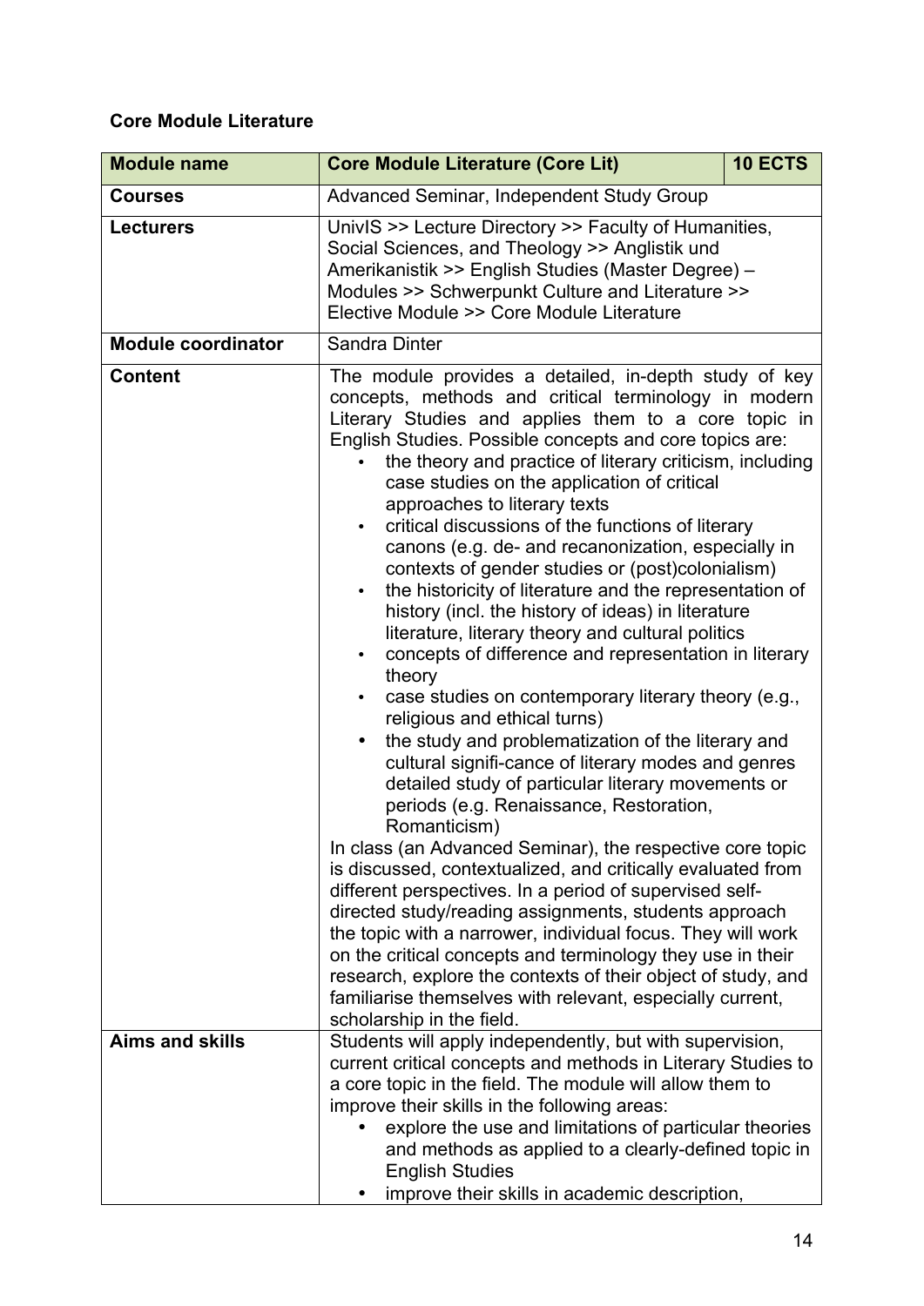**Core Module Literature**

| Module name | Core Module Literature (Core Lit) | 10 ECTS |
|---|---|---|
| **Courses** | Advanced Seminar, Independent Study Group | |
| **Lecturers** | UnivIS >> Lecture Directory >> Faculty of Humanities, Social Sciences, and Theology >> Anglistik und Amerikanistik >> English Studies (Master Degree) – Modules >> Schwerpunkt Culture and Literature >> Elective Module >> Core Module Literature | |
| **Module coordinator** | Sandra Dinter | |
| **Content** | The module provides a detailed, in-depth study of key concepts, methods and critical terminology in modern Literary Studies and applies them to a core topic in English Studies. Possible concepts and core topics are:<br>• the theory and practice of literary criticism, including case studies on the application of critical approaches to literary texts<br>• critical discussions of the functions of literary canons (e.g. de- and recanonization, especially in contexts of gender studies or (post)colonialism)<br>• the historicity of literature and the representation of history (incl. the history of ideas) in literature literature, literary theory and cultural politics<br>• concepts of difference and representation in literary theory<br>• case studies on contemporary literary theory (e.g., religious and ethical turns)<br>• the study and problematization of the literary and cultural signifi-cance of literary modes and genres detailed study of particular literary movements or periods (e.g. Renaissance, Restoration, Romanticism)<br>In class (an Advanced Seminar), the respective core topic is discussed, contextualized, and critically evaluated from different perspectives. In a period of supervised self-directed study/reading assignments, students approach the topic with a narrower, individual focus. They will work on the critical concepts and terminology they use in their research, explore the contexts of their object of study, and familiarise themselves with relevant, especially current, scholarship in the field. | |
| **Aims and skills** | Students will apply independently, but with supervision, current critical concepts and methods in Literary Studies to a core topic in the field. The module will allow them to improve their skills in the following areas:<br>• explore the use and limitations of particular theories and methods as applied to a clearly-defined topic in English Studies<br>• improve their skills in academic description, | |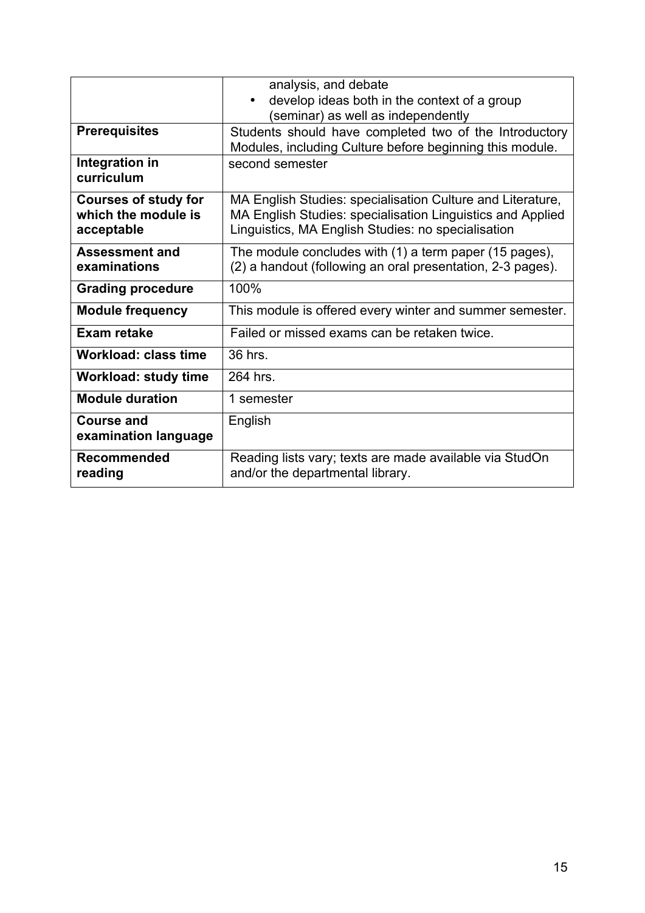| | |
|---|---|
| | analysis, and debate<br>• develop ideas both in the context of a group (seminar) as well as independently |
| **Prerequisites** | Students should have completed two of the Introductory Modules, including Culture before beginning this module. |
| **Integration in curriculum** | second semester |
| **Courses of study for which the module is acceptable** | MA English Studies: specialisation Culture and Literature, MA English Studies: specialisation Linguistics and Applied Linguistics, MA English Studies: no specialisation |
| **Assessment and examinations** | The module concludes with (1) a term paper (15 pages), (2) a handout (following an oral presentation, 2-3 pages). |
| **Grading procedure** | 100% |
| **Module frequency** | This module is offered every winter and summer semester. |
| **Exam retake** | Failed or missed exams can be retaken twice. |
| **Workload: class time** | 36 hrs. |
| **Workload: study time** | 264 hrs. |
| **Module duration** | 1 semester |
| **Course and examination language** | English |
| **Recommended reading** | Reading lists vary; texts are made available via StudOn and/or the departmental library. |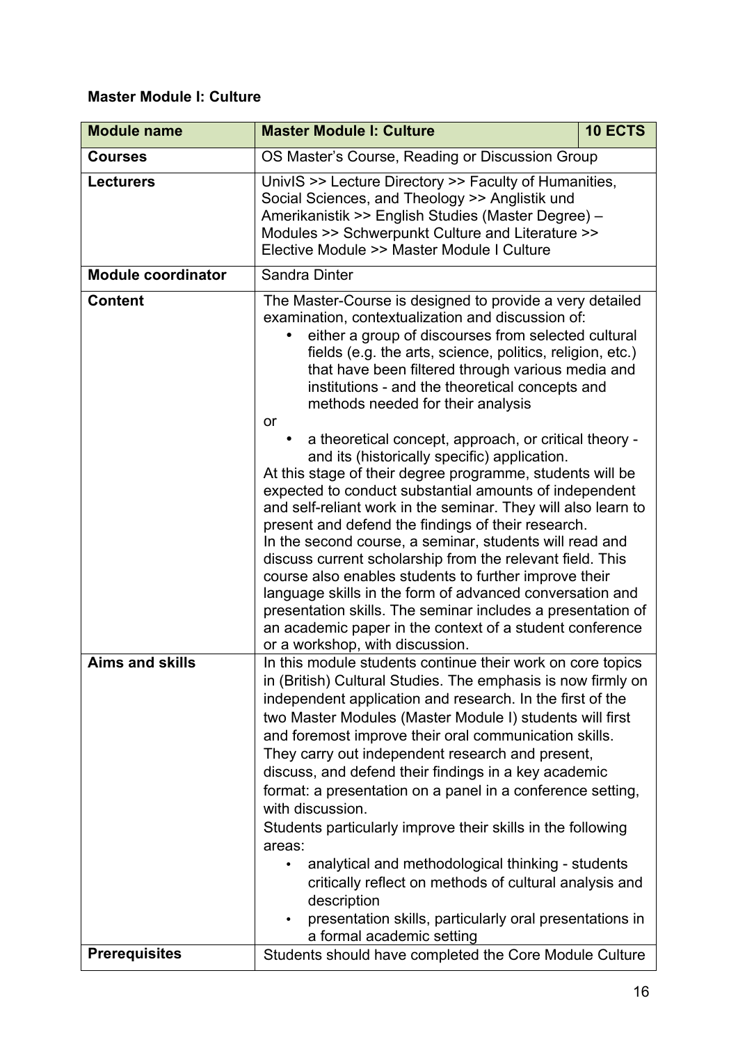**Master Module I: Culture**

| Module name | Master Module I: Culture | 10 ECTS |
|---|---|---|
| **Courses** | OS Master's Course, Reading or Discussion Group | |
| **Lecturers** | UnivIS >> Lecture Directory >> Faculty of Humanities, Social Sciences, and Theology >> Anglistik und Amerikanistik >> English Studies (Master Degree) – Modules >> Schwerpunkt Culture and Literature >> Elective Module >> Master Module I Culture | |
| **Module coordinator** | Sandra Dinter | |
| **Content** | The Master-Course is designed to provide a very detailed examination, contextualization and discussion of: <br>• either a group of discourses from selected cultural fields (e.g. the arts, science, politics, religion, etc.) that have been filtered through various media and institutions - and the theoretical concepts and methods needed for their analysis <br>or <br>• a theoretical concept, approach, or critical theory - and its (historically specific) application. <br>At this stage of their degree programme, students will be expected to conduct substantial amounts of independent and self-reliant work in the seminar. They will also learn to present and defend the findings of their research. <br>In the second course, a seminar, students will read and discuss current scholarship from the relevant field. This course also enables students to further improve their language skills in the form of advanced conversation and presentation skills. The seminar includes a presentation of an academic paper in the context of a student conference or a workshop, with discussion. | |
| **Aims and skills** | In this module students continue their work on core topics in (British) Cultural Studies. The emphasis is now firmly on independent application and research. In the first of the two Master Modules (Master Module I) students will first and foremost improve their oral communication skills. They carry out independent research and present, discuss, and defend their findings in a key academic format: a presentation on a panel in a conference setting, with discussion. <br>Students particularly improve their skills in the following areas: <br>• analytical and methodological thinking - students critically reflect on methods of cultural analysis and description <br>• presentation skills, particularly oral presentations in a formal academic setting | |
| **Prerequisites** | Students should have completed the Core Module Culture | |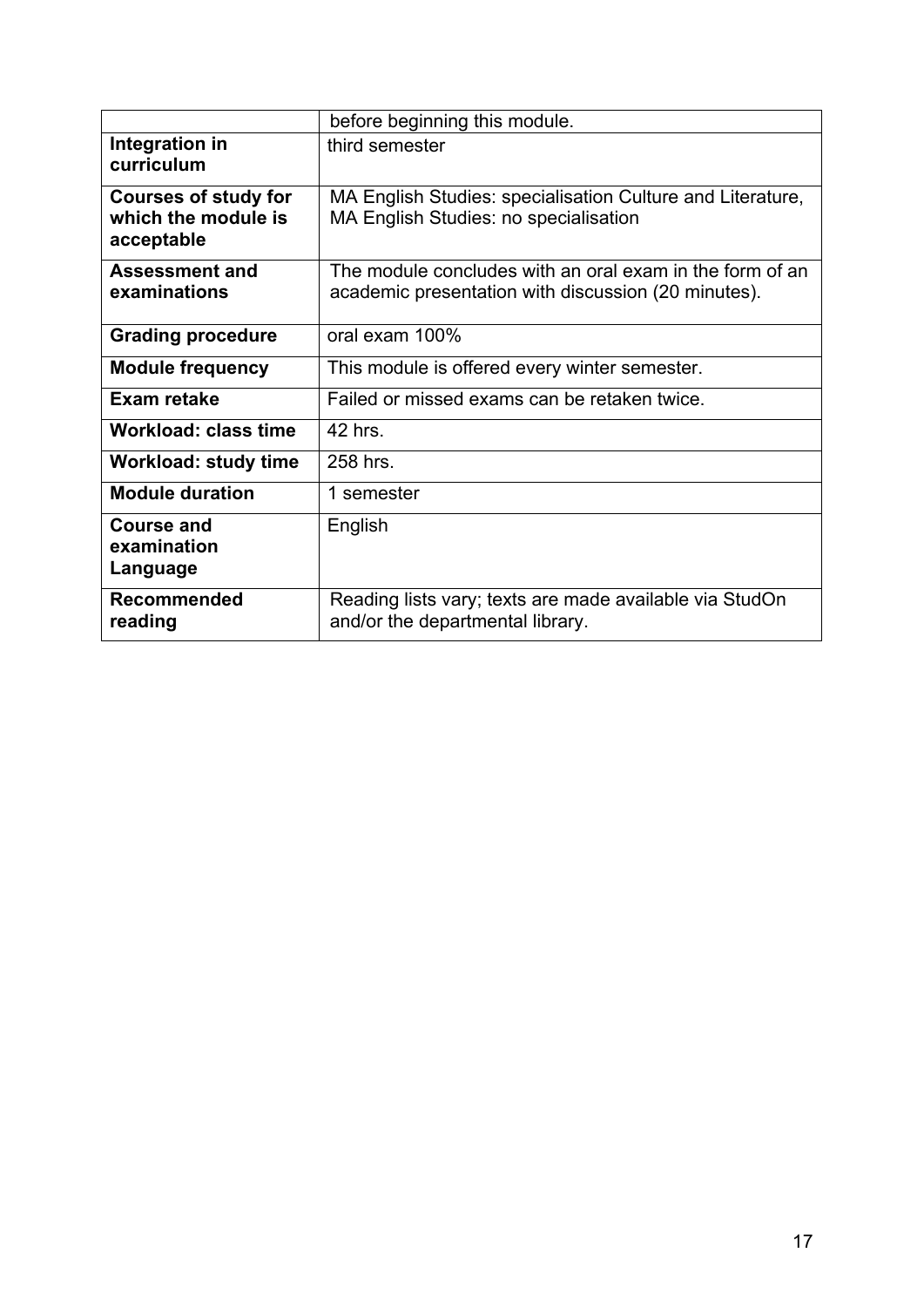| | |
|---|---|
| | before beginning this module. |
| **Integration in curriculum** | third semester |
| **Courses of study for which the module is acceptable** | MA English Studies: specialisation Culture and Literature, MA English Studies: no specialisation |
| **Assessment and examinations** | The module concludes with an oral exam in the form of an academic presentation with discussion (20 minutes). |
| **Grading procedure** | oral exam 100% |
| **Module frequency** | This module is offered every winter semester. |
| **Exam retake** | Failed or missed exams can be retaken twice. |
| **Workload: class time** | 42 hrs. |
| **Workload: study time** | 258 hrs. |
| **Module duration** | 1 semester |
| **Course and examination Language** | English |
| **Recommended reading** | Reading lists vary; texts are made available via StudOn and/or the departmental library. |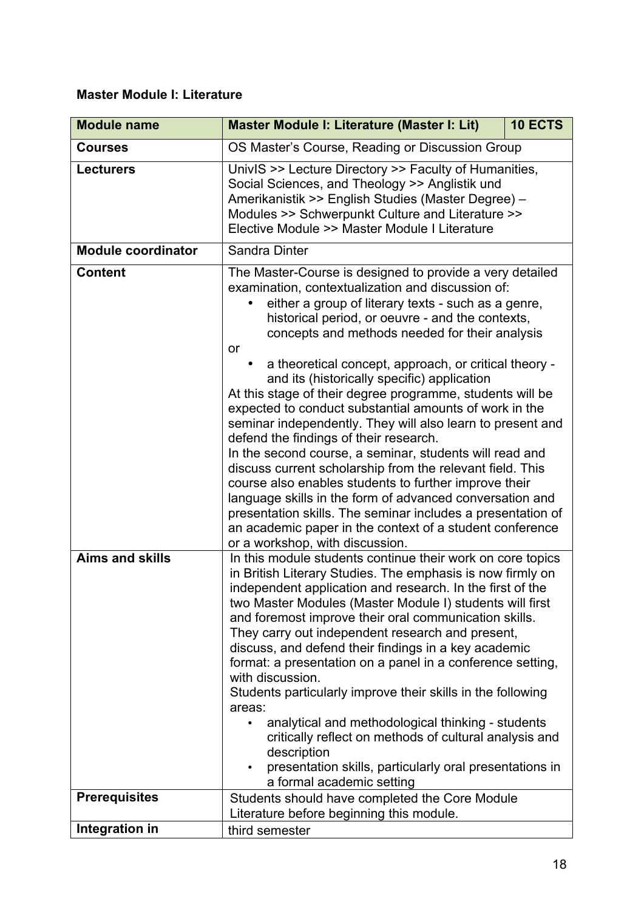**Master Module I: Literature**

| Module name | Master Module I: Literature (Master I: Lit) | 10 ECTS |
|---|---|---|
| Courses | OS Master's Course, Reading or Discussion Group | |
| Lecturers | UnivIS >> Lecture Directory >> Faculty of Humanities, Social Sciences, and Theology >> Anglistik und Amerikanistik >> English Studies (Master Degree) – Modules >> Schwerpunkt Culture and Literature >> Elective Module >> Master Module I Literature | |
| Module coordinator | Sandra Dinter | |
| Content | The Master-Course is designed to provide a very detailed examination, contextualization and discussion of:<br>• either a group of literary texts - such as a genre, historical period, or oeuvre - and the contexts, concepts and methods needed for their analysis<br>or<br>• a theoretical concept, approach, or critical theory - and its (historically specific) application<br>At this stage of their degree programme, students will be expected to conduct substantial amounts of work in the seminar independently. They will also learn to present and defend the findings of their research.<br>In the second course, a seminar, students will read and discuss current scholarship from the relevant field. This course also enables students to further improve their language skills in the form of advanced conversation and presentation skills. The seminar includes a presentation of an academic paper in the context of a student conference or a workshop, with discussion. | |
| Aims and skills | In this module students continue their work on core topics in British Literary Studies. The emphasis is now firmly on independent application and research. In the first of the two Master Modules (Master Module I) students will first and foremost improve their oral communication skills. They carry out independent research and present, discuss, and defend their findings in a key academic format: a presentation on a panel in a conference setting, with discussion.<br>Students particularly improve their skills in the following areas:<br>• analytical and methodological thinking - students critically reflect on methods of cultural analysis and description<br>• presentation skills, particularly oral presentations in a formal academic setting | |
| Prerequisites | Students should have completed the Core Module Literature before beginning this module. | |
| Integration in | third semester | |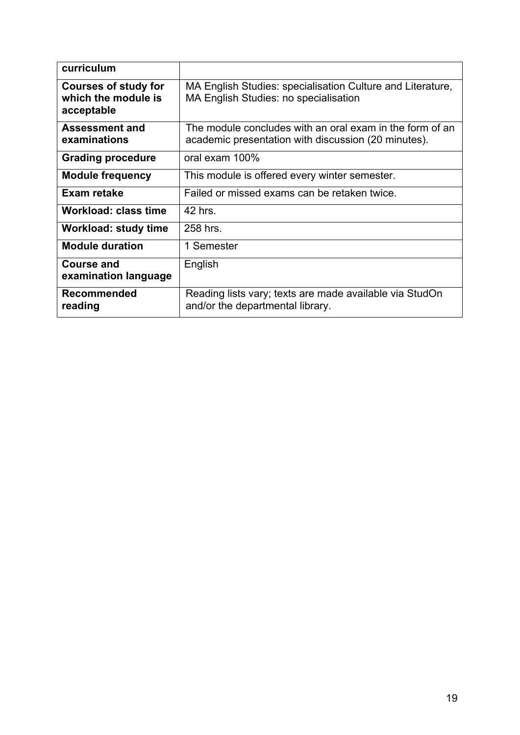| curriculum | |
|---|---|
| **Courses of study for which the module is acceptable** | MA English Studies: specialisation Culture and Literature, MA English Studies: no specialisation |
| **Assessment and examinations** | The module concludes with an oral exam in the form of an academic presentation with discussion (20 minutes). |
| **Grading procedure** | oral exam 100% |
| **Module frequency** | This module is offered every winter semester. |
| **Exam retake** | Failed or missed exams can be retaken twice. |
| **Workload: class time** | 42 hrs. |
| **Workload: study time** | 258 hrs. |
| **Module duration** | 1 Semester |
| **Course and examination language** | English |
| **Recommended reading** | Reading lists vary; texts are made available via StudOn and/or the departmental library. |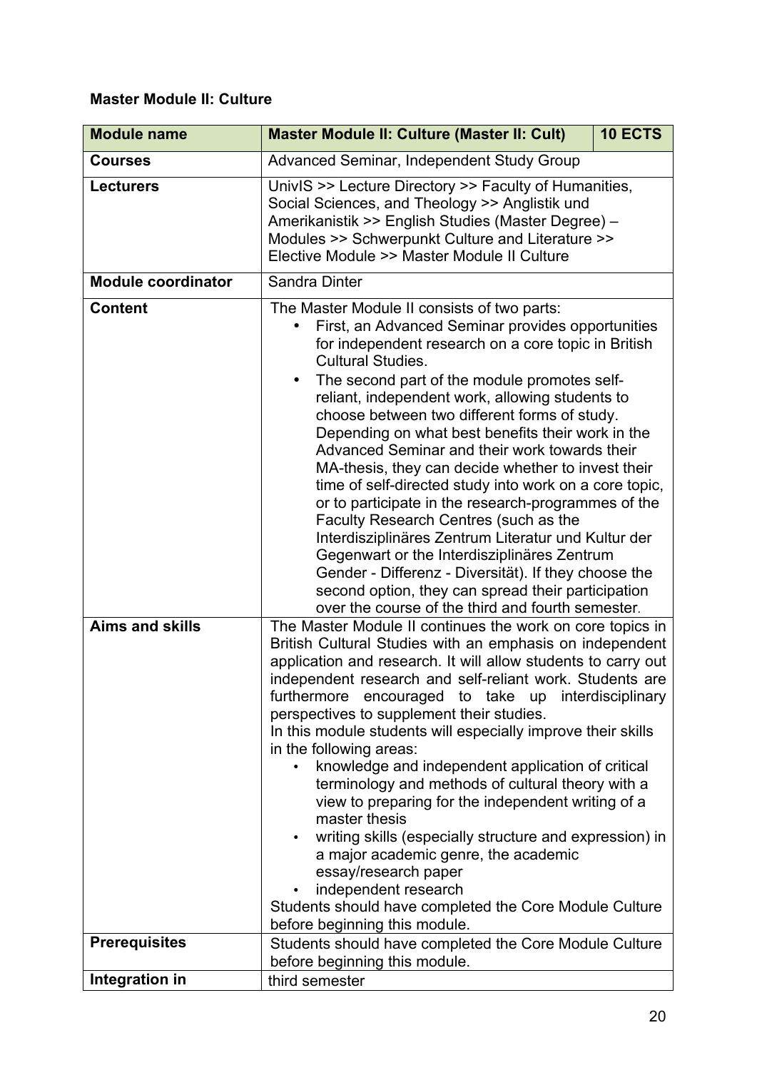**Master Module II: Culture**

| Module name | Master Module II: Culture (Master II: Cult) | 10 ECTS |
|---|---|---|
| **Courses** | Advanced Seminar, Independent Study Group | |
| **Lecturers** | UnivIS >> Lecture Directory >> Faculty of Humanities, Social Sciences, and Theology >> Anglistik und Amerikanistik >> English Studies (Master Degree) – Modules >> Schwerpunkt Culture and Literature >> Elective Module >> Master Module II Culture | |
| **Module coordinator** | Sandra Dinter | |
| **Content** | The Master Module II consists of two parts:<br>• First, an Advanced Seminar provides opportunities for independent research on a core topic in British Cultural Studies.<br>• The second part of the module promotes self-reliant, independent work, allowing students to choose between two different forms of study. Depending on what best benefits their work in the Advanced Seminar and their work towards their MA-thesis, they can decide whether to invest their time of self-directed study into work on a core topic, or to participate in the research-programmes of the Faculty Research Centres (such as the Interdisziplinäres Zentrum Literatur und Kultur der Gegenwart or the Interdisziplinäres Zentrum Gender - Differenz - Diversität). If they choose the second option, they can spread their participation over the course of the third and fourth semester. | |
| **Aims and skills** | The Master Module II continues the work on core topics in British Cultural Studies with an emphasis on independent application and research. It will allow students to carry out independent research and self-reliant work. Students are furthermore encouraged to take up interdisciplinary perspectives to supplement their studies.<br>In this module students will especially improve their skills in the following areas:<br>• knowledge and independent application of critical terminology and methods of cultural theory with a view to preparing for the independent writing of a master thesis<br>• writing skills (especially structure and expression) in a major academic genre, the academic essay/research paper<br>• independent research<br>Students should have completed the Core Module Culture before beginning this module. | |
| **Prerequisites** | Students should have completed the Core Module Culture before beginning this module. | |
| **Integration in** | third semester | |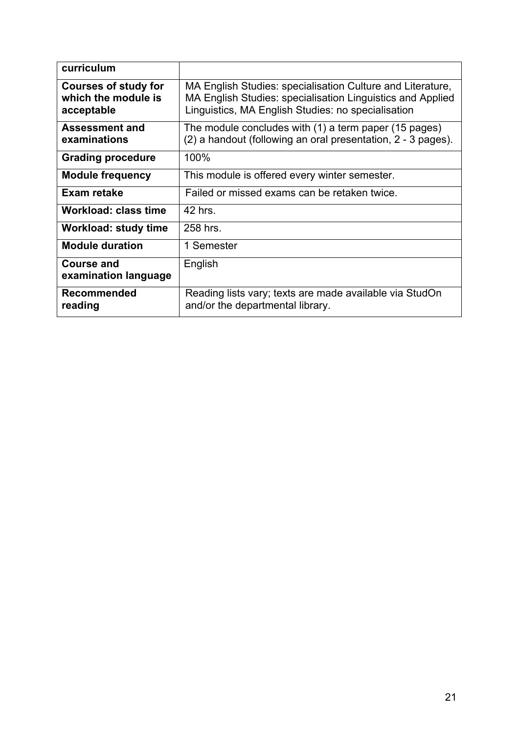| curriculum | |
|---|---|
| **Courses of study for which the module is acceptable** | MA English Studies: specialisation Culture and Literature, MA English Studies: specialisation Linguistics and Applied Linguistics, MA English Studies: no specialisation |
| **Assessment and examinations** | The module concludes with (1) a term paper (15 pages) (2) a handout (following an oral presentation, 2 - 3 pages). |
| **Grading procedure** | 100% |
| **Module frequency** | This module is offered every winter semester. |
| **Exam retake** | Failed or missed exams can be retaken twice. |
| **Workload: class time** | 42 hrs. |
| **Workload: study time** | 258 hrs. |
| **Module duration** | 1 Semester |
| **Course and examination language** | English |
| **Recommended reading** | Reading lists vary; texts are made available via StudOn and/or the departmental library. |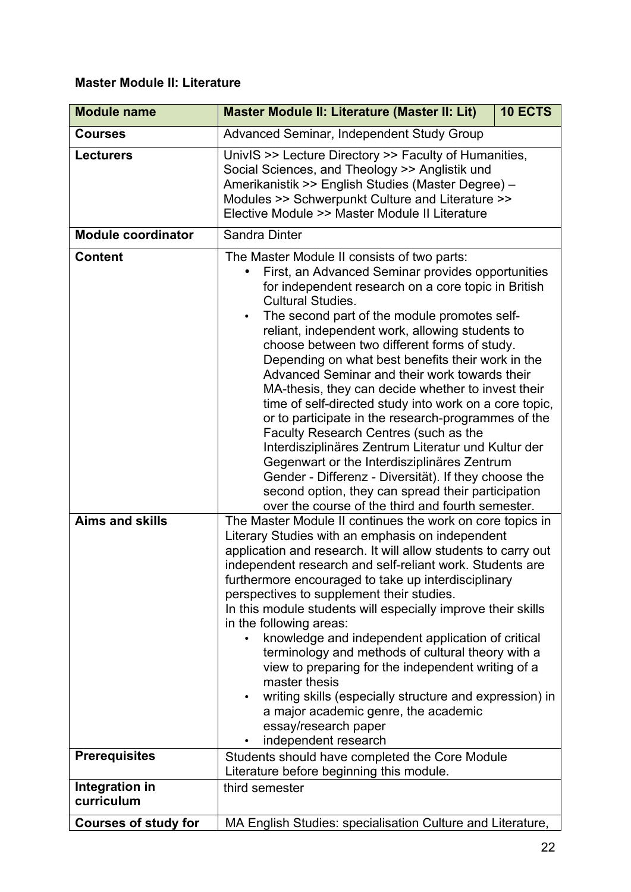**Master Module II: Literature**

| Module name | Master Module II: Literature (Master II: Lit) | 10 ECTS |
|---|---|---|
| **Courses** | Advanced Seminar, Independent Study Group | |
| **Lecturers** | UnivIS >> Lecture Directory >> Faculty of Humanities, Social Sciences, and Theology >> Anglistik und Amerikanistik >> English Studies (Master Degree) – Modules >> Schwerpunkt Culture and Literature >> Elective Module >> Master Module II Literature | |
| **Module coordinator** | Sandra Dinter | |
| **Content** | The Master Module II consists of two parts:<br>• First, an Advanced Seminar provides opportunities for independent research on a core topic in British Cultural Studies.<br>• The second part of the module promotes self-reliant, independent work, allowing students to choose between two different forms of study. Depending on what best benefits their work in the Advanced Seminar and their work towards their MA-thesis, they can decide whether to invest their time of self-directed study into work on a core topic, or to participate in the research-programmes of the Faculty Research Centres (such as the Interdisziplinäres Zentrum Literatur und Kultur der Gegenwart or the Interdisziplinäres Zentrum Gender - Differenz - Diversität). If they choose the second option, they can spread their participation over the course of the third and fourth semester. | |
| **Aims and skills** | The Master Module II continues the work on core topics in Literary Studies with an emphasis on independent application and research. It will allow students to carry out independent research and self-reliant work. Students are furthermore encouraged to take up interdisciplinary perspectives to supplement their studies.<br>In this module students will especially improve their skills in the following areas:<br>• knowledge and independent application of critical terminology and methods of cultural theory with a view to preparing for the independent writing of a master thesis<br>• writing skills (especially structure and expression) in a major academic genre, the academic essay/research paper<br>• independent research | |
| **Prerequisites** | Students should have completed the Core Module Literature before beginning this module. | |
| **Integration in curriculum** | third semester | |
| **Courses of study for** | MA English Studies: specialisation Culture and Literature, | |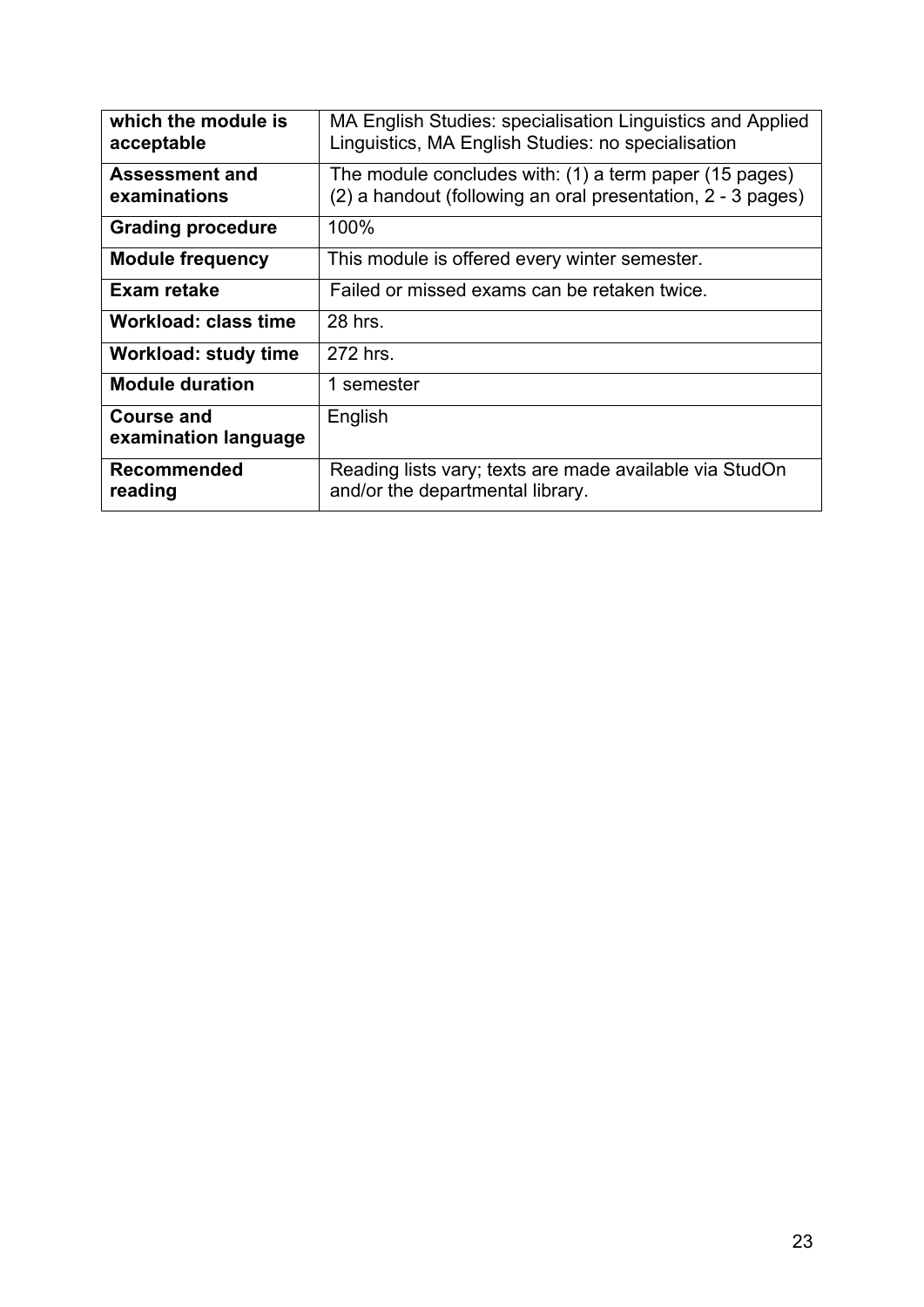| which the module is acceptable | MA English Studies: specialisation Linguistics and Applied Linguistics, MA English Studies: no specialisation |
|---|---|
| **Assessment and examinations** | The module concludes with: (1) a term paper (15 pages) (2) a handout (following an oral presentation, 2 - 3 pages) |
| **Grading procedure** | 100% |
| **Module frequency** | This module is offered every winter semester. |
| **Exam retake** | Failed or missed exams can be retaken twice. |
| **Workload: class time** | 28 hrs. |
| **Workload: study time** | 272 hrs. |
| **Module duration** | 1 semester |
| **Course and examination language** | English |
| **Recommended reading** | Reading lists vary; texts are made available via StudOn and/or the departmental library. |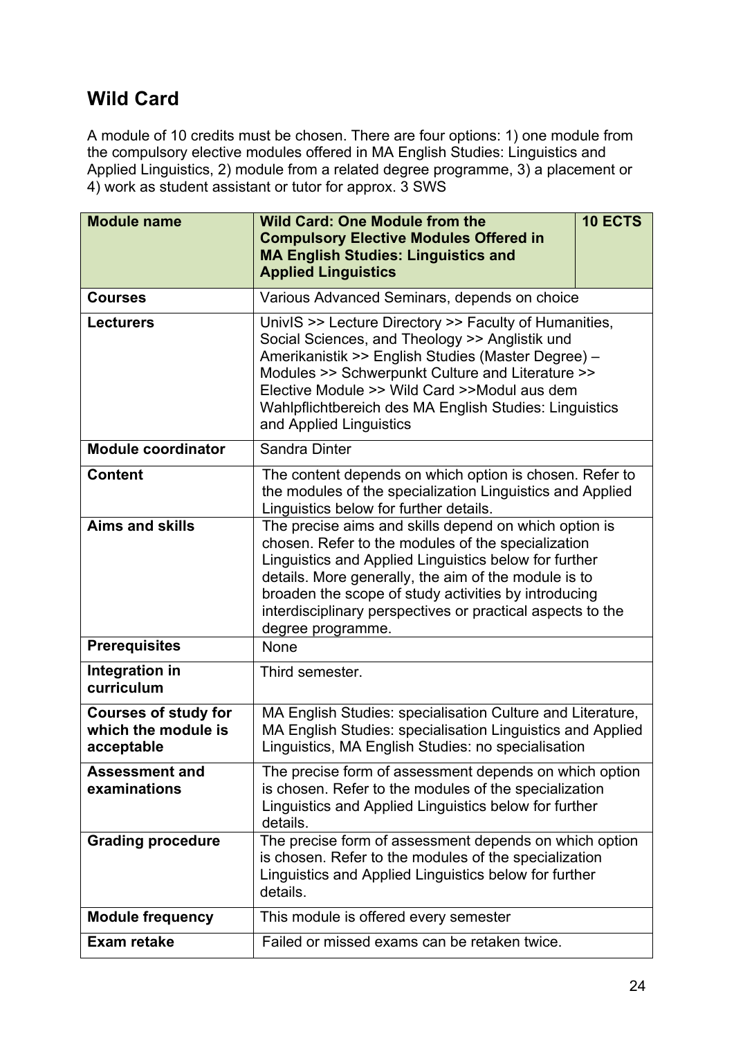## Wild Card

A module of 10 credits must be chosen. There are four options: 1) one module from the compulsory elective modules offered in MA English Studies: Linguistics and Applied Linguistics, 2) module from a related degree programme, 3) a placement or 4) work as student assistant or tutor for approx. 3 SWS

| **Module name** | **Wild Card: One Module from the Compulsory Elective Modules Offered in MA English Studies: Linguistics and Applied Linguistics** | **10 ECTS** |
|---|---|---|
| **Courses** | Various Advanced Seminars, depends on choice | |
| **Lecturers** | UnivIS >> Lecture Directory >> Faculty of Humanities, Social Sciences, and Theology >> Anglistik und Amerikanistik >> English Studies (Master Degree) – Modules >> Schwerpunkt Culture and Literature >> Elective Module >> Wild Card >>Modul aus dem Wahlpflichtbereich des MA English Studies: Linguistics and Applied Linguistics | |
| **Module coordinator** | Sandra Dinter | |
| **Content** | The content depends on which option is chosen. Refer to the modules of the specialization Linguistics and Applied Linguistics below for further details. | |
| **Aims and skills** | The precise aims and skills depend on which option is chosen. Refer to the modules of the specialization Linguistics and Applied Linguistics below for further details. More generally, the aim of the module is to broaden the scope of study activities by introducing interdisciplinary perspectives or practical aspects to the degree programme. | |
| **Prerequisites** | None | |
| **Integration in curriculum** | Third semester. | |
| **Courses of study for which the module is acceptable** | MA English Studies: specialisation Culture and Literature, MA English Studies: specialisation Linguistics and Applied Linguistics, MA English Studies: no specialisation | |
| **Assessment and examinations** | The precise form of assessment depends on which option is chosen. Refer to the modules of the specialization Linguistics and Applied Linguistics below for further details. | |
| **Grading procedure** | The precise form of assessment depends on which option is chosen. Refer to the modules of the specialization Linguistics and Applied Linguistics below for further details. | |
| **Module frequency** | This module is offered every semester | |
| **Exam retake** | Failed or missed exams can be retaken twice. | |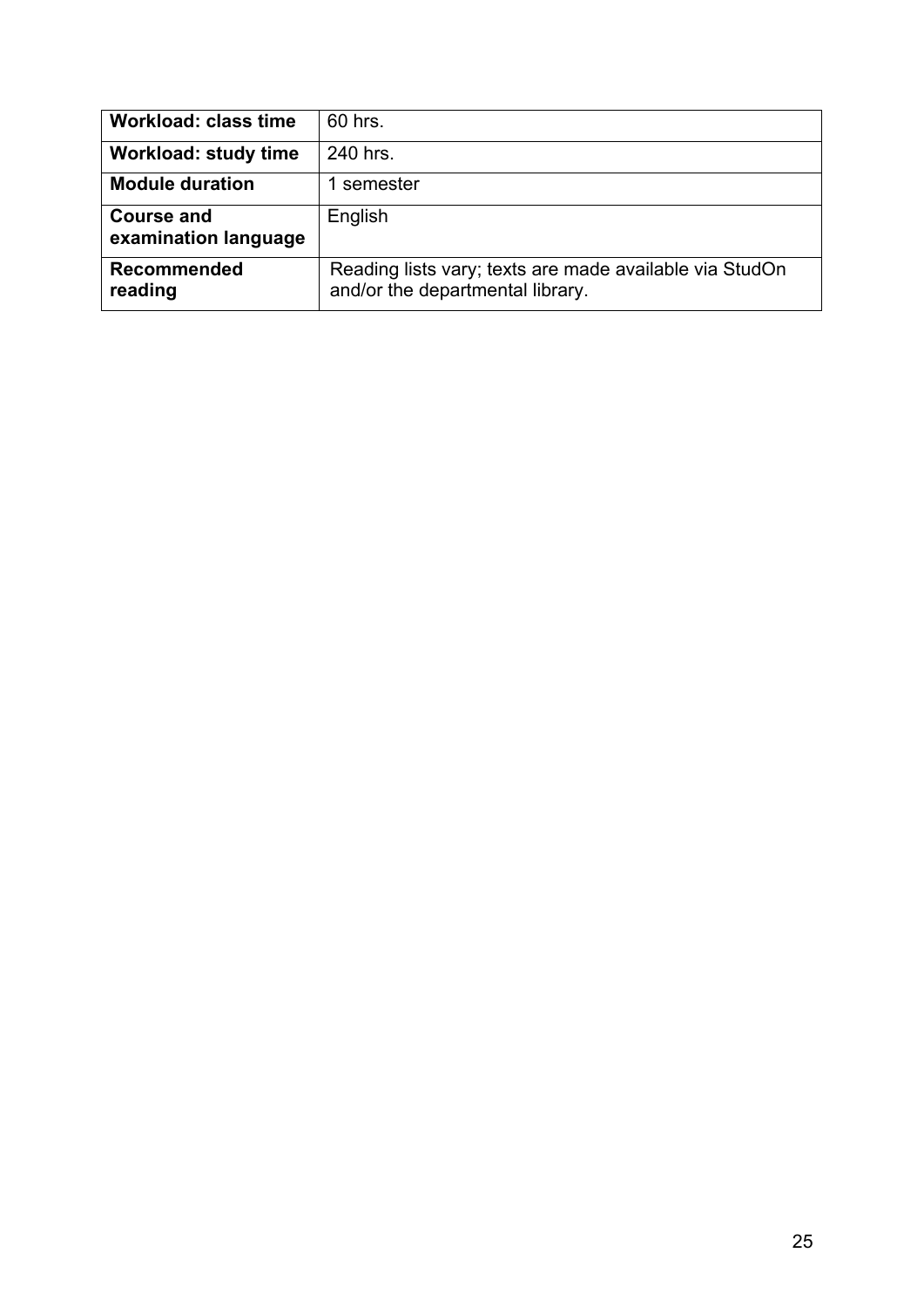| **Workload: class time** | 60 hrs. |
|---|---|
| **Workload: study time** | 240 hrs. |
| **Module duration** | 1 semester |
| **Course and examination language** | English |
| **Recommended reading** | Reading lists vary; texts are made available via StudOn and/or the departmental library. |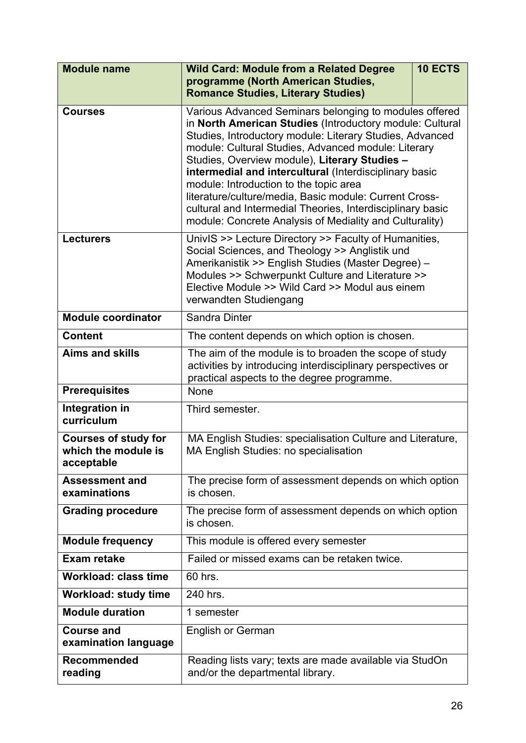| Module name | Wild Card: Module from a Related Degree programme (North American Studies, Romance Studies, Literary Studies) | 10 ECTS |
|---|---|---|
| **Courses** | Various Advanced Seminars belonging to modules offered in **North American Studies** (Introductory module: Cultural Studies, Introductory module: Literary Studies, Advanced module: Cultural Studies, Advanced module: Literary Studies, Overview module), **Literary Studies – intermedial and intercultural** (Interdisciplinary basic module: Introduction to the topic area literature/culture/media, Basic module: Current Cross-cultural and Intermedial Theories, Interdisciplinary basic module: Concrete Analysis of Mediality and Culturality) | |
| **Lecturers** | UnivIS >> Lecture Directory >> Faculty of Humanities, Social Sciences, and Theology >> Anglistik und Amerikanistik >> English Studies (Master Degree) – Modules >> Schwerpunkt Culture and Literature >> Elective Module >> Wild Card >> Modul aus einem verwandten Studiengang | |
| **Module coordinator** | Sandra Dinter | |
| **Content** | The content depends on which option is chosen. | |
| **Aims and skills** | The aim of the module is to broaden the scope of study activities by introducing interdisciplinary perspectives or practical aspects to the degree programme. | |
| **Prerequisites** | None | |
| **Integration in curriculum** | Third semester. | |
| **Courses of study for which the module is acceptable** | MA English Studies: specialisation Culture and Literature, MA English Studies: no specialisation | |
| **Assessment and examinations** | The precise form of assessment depends on which option is chosen. | |
| **Grading procedure** | The precise form of assessment depends on which option is chosen. | |
| **Module frequency** | This module is offered every semester | |
| **Exam retake** | Failed or missed exams can be retaken twice. | |
| **Workload: class time** | 60 hrs. | |
| **Workload: study time** | 240 hrs. | |
| **Module duration** | 1 semester | |
| **Course and examination language** | English or German | |
| **Recommended reading** | Reading lists vary; texts are made available via StudOn and/or the departmental library. | |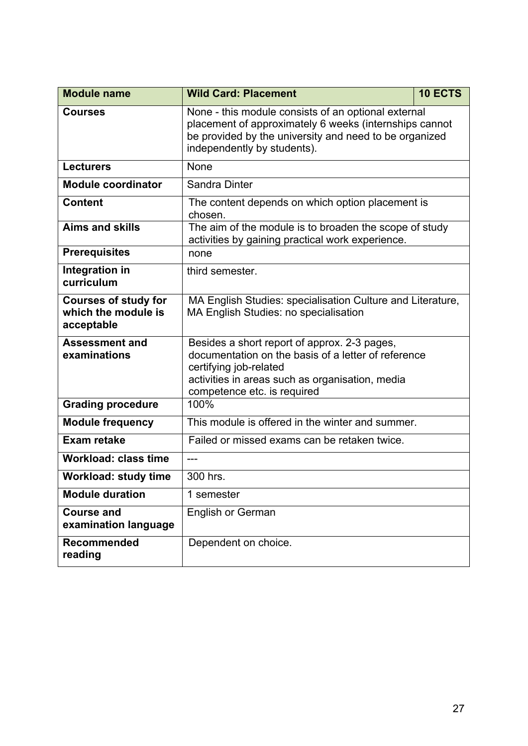| Module name | Wild Card: Placement | 10 ECTS |
| --- | --- | --- |
| **Courses** | None - this module consists of an optional external placement of approximately 6 weeks (internships cannot be provided by the university and need to be organized independently by students). | |
| **Lecturers** | None | |
| **Module coordinator** | Sandra Dinter | |
| **Content** | The content depends on which option placement is chosen. | |
| **Aims and skills** | The aim of the module is to broaden the scope of study activities by gaining practical work experience. | |
| **Prerequisites** | none | |
| **Integration in curriculum** | third semester. | |
| **Courses of study for which the module is acceptable** | MA English Studies: specialisation Culture and Literature, MA English Studies: no specialisation | |
| **Assessment and examinations** | Besides a short report of approx. 2-3 pages, documentation on the basis of a letter of reference certifying job-related activities in areas such as organisation, media competence etc. is required | |
| **Grading procedure** | 100% | |
| **Module frequency** | This module is offered in the winter and summer. | |
| **Exam retake** | Failed or missed exams can be retaken twice. | |
| **Workload: class time** | --- | |
| **Workload: study time** | 300 hrs. | |
| **Module duration** | 1 semester | |
| **Course and examination language** | English or German | |
| **Recommended reading** | Dependent on choice. | |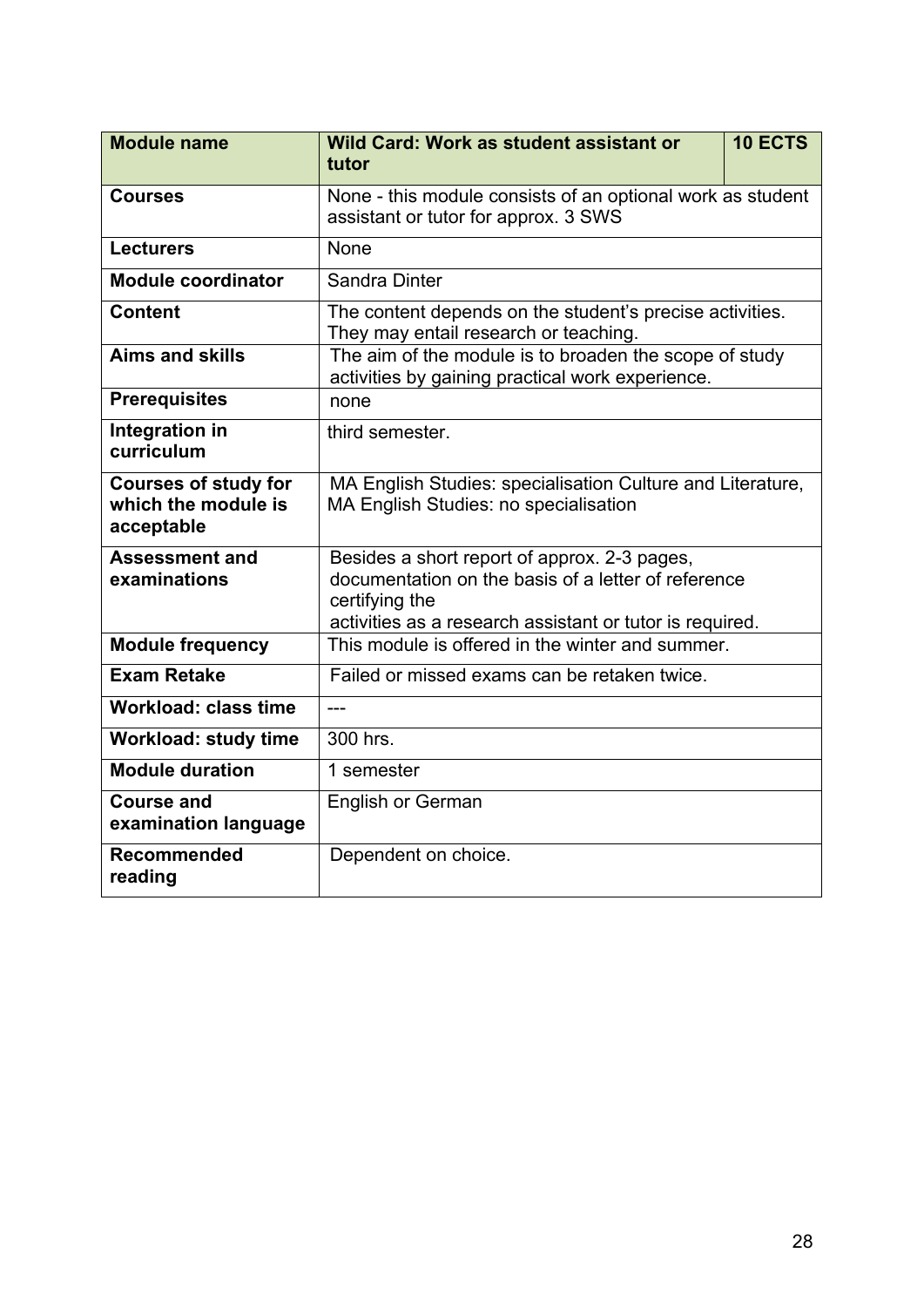| Module name | Wild Card: Work as student assistant or tutor | 10 ECTS |
|---|---|---|
| **Courses** | None - this module consists of an optional work as student assistant or tutor for approx. 3 SWS | |
| **Lecturers** | None | |
| **Module coordinator** | Sandra Dinter | |
| **Content** | The content depends on the student's precise activities. They may entail research or teaching. | |
| **Aims and skills** | The aim of the module is to broaden the scope of study activities by gaining practical work experience. | |
| **Prerequisites** | none | |
| **Integration in curriculum** | third semester. | |
| **Courses of study for which the module is acceptable** | MA English Studies: specialisation Culture and Literature, MA English Studies: no specialisation | |
| **Assessment and examinations** | Besides a short report of approx. 2-3 pages, documentation on the basis of a letter of reference certifying the activities as a research assistant or tutor is required. | |
| **Module frequency** | This module is offered in the winter and summer. | |
| **Exam Retake** | Failed or missed exams can be retaken twice. | |
| **Workload: class time** | --- | |
| **Workload: study time** | 300 hrs. | |
| **Module duration** | 1 semester | |
| **Course and examination language** | English or German | |
| **Recommended reading** | Dependent on choice. | |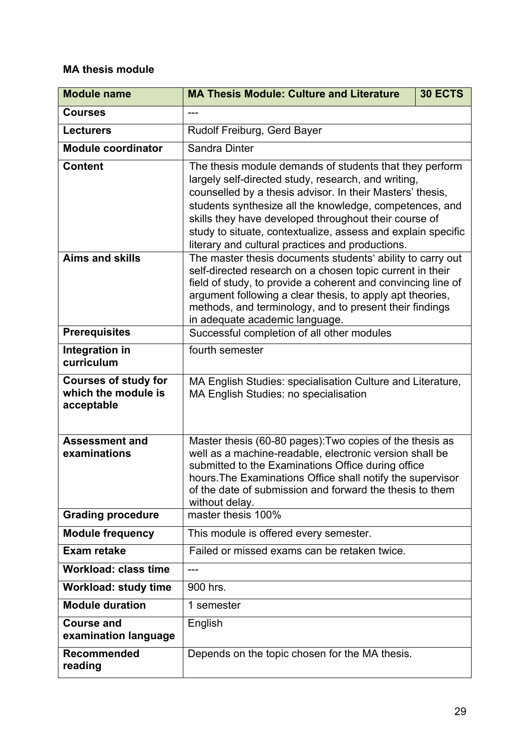**MA thesis module**

| Module name | MA Thesis Module: Culture and Literature | 30 ECTS |
|---|---|---|
| Courses | --- | |
| Lecturers | Rudolf Freiburg, Gerd Bayer | |
| Module coordinator | Sandra Dinter | |
| Content | The thesis module demands of students that they perform largely self-directed study, research, and writing, counselled by a thesis advisor. In their Masters' thesis, students synthesize all the knowledge, competences, and skills they have developed throughout their course of study to situate, contextualize, assess and explain specific literary and cultural practices and productions. | |
| Aims and skills | The master thesis documents students' ability to carry out self-directed research on a chosen topic current in their field of study, to provide a coherent and convincing line of argument following a clear thesis, to apply apt theories, methods, and terminology, and to present their findings in adequate academic language. | |
| Prerequisites | Successful completion of all other modules | |
| Integration in curriculum | fourth semester | |
| Courses of study for which the module is acceptable | MA English Studies: specialisation Culture and Literature, MA English Studies: no specialisation | |
| Assessment and examinations | Master thesis (60-80 pages):Two copies of the thesis as well as a machine-readable, electronic version shall be submitted to the Examinations Office during office hours.The Examinations Office shall notify the supervisor of the date of submission and forward the thesis to them without delay. | |
| Grading procedure | master thesis 100% | |
| Module frequency | This module is offered every semester. | |
| Exam retake | Failed or missed exams can be retaken twice. | |
| Workload: class time | --- | |
| Workload: study time | 900 hrs. | |
| Module duration | 1 semester | |
| Course and examination language | English | |
| Recommended reading | Depends on the topic chosen for the MA thesis. | |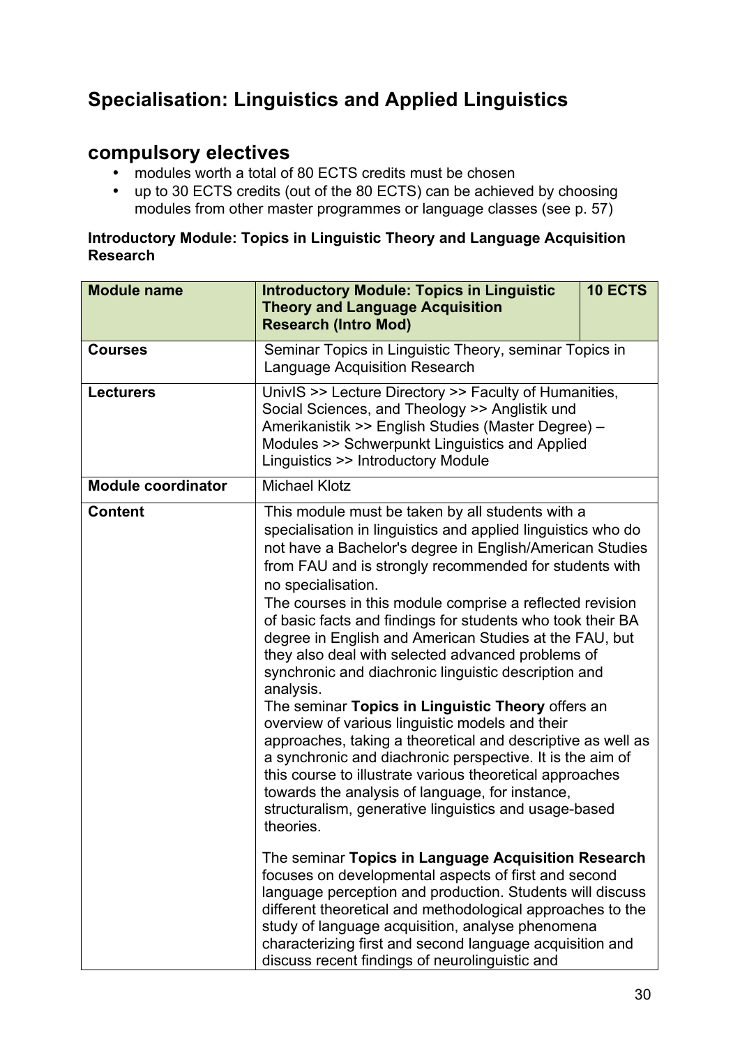## Specialisation: Linguistics and Applied Linguistics

## compulsory electives

- modules worth a total of 80 ECTS credits must be chosen
- up to 30 ECTS credits (out of the 80 ECTS) can be achieved by choosing modules from other master programmes or language classes (see p. 57)

**Introductory Module: Topics in Linguistic Theory and Language Acquisition Research**

| **Module name** | **Introductory Module: Topics in Linguistic Theory and Language Acquisition Research (Intro Mod)** | **10 ECTS** |
|---|---|---|
| **Courses** | Seminar Topics in Linguistic Theory, seminar Topics in Language Acquisition Research | |
| **Lecturers** | UnivIS >> Lecture Directory >> Faculty of Humanities, Social Sciences, and Theology >> Anglistik und Amerikanistik >> English Studies (Master Degree) – Modules >> Schwerpunkt Linguistics and Applied Linguistics >> Introductory Module | |
| **Module coordinator** | Michael Klotz | |
| **Content** | This module must be taken by all students with a specialisation in linguistics and applied linguistics who do not have a Bachelor's degree in English/American Studies from FAU and is strongly recommended for students with no specialisation.<br>The courses in this module comprise a reflected revision of basic facts and findings for students who took their BA degree in English and American Studies at the FAU, but they also deal with selected advanced problems of synchronic and diachronic linguistic description and analysis.<br>The seminar **Topics in Linguistic Theory** offers an overview of various linguistic models and their approaches, taking a theoretical and descriptive as well as a synchronic and diachronic perspective. It is the aim of this course to illustrate various theoretical approaches towards the analysis of language, for instance, structuralism, generative linguistics and usage-based theories.<br><br>The seminar **Topics in Language Acquisition Research** focuses on developmental aspects of first and second language perception and production. Students will discuss different theoretical and methodological approaches to the study of language acquisition, analyse phenomena characterizing first and second language acquisition and discuss recent findings of neurolinguistic and | |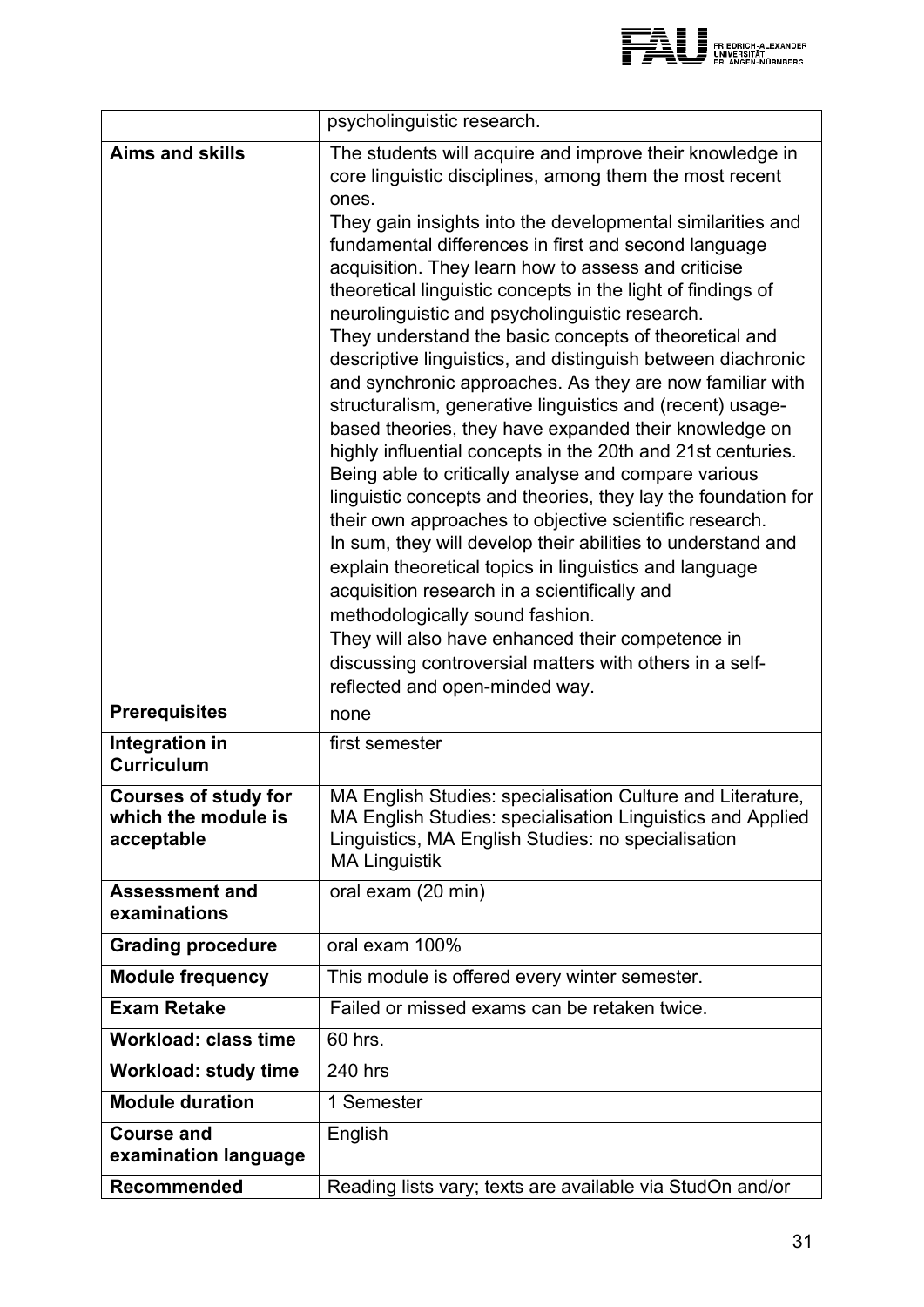| | |
|---|---|
| | psycholinguistic research. |
| **Aims and skills** | The students will acquire and improve their knowledge in core linguistic disciplines, among them the most recent ones.<br>They gain insights into the developmental similarities and fundamental differences in first and second language acquisition. They learn how to assess and criticise theoretical linguistic concepts in the light of findings of neurolinguistic and psycholinguistic research.<br>They understand the basic concepts of theoretical and descriptive linguistics, and distinguish between diachronic and synchronic approaches. As they are now familiar with structuralism, generative linguistics and (recent) usage-based theories, they have expanded their knowledge on highly influential concepts in the 20th and 21st centuries. Being able to critically analyse and compare various linguistic concepts and theories, they lay the foundation for their own approaches to objective scientific research.<br>In sum, they will develop their abilities to understand and explain theoretical topics in linguistics and language acquisition research in a scientifically and methodologically sound fashion.<br>They will also have enhanced their competence in discussing controversial matters with others in a self-reflected and open-minded way. |
| **Prerequisites** | none |
| **Integration in Curriculum** | first semester |
| **Courses of study for which the module is acceptable** | MA English Studies: specialisation Culture and Literature, MA English Studies: specialisation Linguistics and Applied Linguistics, MA English Studies: no specialisation<br>MA Linguistik |
| **Assessment and examinations** | oral exam (20 min) |
| **Grading procedure** | oral exam 100% |
| **Module frequency** | This module is offered every winter semester. |
| **Exam Retake** | Failed or missed exams can be retaken twice. |
| **Workload: class time** | 60 hrs. |
| **Workload: study time** | 240 hrs |
| **Module duration** | 1 Semester |
| **Course and examination language** | English |
| **Recommended** | Reading lists vary; texts are available via StudOn and/or |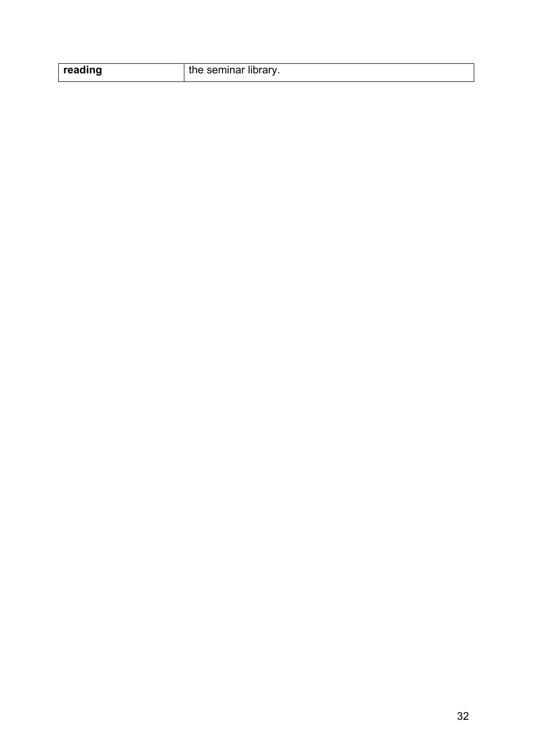| **reading** | the seminar library. |
| --- | --- |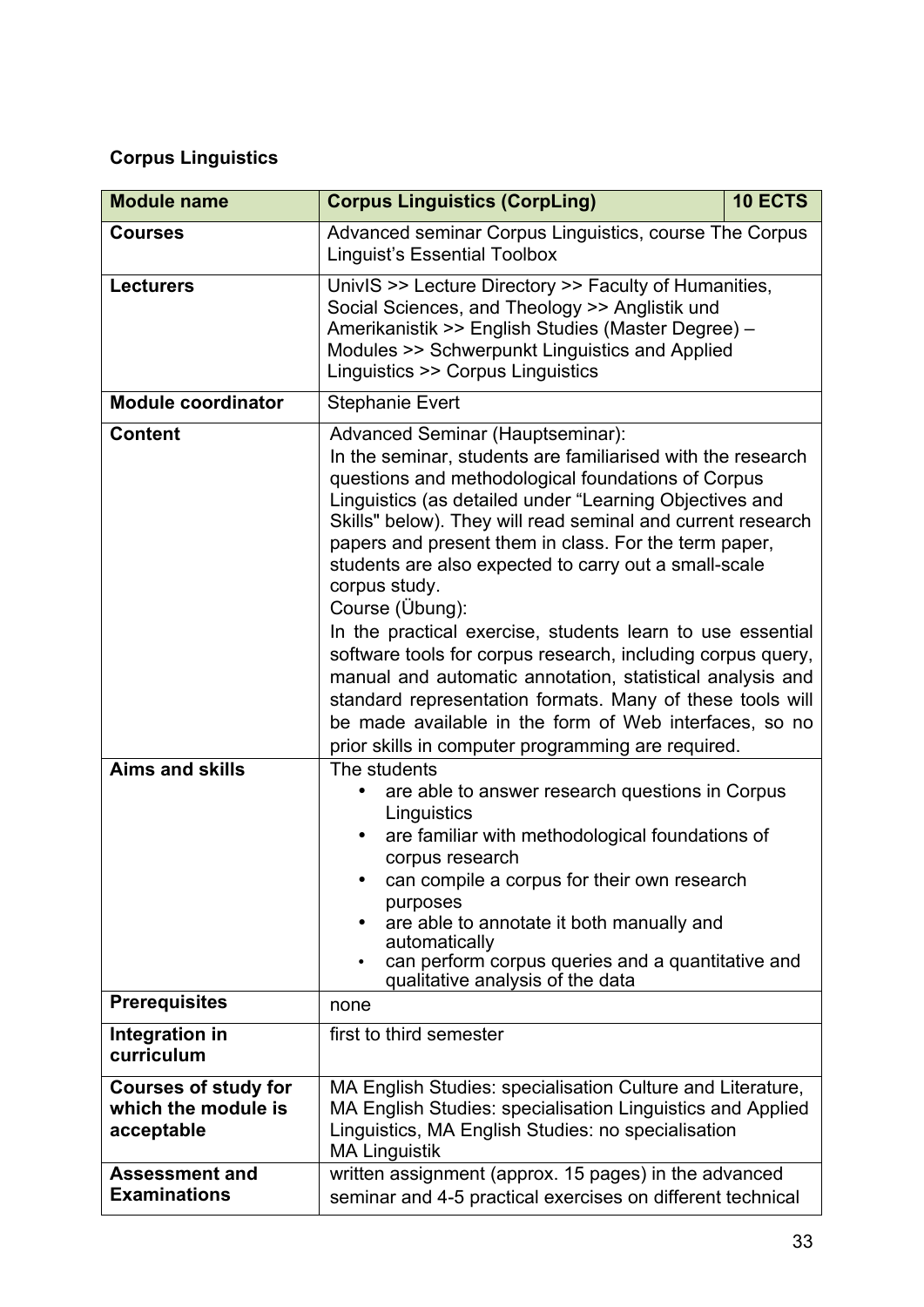## Corpus Linguistics

| Module name | Corpus Linguistics (CorpLing) | 10 ECTS |
|---|---|---|
| Courses | Advanced seminar Corpus Linguistics, course The Corpus Linguist's Essential Toolbox | |
| Lecturers | UnivIS >> Lecture Directory >> Faculty of Humanities, Social Sciences, and Theology >> Anglistik und Amerikanistik >> English Studies (Master Degree) – Modules >> Schwerpunkt Linguistics and Applied Linguistics >> Corpus Linguistics | |
| Module coordinator | Stephanie Evert | |
| Content | Advanced Seminar (Hauptseminar):<br>In the seminar, students are familiarised with the research questions and methodological foundations of Corpus Linguistics (as detailed under "Learning Objectives and Skills" below). They will read seminal and current research papers and present them in class. For the term paper, students are also expected to carry out a small-scale corpus study.<br>Course (Übung):<br>In the practical exercise, students learn to use essential software tools for corpus research, including corpus query, manual and automatic annotation, statistical analysis and standard representation formats. Many of these tools will be made available in the form of Web interfaces, so no prior skills in computer programming are required. | |
| Aims and skills | The students<br>• are able to answer research questions in Corpus Linguistics<br>• are familiar with methodological foundations of corpus research<br>• can compile a corpus for their own research purposes<br>• are able to annotate it both manually and automatically<br>• can perform corpus queries and a quantitative and qualitative analysis of the data | |
| Prerequisites | none | |
| Integration in curriculum | first to third semester | |
| Courses of study for which the module is acceptable | MA English Studies: specialisation Culture and Literature, MA English Studies: specialisation Linguistics and Applied Linguistics, MA English Studies: no specialisation<br>MA Linguistik | |
| Assessment and Examinations | written assignment (approx. 15 pages) in the advanced seminar and 4-5 practical exercises on different technical | |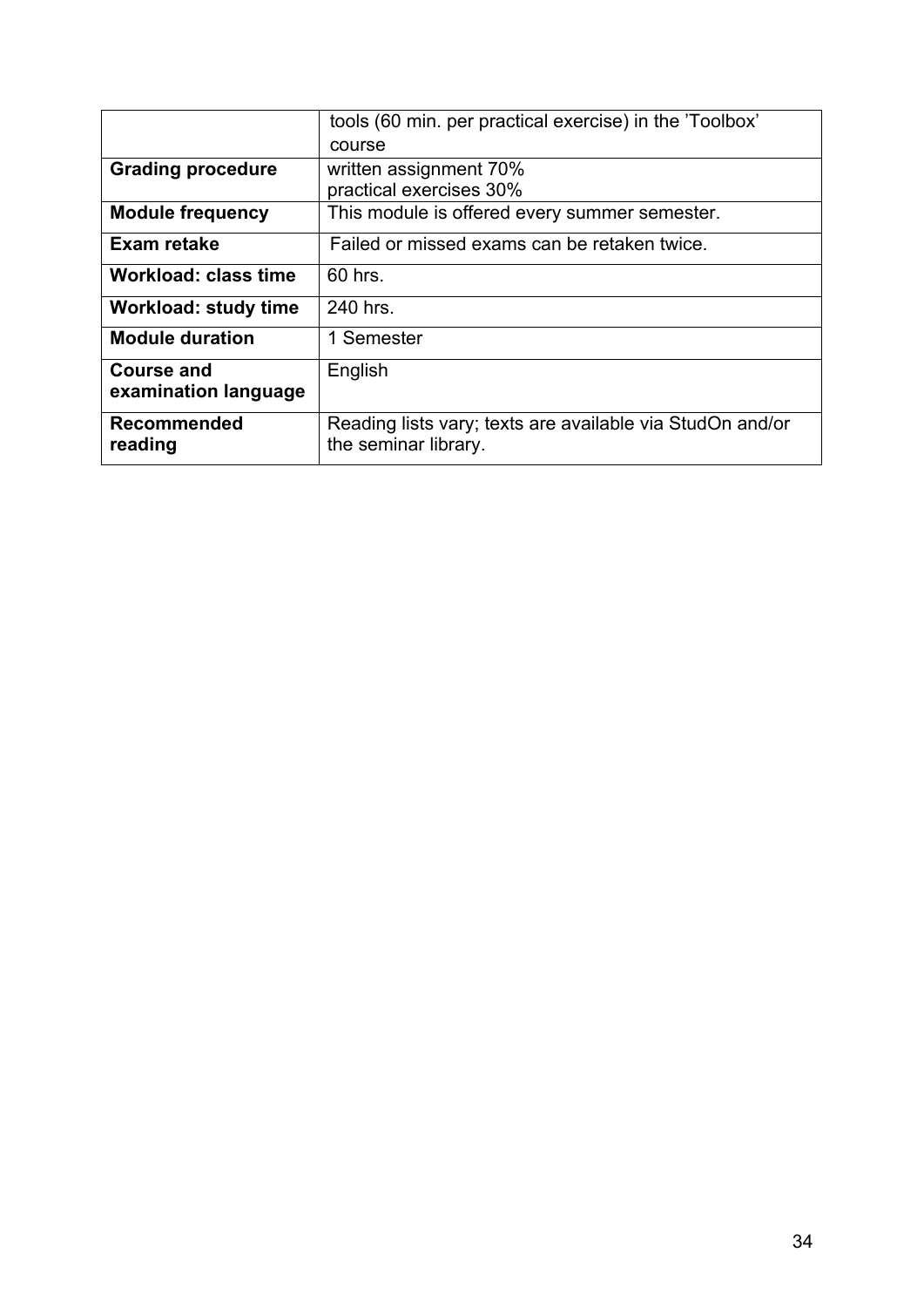| | tools (60 min. per practical exercise) in the 'Toolbox' course |
|---|---|
| **Grading procedure** | written assignment 70%<br>practical exercises 30% |
| **Module frequency** | This module is offered every summer semester. |
| **Exam retake** | Failed or missed exams can be retaken twice. |
| **Workload: class time** | 60 hrs. |
| **Workload: study time** | 240 hrs. |
| **Module duration** | 1 Semester |
| **Course and examination language** | English |
| **Recommended reading** | Reading lists vary; texts are available via StudOn and/or the seminar library. |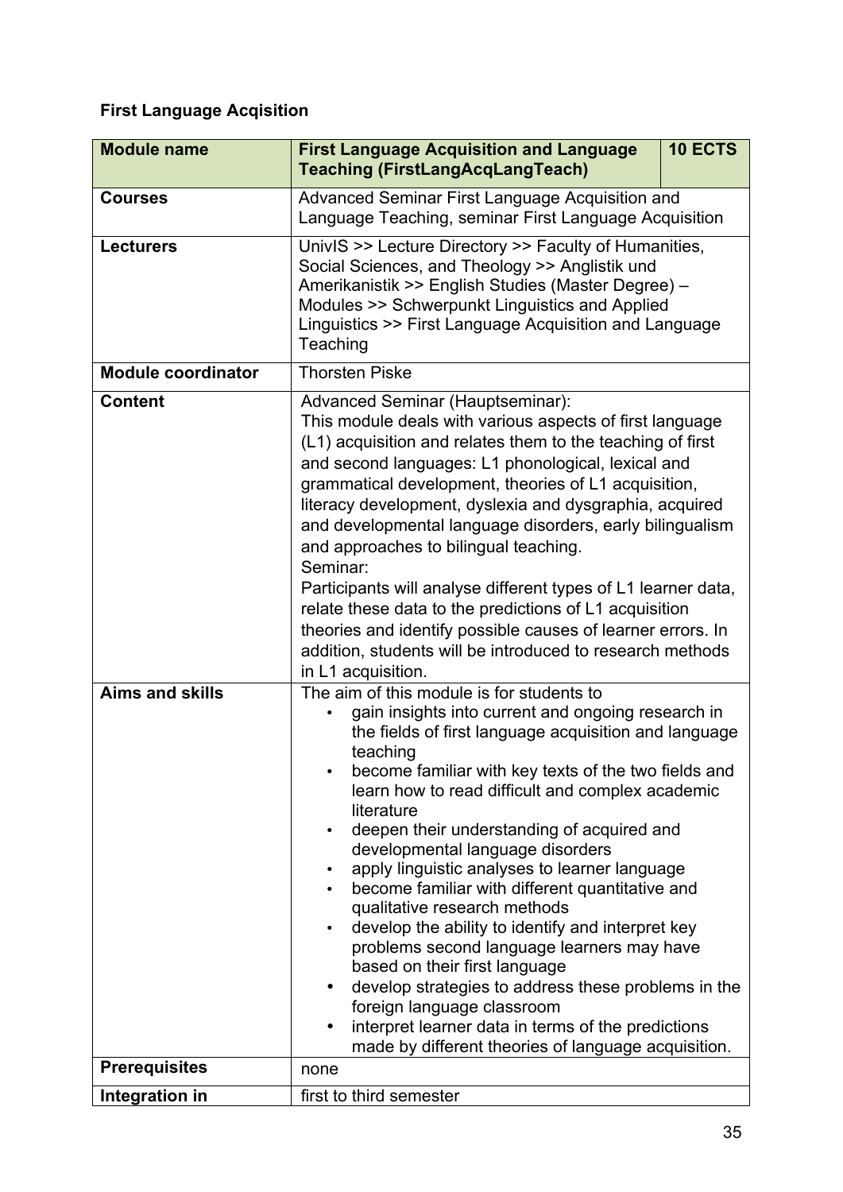**First Language Acqisition**

| Module name | First Language Acquisition and Language Teaching (FirstLangAcqLangTeach) | 10 ECTS |
|---|---|---|
| Courses | Advanced Seminar First Language Acquisition and Language Teaching, seminar First Language Acquisition | |
| Lecturers | UnivIS >> Lecture Directory >> Faculty of Humanities, Social Sciences, and Theology >> Anglistik und Amerikanistik >> English Studies (Master Degree) – Modules >> Schwerpunkt Linguistics and Applied Linguistics >> First Language Acquisition and Language Teaching | |
| Module coordinator | Thorsten Piske | |
| Content | Advanced Seminar (Hauptseminar):<br>This module deals with various aspects of first language (L1) acquisition and relates them to the teaching of first and second languages: L1 phonological, lexical and grammatical development, theories of L1 acquisition, literacy development, dyslexia and dysgraphia, acquired and developmental language disorders, early bilingualism and approaches to bilingual teaching.<br>Seminar:<br>Participants will analyse different types of L1 learner data, relate these data to the predictions of L1 acquisition theories and identify possible causes of learner errors. In addition, students will be introduced to research methods in L1 acquisition. | |
| Aims and skills | The aim of this module is for students to<br>• gain insights into current and ongoing research in the fields of first language acquisition and language teaching<br>• become familiar with key texts of the two fields and learn how to read difficult and complex academic literature<br>• deepen their understanding of acquired and developmental language disorders<br>• apply linguistic analyses to learner language<br>• become familiar with different quantitative and qualitative research methods<br>• develop the ability to identify and interpret key problems second language learners may have based on their first language<br>• develop strategies to address these problems in the foreign language classroom<br>• interpret learner data in terms of the predictions made by different theories of language acquisition. | |
| Prerequisites | none | |
| Integration in | first to third semester | |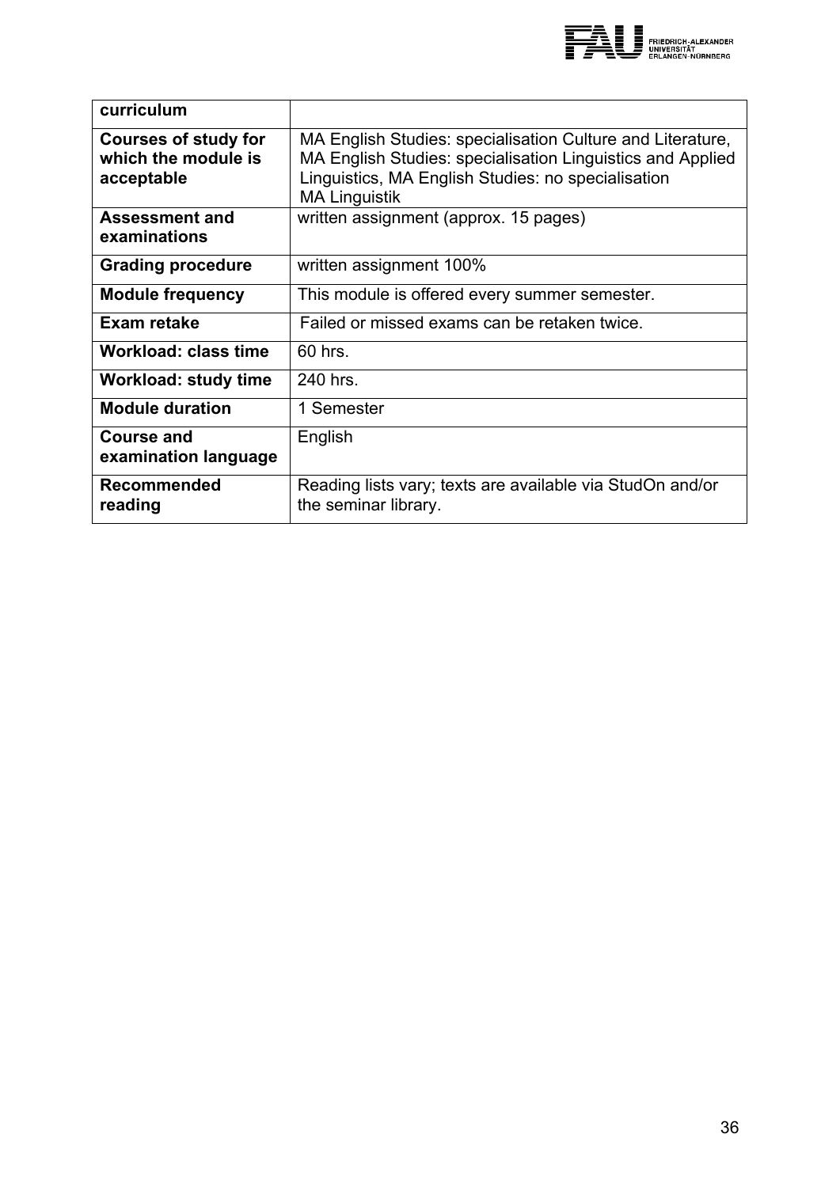| curriculum | |
|---|---|
| **Courses of study for which the module is acceptable** | MA English Studies: specialisation Culture and Literature, MA English Studies: specialisation Linguistics and Applied Linguistics, MA English Studies: no specialisation MA Linguistik |
| **Assessment and examinations** | written assignment (approx. 15 pages) |
| **Grading procedure** | written assignment 100% |
| **Module frequency** | This module is offered every summer semester. |
| **Exam retake** | Failed or missed exams can be retaken twice. |
| **Workload: class time** | 60 hrs. |
| **Workload: study time** | 240 hrs. |
| **Module duration** | 1 Semester |
| **Course and examination language** | English |
| **Recommended reading** | Reading lists vary; texts are available via StudOn and/or the seminar library. |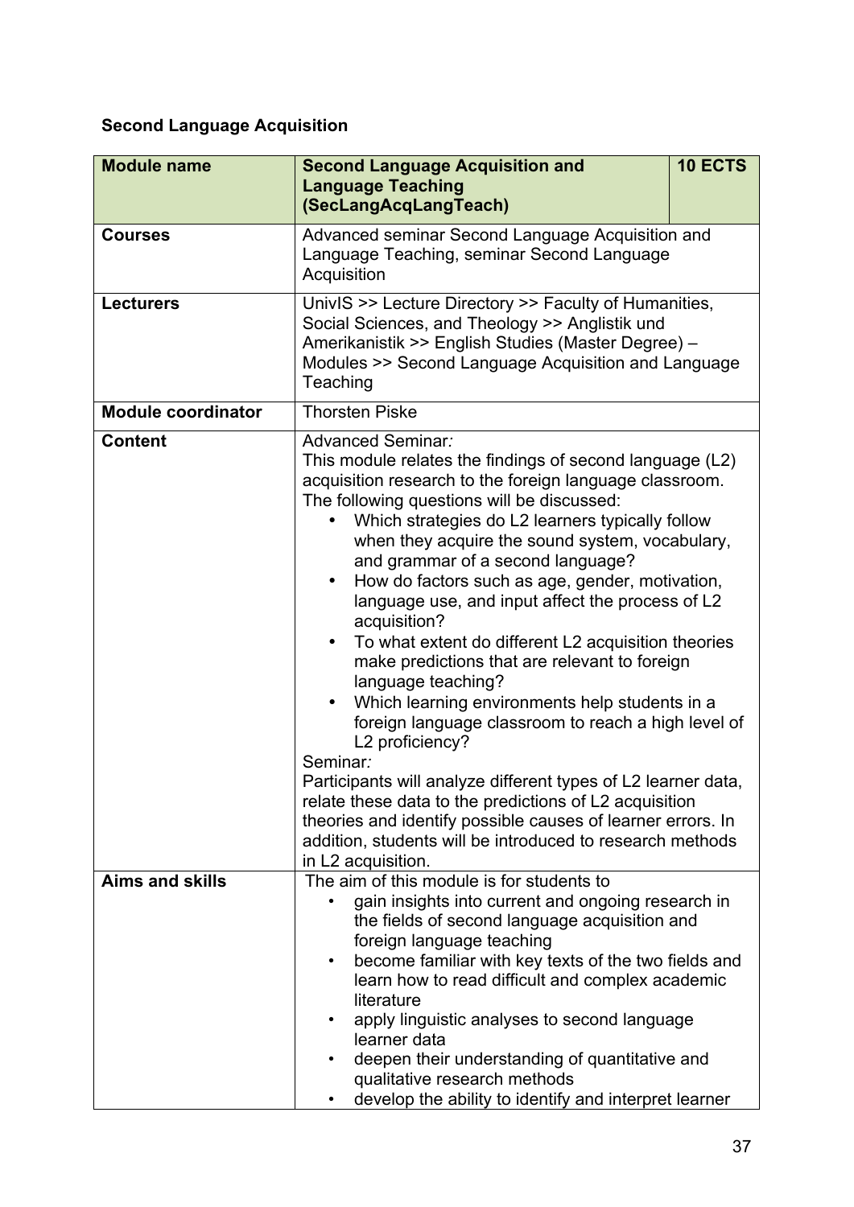**Second Language Acquisition**

| Module name | Second Language Acquisition and Language Teaching (SecLangAcqLangTeach) | 10 ECTS |
|---|---|---|
| **Courses** | Advanced seminar Second Language Acquisition and Language Teaching, seminar Second Language Acquisition | |
| **Lecturers** | UnivIS >> Lecture Directory >> Faculty of Humanities, Social Sciences, and Theology >> Anglistik und Amerikanistik >> English Studies (Master Degree) – Modules >> Second Language Acquisition and Language Teaching | |
| **Module coordinator** | Thorsten Piske | |
| **Content** | Advanced Seminar*:*<br>This module relates the findings of second language (L2) acquisition research to the foreign language classroom. The following questions will be discussed:<br>• Which strategies do L2 learners typically follow when they acquire the sound system, vocabulary, and grammar of a second language?<br>• How do factors such as age, gender, motivation, language use, and input affect the process of L2 acquisition?<br>• To what extent do different L2 acquisition theories make predictions that are relevant to foreign language teaching?<br>• Which learning environments help students in a foreign language classroom to reach a high level of L2 proficiency?<br>Seminar*:*<br>Participants will analyze different types of L2 learner data, relate these data to the predictions of L2 acquisition theories and identify possible causes of learner errors. In addition, students will be introduced to research methods in L2 acquisition. | |
| **Aims and skills** | The aim of this module is for students to<br>• gain insights into current and ongoing research in the fields of second language acquisition and foreign language teaching<br>• become familiar with key texts of the two fields and learn how to read difficult and complex academic literature<br>• apply linguistic analyses to second language learner data<br>• deepen their understanding of quantitative and qualitative research methods<br>• develop the ability to identify and interpret learner | |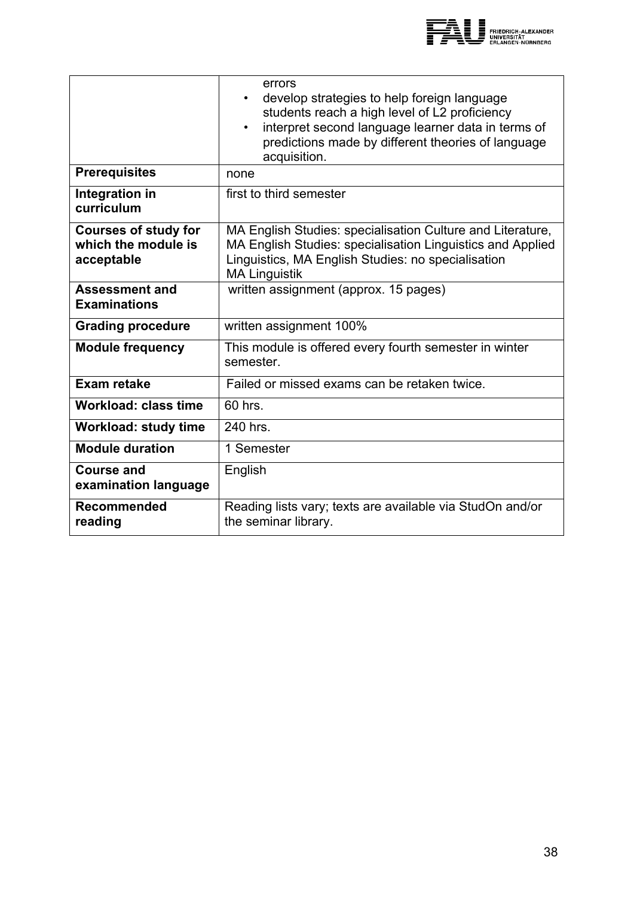| | |
|---|---|
| | errors<br>• develop strategies to help foreign language students reach a high level of L2 proficiency<br>• interpret second language learner data in terms of predictions made by different theories of language acquisition. |
| **Prerequisites** | none |
| **Integration in curriculum** | first to third semester |
| **Courses of study for which the module is acceptable** | MA English Studies: specialisation Culture and Literature, MA English Studies: specialisation Linguistics and Applied Linguistics, MA English Studies: no specialisation<br>MA Linguistik |
| **Assessment and Examinations** | written assignment (approx. 15 pages) |
| **Grading procedure** | written assignment 100% |
| **Module frequency** | This module is offered every fourth semester in winter semester. |
| **Exam retake** | Failed or missed exams can be retaken twice. |
| **Workload: class time** | 60 hrs. |
| **Workload: study time** | 240 hrs. |
| **Module duration** | 1 Semester |
| **Course and examination language** | English |
| **Recommended reading** | Reading lists vary; texts are available via StudOn and/or the seminar library. |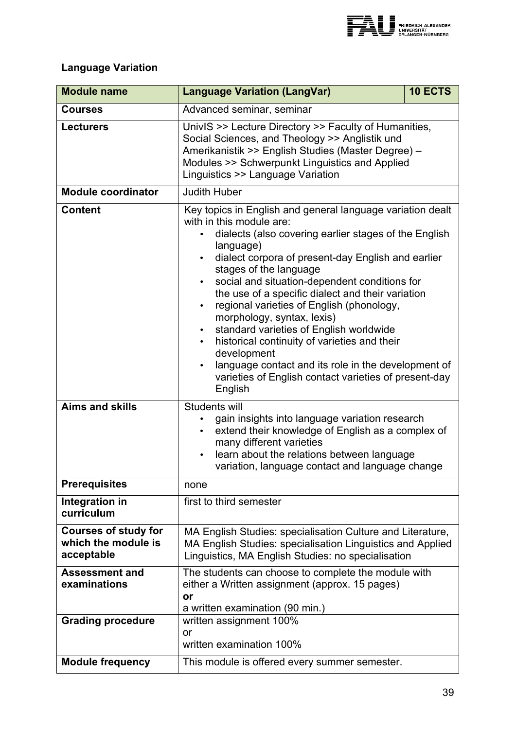**Language Variation**

| Module name | Language Variation (LangVar) | 10 ECTS |
|---|---|---|
| **Courses** | Advanced seminar, seminar | |
| **Lecturers** | UnivIS >> Lecture Directory >> Faculty of Humanities, Social Sciences, and Theology >> Anglistik und Amerikanistik >> English Studies (Master Degree) – Modules >> Schwerpunkt Linguistics and Applied Linguistics >> Language Variation | |
| **Module coordinator** | Judith Huber | |
| **Content** | Key topics in English and general language variation dealt with in this module are:<br>• dialects (also covering earlier stages of the English language)<br>• dialect corpora of present-day English and earlier stages of the language<br>• social and situation-dependent conditions for the use of a specific dialect and their variation<br>• regional varieties of English (phonology, morphology, syntax, lexis)<br>• standard varieties of English worldwide<br>• historical continuity of varieties and their development<br>• language contact and its role in the development of varieties of English contact varieties of present-day English | |
| **Aims and skills** | Students will<br>• gain insights into language variation research<br>• extend their knowledge of English as a complex of many different varieties<br>• learn about the relations between language variation, language contact and language change | |
| **Prerequisites** | none | |
| **Integration in curriculum** | first to third semester | |
| **Courses of study for which the module is acceptable** | MA English Studies: specialisation Culture and Literature, MA English Studies: specialisation Linguistics and Applied Linguistics, MA English Studies: no specialisation | |
| **Assessment and examinations** | The students can choose to complete the module with either a Written assignment (approx. 15 pages)<br>**or**<br>a written examination (90 min.) | |
| **Grading procedure** | written assignment 100%<br>or<br>written examination 100% | |
| **Module frequency** | This module is offered every summer semester. | |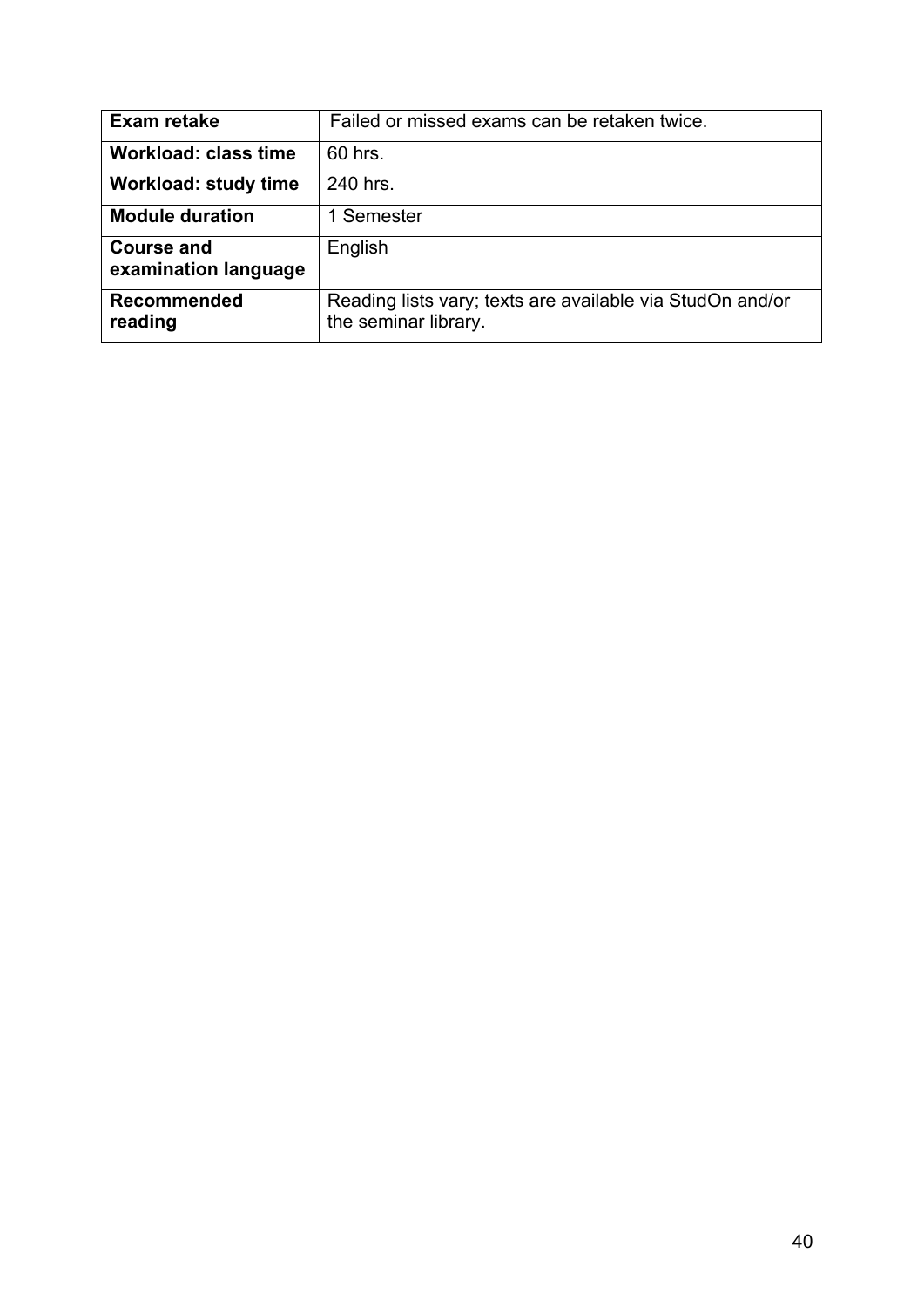| **Exam retake** | Failed or missed exams can be retaken twice. |
|---|---|
| **Workload: class time** | 60 hrs. |
| **Workload: study time** | 240 hrs. |
| **Module duration** | 1 Semester |
| **Course and examination language** | English |
| **Recommended reading** | Reading lists vary; texts are available via StudOn and/or the seminar library. |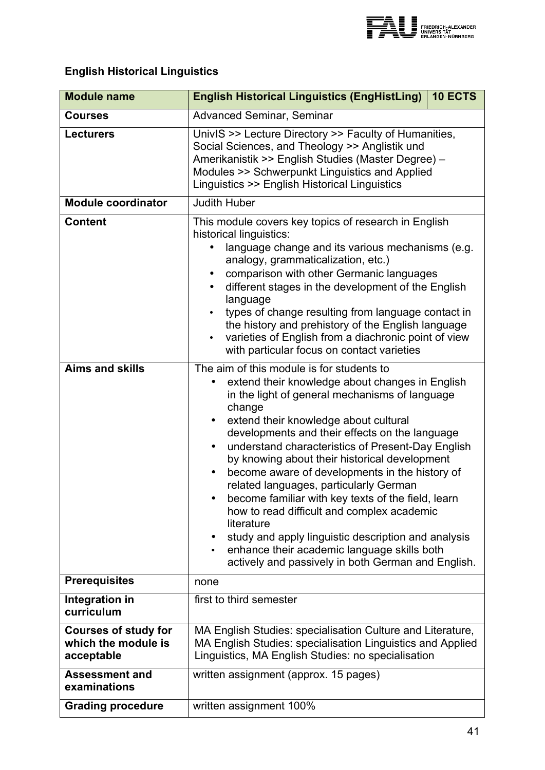## English Historical Linguistics

| Module name | English Historical Linguistics (EngHistLing) | 10 ECTS |
|---|---|---|
| Courses | Advanced Seminar, Seminar | |
| Lecturers | UnivIS >> Lecture Directory >> Faculty of Humanities, Social Sciences, and Theology >> Anglistik und Amerikanistik >> English Studies (Master Degree) – Modules >> Schwerpunkt Linguistics and Applied Linguistics >> English Historical Linguistics | |
| Module coordinator | Judith Huber | |
| Content | This module covers key topics of research in English historical linguistics:<br>• language change and its various mechanisms (e.g. analogy, grammaticalization, etc.)<br>• comparison with other Germanic languages<br>• different stages in the development of the English language<br>• types of change resulting from language contact in the history and prehistory of the English language<br>• varieties of English from a diachronic point of view with particular focus on contact varieties | |
| Aims and skills | The aim of this module is for students to<br>• extend their knowledge about changes in English in the light of general mechanisms of language change<br>• extend their knowledge about cultural developments and their effects on the language<br>• understand characteristics of Present-Day English by knowing about their historical development<br>• become aware of developments in the history of related languages, particularly German<br>• become familiar with key texts of the field, learn how to read difficult and complex academic literature<br>• study and apply linguistic description and analysis<br>• enhance their academic language skills both actively and passively in both German and English. | |
| Prerequisites | none | |
| Integration in curriculum | first to third semester | |
| Courses of study for which the module is acceptable | MA English Studies: specialisation Culture and Literature, MA English Studies: specialisation Linguistics and Applied Linguistics, MA English Studies: no specialisation | |
| Assessment and examinations | written assignment (approx. 15 pages) | |
| Grading procedure | written assignment 100% | |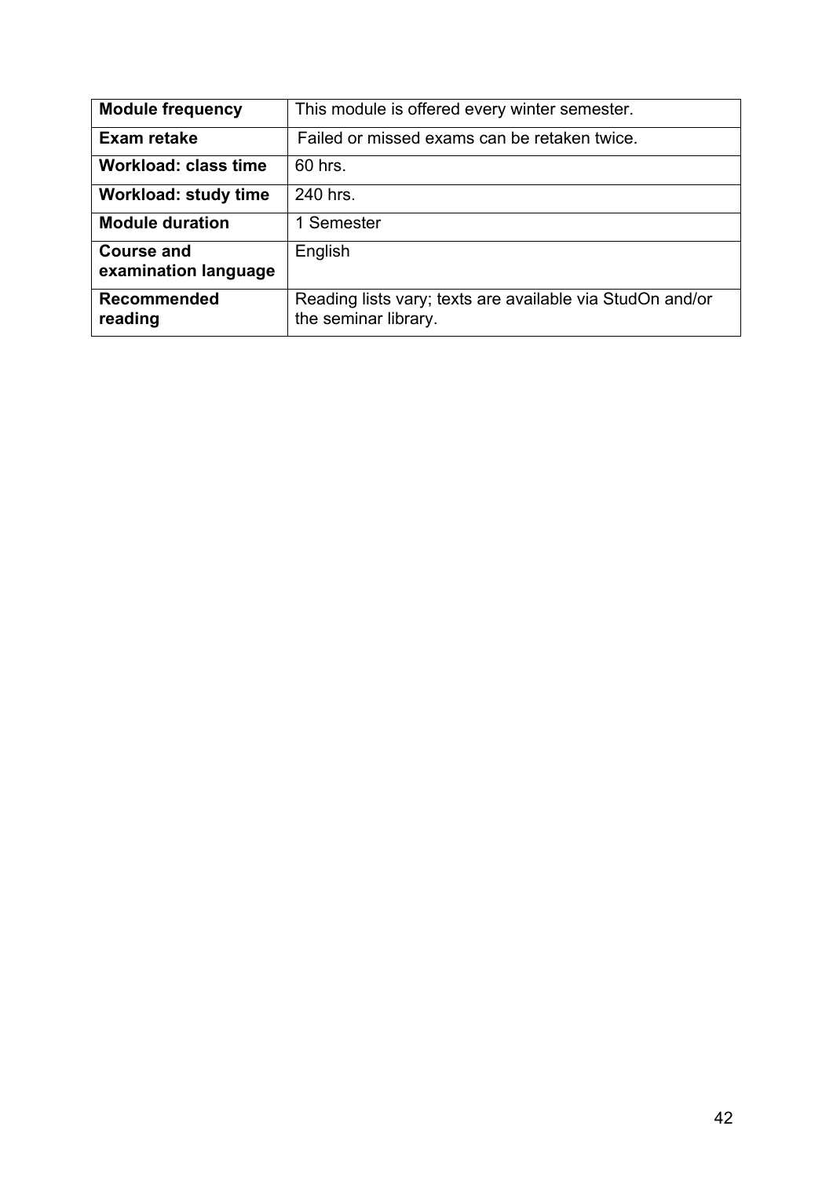| **Module frequency** | This module is offered every winter semester. |
|---|---|
| **Exam retake** | Failed or missed exams can be retaken twice. |
| **Workload: class time** | 60 hrs. |
| **Workload: study time** | 240 hrs. |
| **Module duration** | 1 Semester |
| **Course and examination language** | English |
| **Recommended reading** | Reading lists vary; texts are available via StudOn and/or the seminar library. |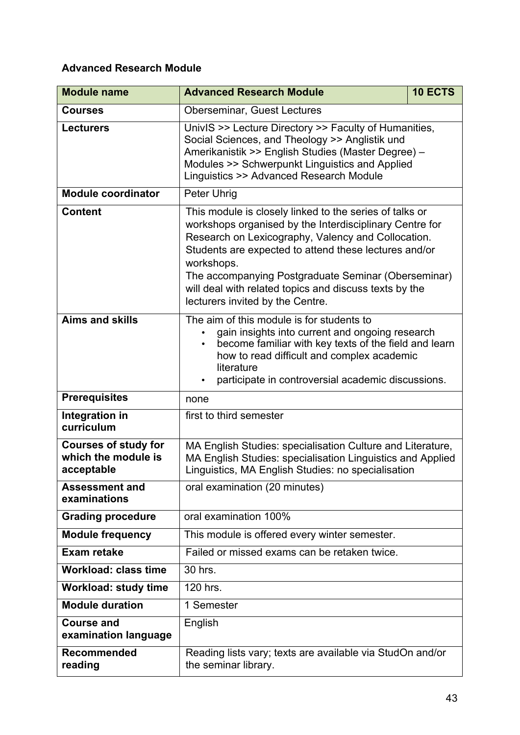**Advanced Research Module**

| Module name | Advanced Research Module | 10 ECTS |
|---|---|---|
| Courses | Oberseminar, Guest Lectures | |
| Lecturers | UnivIS >> Lecture Directory >> Faculty of Humanities, Social Sciences, and Theology >> Anglistik und Amerikanistik >> English Studies (Master Degree) – Modules >> Schwerpunkt Linguistics and Applied Linguistics >> Advanced Research Module | |
| Module coordinator | Peter Uhrig | |
| Content | This module is closely linked to the series of talks or workshops organised by the Interdisciplinary Centre for Research on Lexicography, Valency and Collocation. Students are expected to attend these lectures and/or workshops.<br>The accompanying Postgraduate Seminar (Oberseminar) will deal with related topics and discuss texts by the lecturers invited by the Centre. | |
| Aims and skills | The aim of this module is for students to<br>• gain insights into current and ongoing research<br>• become familiar with key texts of the field and learn how to read difficult and complex academic literature<br>• participate in controversial academic discussions. | |
| Prerequisites | none | |
| Integration in curriculum | first to third semester | |
| Courses of study for which the module is acceptable | MA English Studies: specialisation Culture and Literature, MA English Studies: specialisation Linguistics and Applied Linguistics, MA English Studies: no specialisation | |
| Assessment and examinations | oral examination (20 minutes) | |
| Grading procedure | oral examination 100% | |
| Module frequency | This module is offered every winter semester. | |
| Exam retake | Failed or missed exams can be retaken twice. | |
| Workload: class time | 30 hrs. | |
| Workload: study time | 120 hrs. | |
| Module duration | 1 Semester | |
| Course and examination language | English | |
| Recommended reading | Reading lists vary; texts are available via StudOn and/or the seminar library. | |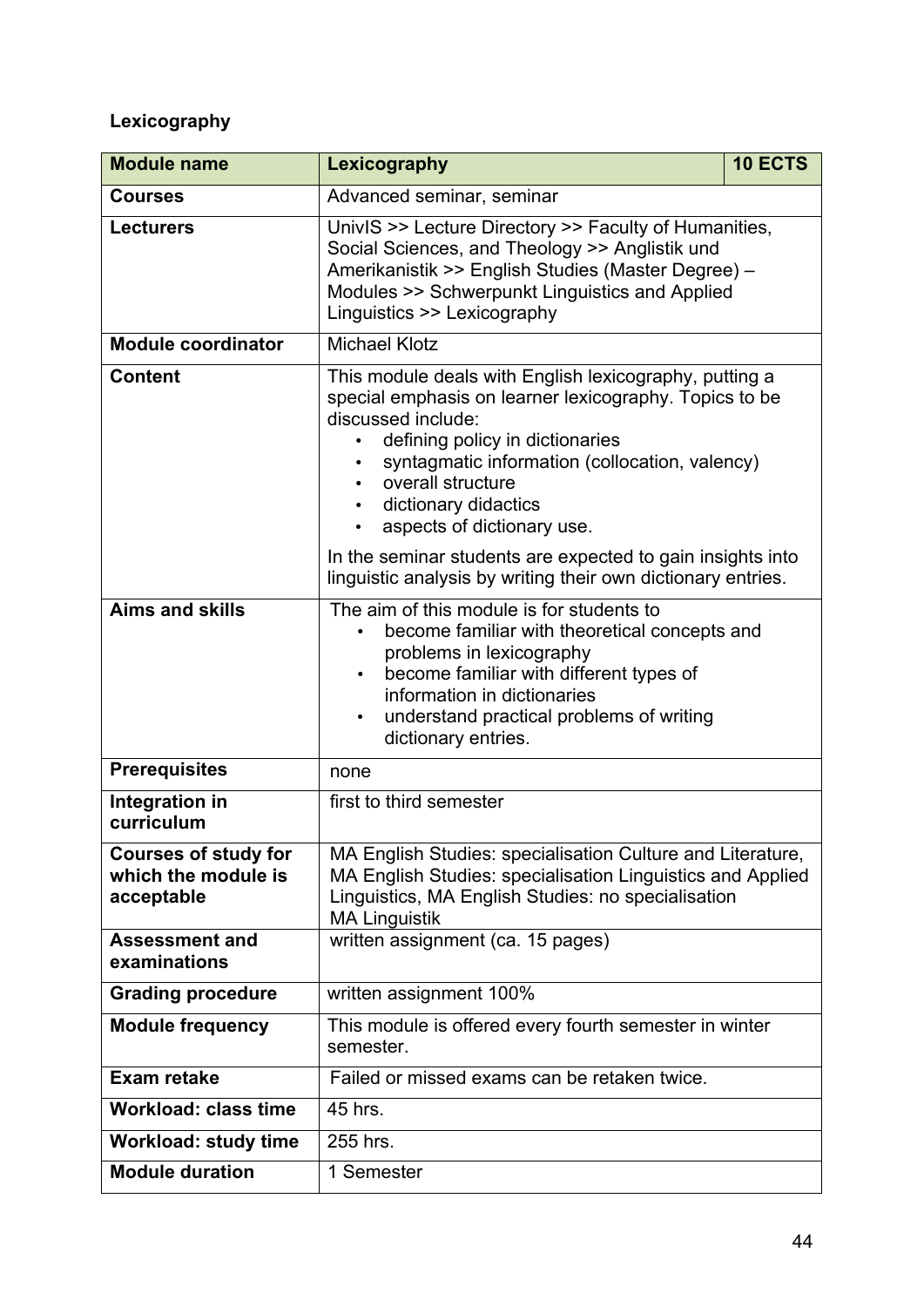**Lexicography**

| Module name | Lexicography | 10 ECTS |
|---|---|---|
| **Courses** | Advanced seminar, seminar | |
| **Lecturers** | UnivIS >> Lecture Directory >> Faculty of Humanities, Social Sciences, and Theology >> Anglistik und Amerikanistik >> English Studies (Master Degree) – Modules >> Schwerpunkt Linguistics and Applied Linguistics >> Lexicography | |
| **Module coordinator** | Michael Klotz | |
| **Content** | This module deals with English lexicography, putting a special emphasis on learner lexicography. Topics to be discussed include: <br>• defining policy in dictionaries <br>• syntagmatic information (collocation, valency) <br>• overall structure <br>• dictionary didactics <br>• aspects of dictionary use. <br><br>In the seminar students are expected to gain insights into linguistic analysis by writing their own dictionary entries. | |
| **Aims and skills** | The aim of this module is for students to <br>• become familiar with theoretical concepts and problems in lexicography <br>• become familiar with different types of information in dictionaries <br>• understand practical problems of writing dictionary entries. | |
| **Prerequisites** | none | |
| **Integration in curriculum** | first to third semester | |
| **Courses of study for which the module is acceptable** | MA English Studies: specialisation Culture and Literature, MA English Studies: specialisation Linguistics and Applied Linguistics, MA English Studies: no specialisation <br>MA Linguistik | |
| **Assessment and examinations** | written assignment (ca. 15 pages) | |
| **Grading procedure** | written assignment 100% | |
| **Module frequency** | This module is offered every fourth semester in winter semester. | |
| **Exam retake** | Failed or missed exams can be retaken twice. | |
| **Workload: class time** | 45 hrs. | |
| **Workload: study time** | 255 hrs. | |
| **Module duration** | 1 Semester | |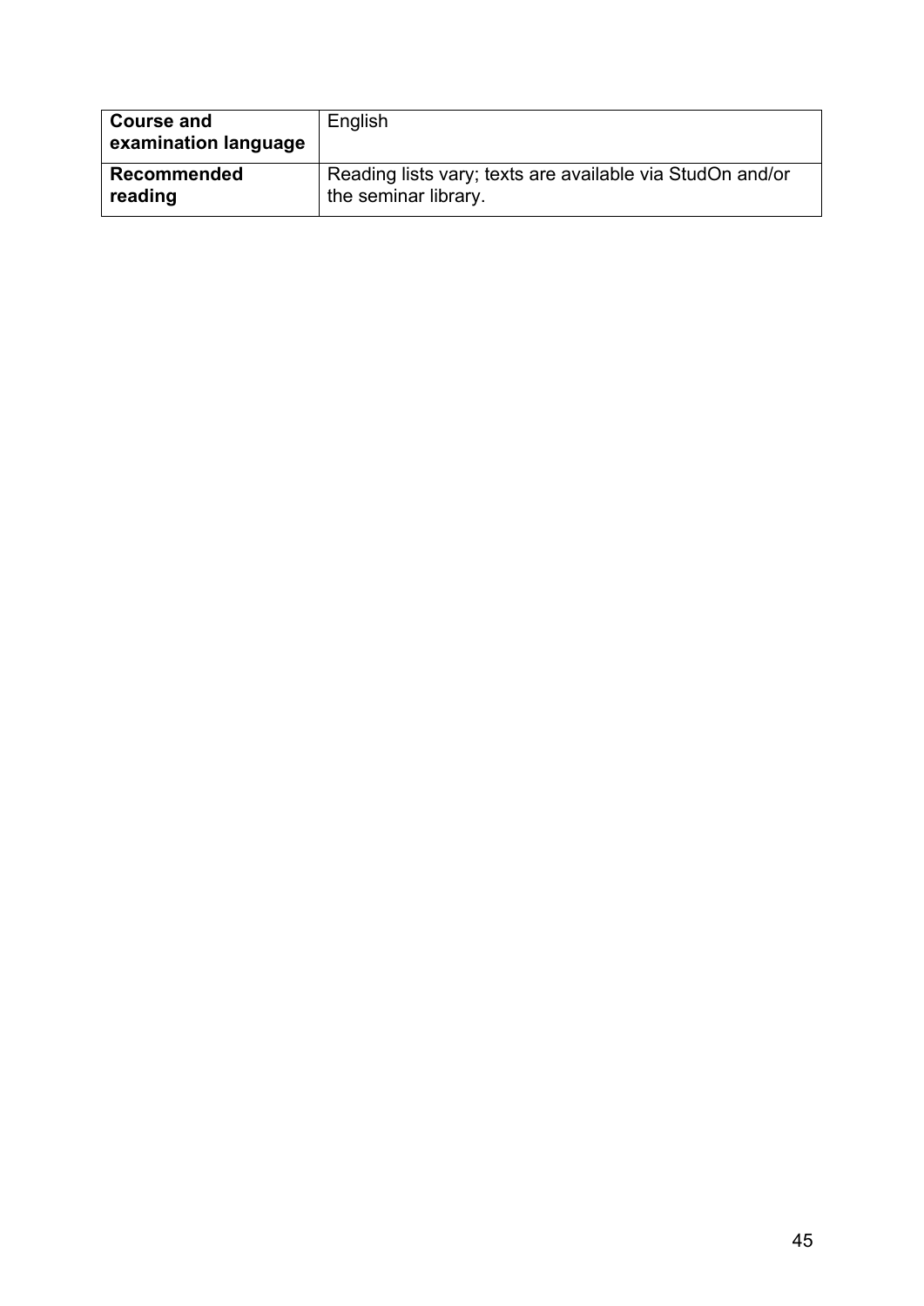| **Course and examination language** | English |
|---|---|
| **Recommended reading** | Reading lists vary; texts are available via StudOn and/or the seminar library. |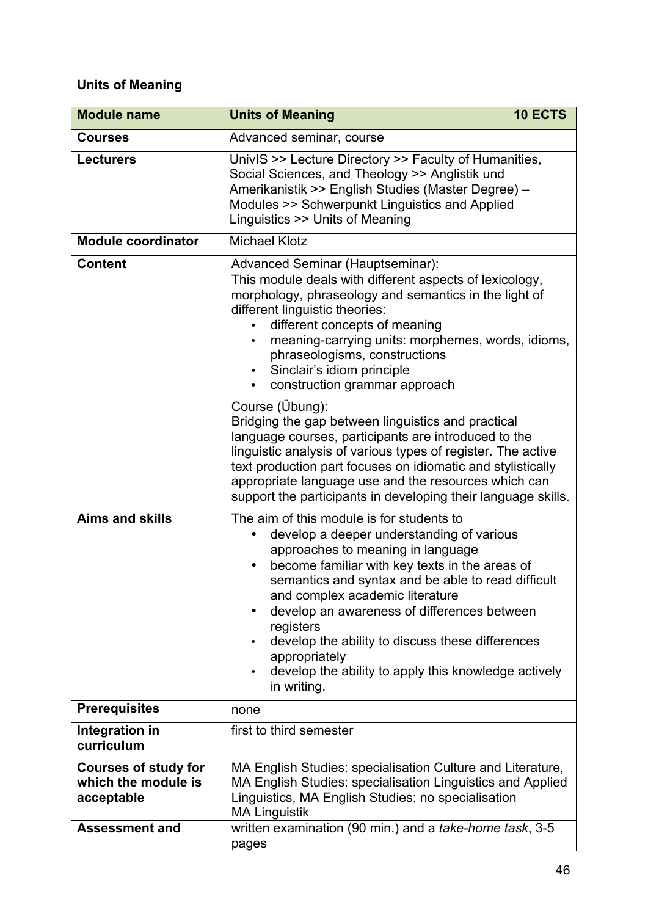## Units of Meaning

| Module name | Units of Meaning | 10 ECTS |
|---|---|---|
| **Courses** | Advanced seminar, course | |
| **Lecturers** | UnivIS >> Lecture Directory >> Faculty of Humanities, Social Sciences, and Theology >> Anglistik und Amerikanistik >> English Studies (Master Degree) – Modules >> Schwerpunkt Linguistics and Applied Linguistics >> Units of Meaning | |
| **Module coordinator** | Michael Klotz | |
| **Content** | Advanced Seminar (Hauptseminar):<br>This module deals with different aspects of lexicology, morphology, phraseology and semantics in the light of different linguistic theories:<br>• different concepts of meaning<br>• meaning-carrying units: morphemes, words, idioms, phraseologisms, constructions<br>• Sinclair's idiom principle<br>• construction grammar approach<br><br>Course (Übung):<br>Bridging the gap between linguistics and practical language courses, participants are introduced to the linguistic analysis of various types of register. The active text production part focuses on idiomatic and stylistically appropriate language use and the resources which can support the participants in developing their language skills. | |
| **Aims and skills** | The aim of this module is for students to<br>• develop a deeper understanding of various approaches to meaning in language<br>• become familiar with key texts in the areas of semantics and syntax and be able to read difficult and complex academic literature<br>• develop an awareness of differences between registers<br>• develop the ability to discuss these differences appropriately<br>• develop the ability to apply this knowledge actively in writing. | |
| **Prerequisites** | none | |
| **Integration in curriculum** | first to third semester | |
| **Courses of study for which the module is acceptable** | MA English Studies: specialisation Culture and Literature, MA English Studies: specialisation Linguistics and Applied Linguistics, MA English Studies: no specialisation<br>MA Linguistik | |
| **Assessment and** | written examination (90 min.) and a *take-home task*, 3-5 pages | |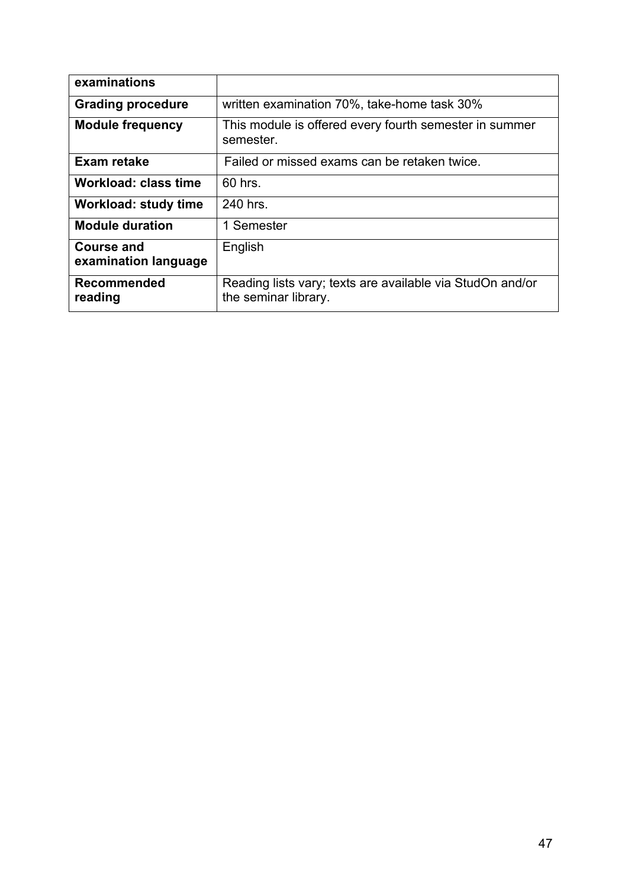| examinations | |
| --- | --- |
| **Grading procedure** | written examination 70%, take-home task 30% |
| **Module frequency** | This module is offered every fourth semester in summer semester. |
| **Exam retake** | Failed or missed exams can be retaken twice. |
| **Workload: class time** | 60 hrs. |
| **Workload: study time** | 240 hrs. |
| **Module duration** | 1 Semester |
| **Course and examination language** | English |
| **Recommended reading** | Reading lists vary; texts are available via StudOn and/or the seminar library. |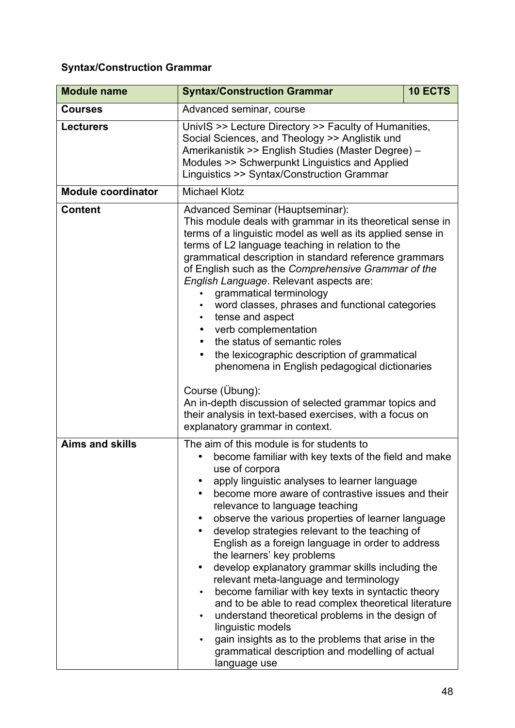**Syntax/Construction Grammar**

| **Module name** | **Syntax/Construction Grammar** | **10 ECTS** |
|---|---|---|
| **Courses** | Advanced seminar, course | |
| **Lecturers** | UnivIS >> Lecture Directory >> Faculty of Humanities, Social Sciences, and Theology >> Anglistik und Amerikanistik >> English Studies (Master Degree) – Modules >> Schwerpunkt Linguistics and Applied Linguistics >> Syntax/Construction Grammar | |
| **Module coordinator** | Michael Klotz | |
| **Content** | Advanced Seminar (Hauptseminar):<br>This module deals with grammar in its theoretical sense in terms of a linguistic model as well as its applied sense in terms of L2 language teaching in relation to the grammatical description in standard reference grammars of English such as the *Comprehensive Grammar of the English Language*. Relevant aspects are:<br>• grammatical terminology<br>• word classes, phrases and functional categories<br>• tense and aspect<br>• verb complementation<br>• the status of semantic roles<br>• the lexicographic description of grammatical phenomena in English pedagogical dictionaries<br><br>Course (Übung):<br>An in-depth discussion of selected grammar topics and their analysis in text-based exercises, with a focus on explanatory grammar in context. | |
| **Aims and skills** | The aim of this module is for students to<br>• become familiar with key texts of the field and make use of corpora<br>• apply linguistic analyses to learner language<br>• become more aware of contrastive issues and their relevance to language teaching<br>• observe the various properties of learner language<br>• develop strategies relevant to the teaching of English as a foreign language in order to address the learners' key problems<br>• develop explanatory grammar skills including the relevant meta-language and terminology<br>• become familiar with key texts in syntactic theory and to be able to read complex theoretical literature<br>• understand theoretical problems in the design of linguistic models<br>• gain insights as to the problems that arise in the grammatical description and modelling of actual language use | |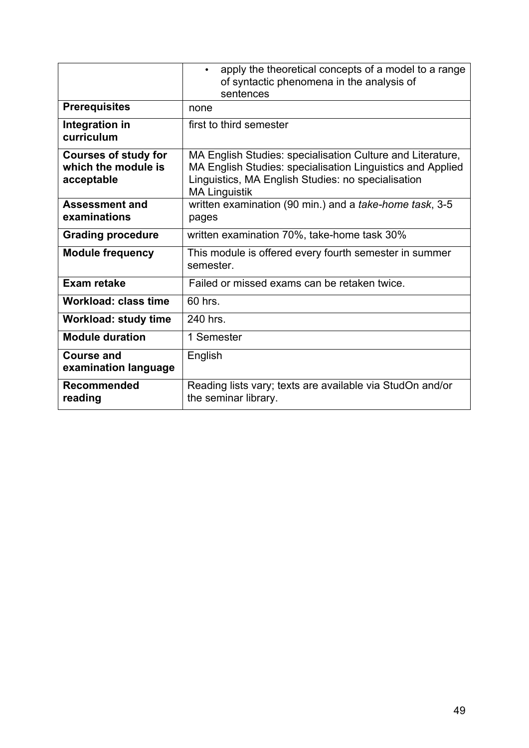| | |
|---|---|
| | • apply the theoretical concepts of a model to a range of syntactic phenomena in the analysis of sentences |
| **Prerequisites** | none |
| **Integration in curriculum** | first to third semester |
| **Courses of study for which the module is acceptable** | MA English Studies: specialisation Culture and Literature, MA English Studies: specialisation Linguistics and Applied Linguistics, MA English Studies: no specialisation<br>MA Linguistik |
| **Assessment and examinations** | written examination (90 min.) and a *take-home task*, 3-5 pages |
| **Grading procedure** | written examination 70%, take-home task 30% |
| **Module frequency** | This module is offered every fourth semester in summer semester. |
| **Exam retake** | Failed or missed exams can be retaken twice. |
| **Workload: class time** | 60 hrs. |
| **Workload: study time** | 240 hrs. |
| **Module duration** | 1 Semester |
| **Course and examination language** | English |
| **Recommended reading** | Reading lists vary; texts are available via StudOn and/or the seminar library. |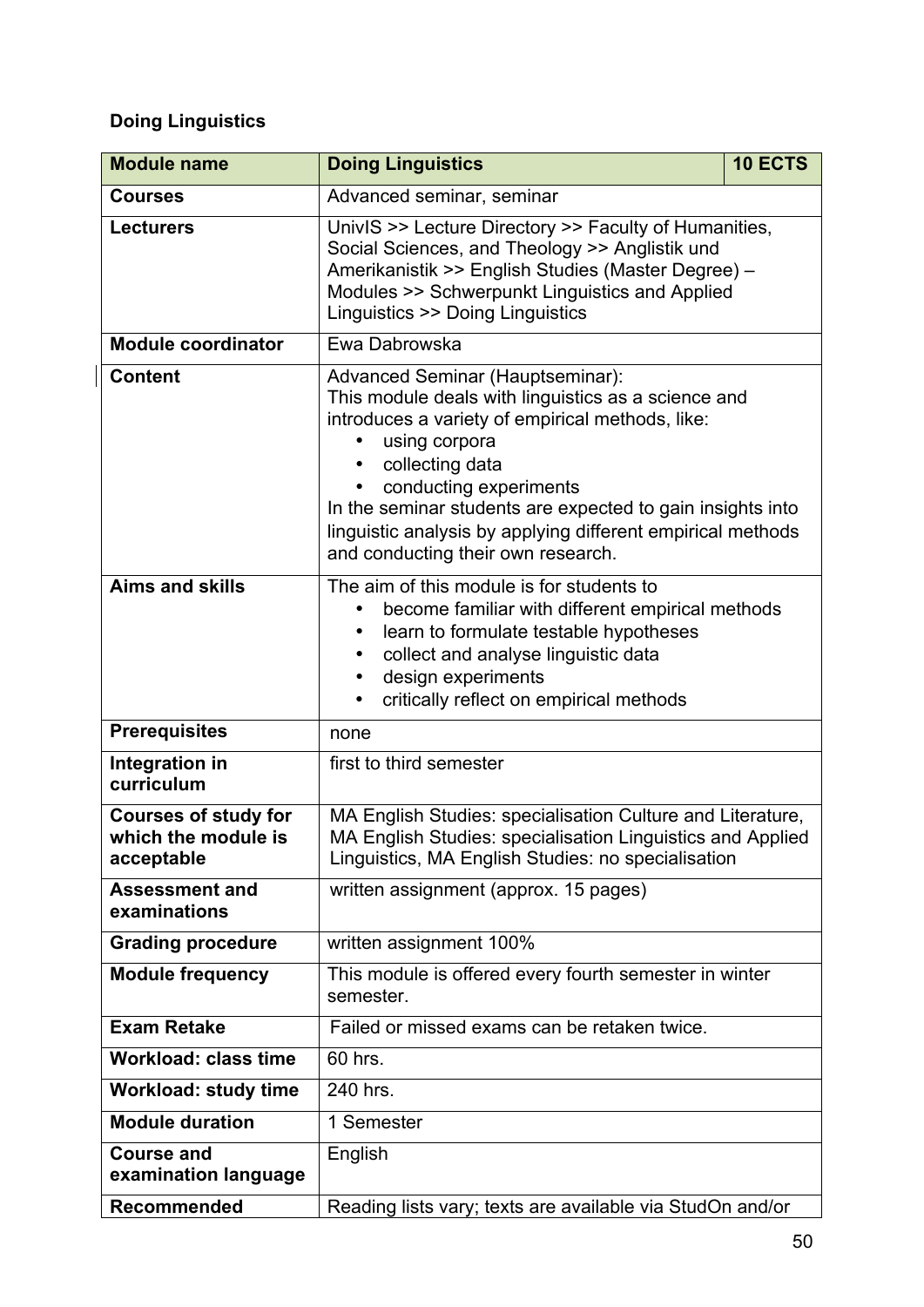**Doing Linguistics**

| Module name | Doing Linguistics | 10 ECTS |
|---|---|---|
| **Courses** | Advanced seminar, seminar | |
| **Lecturers** | UnivIS >> Lecture Directory >> Faculty of Humanities, Social Sciences, and Theology >> Anglistik und Amerikanistik >> English Studies (Master Degree) – Modules >> Schwerpunkt Linguistics and Applied Linguistics >> Doing Linguistics | |
| **Module coordinator** | Ewa Dabrowska | |
| **Content** | Advanced Seminar (Hauptseminar):<br>This module deals with linguistics as a science and introduces a variety of empirical methods, like:<br>• using corpora<br>• collecting data<br>• conducting experiments<br>In the seminar students are expected to gain insights into linguistic analysis by applying different empirical methods and conducting their own research. | |
| **Aims and skills** | The aim of this module is for students to<br>• become familiar with different empirical methods<br>• learn to formulate testable hypotheses<br>• collect and analyse linguistic data<br>• design experiments<br>• critically reflect on empirical methods | |
| **Prerequisites** | none | |
| **Integration in curriculum** | first to third semester | |
| **Courses of study for which the module is acceptable** | MA English Studies: specialisation Culture and Literature, MA English Studies: specialisation Linguistics and Applied Linguistics, MA English Studies: no specialisation | |
| **Assessment and examinations** | written assignment (approx. 15 pages) | |
| **Grading procedure** | written assignment 100% | |
| **Module frequency** | This module is offered every fourth semester in winter semester. | |
| **Exam Retake** | Failed or missed exams can be retaken twice. | |
| **Workload: class time** | 60 hrs. | |
| **Workload: study time** | 240 hrs. | |
| **Module duration** | 1 Semester | |
| **Course and examination language** | English | |
| **Recommended** | Reading lists vary; texts are available via StudOn and/or | |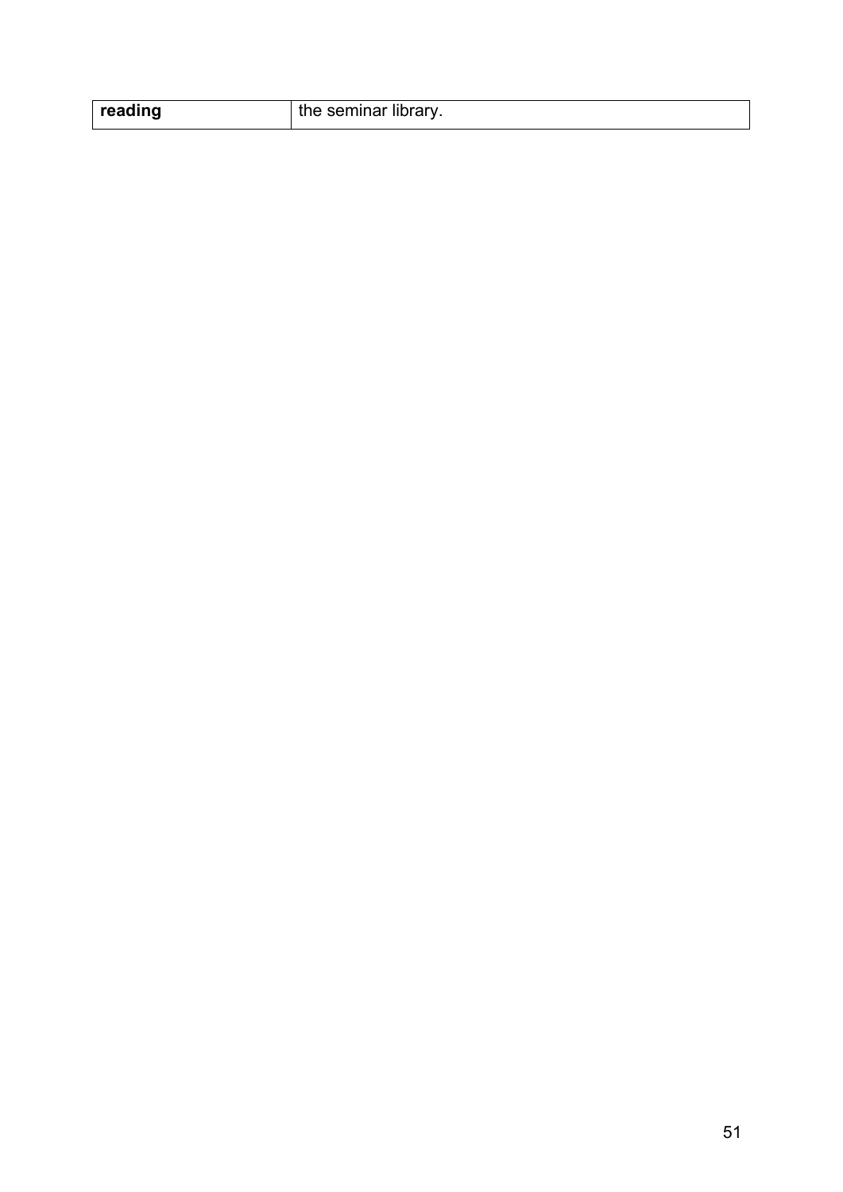| **reading** | the seminar library. |
|---|---|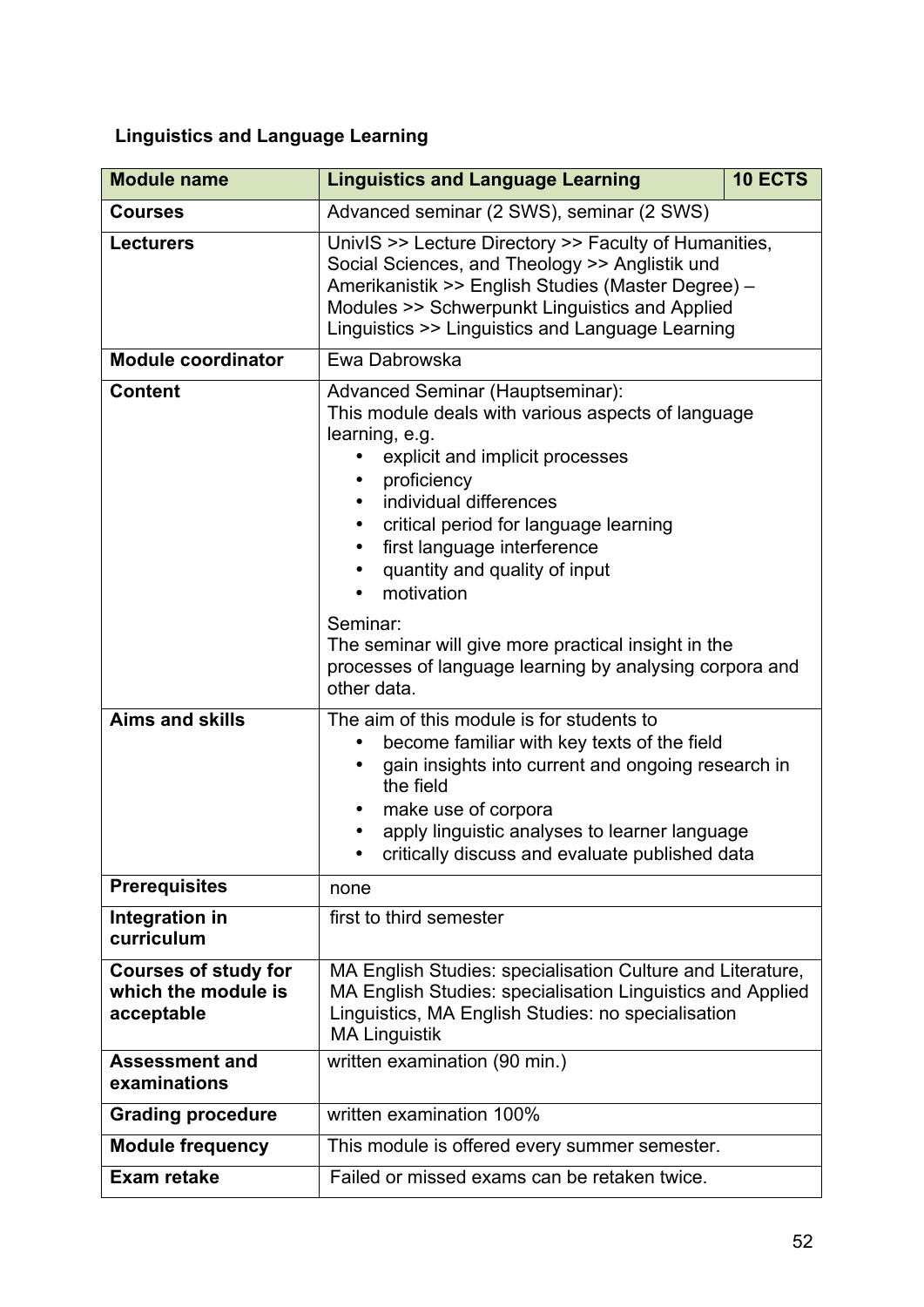### Linguistics and Language Learning

| Module name | Linguistics and Language Learning | 10 ECTS |
|---|---|---|
| **Courses** | Advanced seminar (2 SWS), seminar (2 SWS) | |
| **Lecturers** | UnivIS >> Lecture Directory >> Faculty of Humanities, Social Sciences, and Theology >> Anglistik und Amerikanistik >> English Studies (Master Degree) – Modules >> Schwerpunkt Linguistics and Applied Linguistics >> Linguistics and Language Learning | |
| **Module coordinator** | Ewa Dabrowska | |
| **Content** | Advanced Seminar (Hauptseminar):<br>This module deals with various aspects of language learning, e.g.<br>• explicit and implicit processes<br>• proficiency<br>• individual differences<br>• critical period for language learning<br>• first language interference<br>• quantity and quality of input<br>• motivation<br><br>Seminar:<br>The seminar will give more practical insight in the processes of language learning by analysing corpora and other data. | |
| **Aims and skills** | The aim of this module is for students to<br>• become familiar with key texts of the field<br>• gain insights into current and ongoing research in the field<br>• make use of corpora<br>• apply linguistic analyses to learner language<br>• critically discuss and evaluate published data | |
| **Prerequisites** | none | |
| **Integration in curriculum** | first to third semester | |
| **Courses of study for which the module is acceptable** | MA English Studies: specialisation Culture and Literature, MA English Studies: specialisation Linguistics and Applied Linguistics, MA English Studies: no specialisation<br>MA Linguistik | |
| **Assessment and examinations** | written examination (90 min.) | |
| **Grading procedure** | written examination 100% | |
| **Module frequency** | This module is offered every summer semester. | |
| **Exam retake** | Failed or missed exams can be retaken twice. | |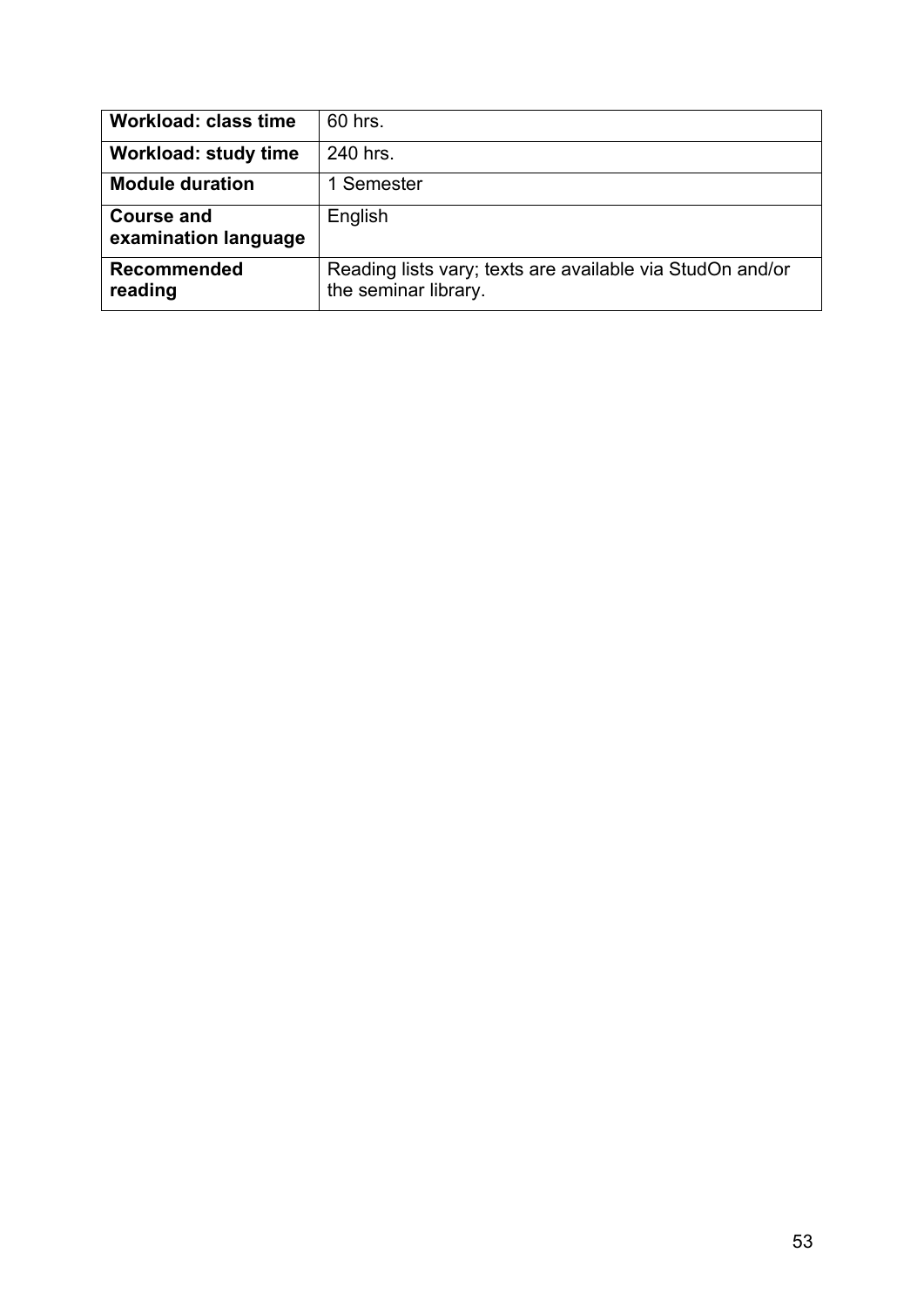| **Workload: class time** | 60 hrs. |
|---|---|
| **Workload: study time** | 240 hrs. |
| **Module duration** | 1 Semester |
| **Course and examination language** | English |
| **Recommended reading** | Reading lists vary; texts are available via StudOn and/or the seminar library. |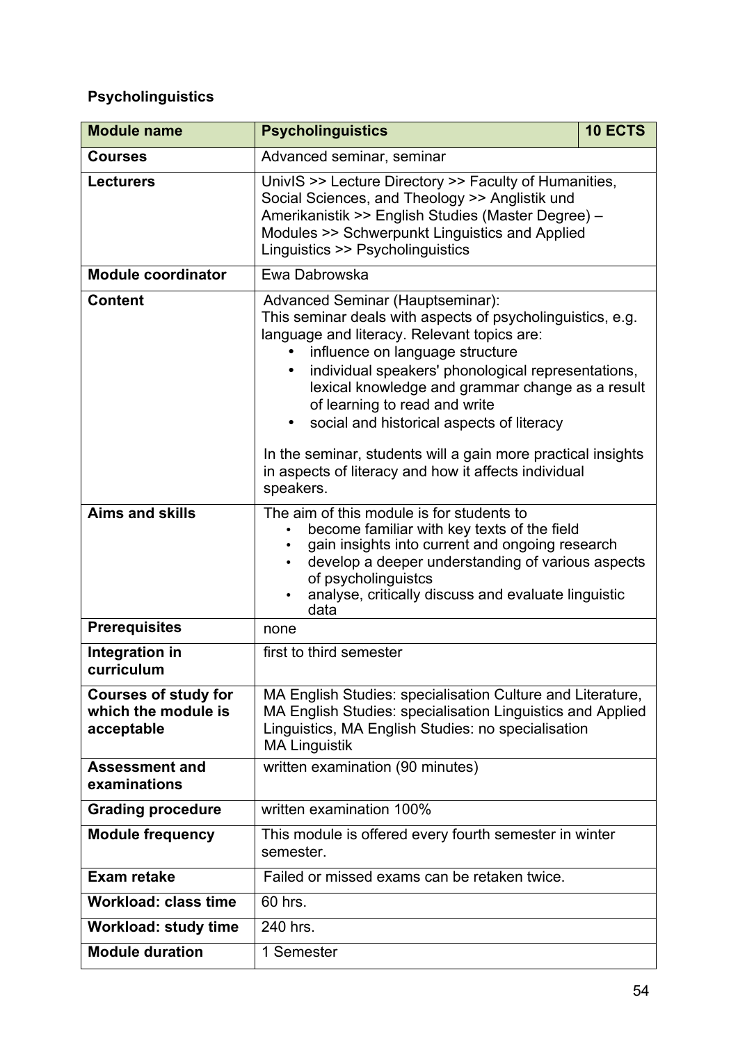**Psycholinguistics**

| Module name | Psycholinguistics | 10 ECTS |
|---|---|---|
| Courses | Advanced seminar, seminar | |
| Lecturers | UnivIS >> Lecture Directory >> Faculty of Humanities, Social Sciences, and Theology >> Anglistik und Amerikanistik >> English Studies (Master Degree) – Modules >> Schwerpunkt Linguistics and Applied Linguistics >> Psycholinguistics | |
| Module coordinator | Ewa Dabrowska | |
| Content | Advanced Seminar (Hauptseminar):<br>This seminar deals with aspects of psycholinguistics, e.g. language and literacy. Relevant topics are:<br>• influence on language structure<br>• individual speakers' phonological representations, lexical knowledge and grammar change as a result of learning to read and write<br>• social and historical aspects of literacy<br><br>In the seminar, students will a gain more practical insights in aspects of literacy and how it affects individual speakers. | |
| Aims and skills | The aim of this module is for students to<br>• become familiar with key texts of the field<br>• gain insights into current and ongoing research<br>• develop a deeper understanding of various aspects of psycholinguistcs<br>• analyse, critically discuss and evaluate linguistic data | |
| Prerequisites | none | |
| Integration in curriculum | first to third semester | |
| Courses of study for which the module is acceptable | MA English Studies: specialisation Culture and Literature, MA English Studies: specialisation Linguistics and Applied Linguistics, MA English Studies: no specialisation<br>MA Linguistik | |
| Assessment and examinations | written examination (90 minutes) | |
| Grading procedure | written examination 100% | |
| Module frequency | This module is offered every fourth semester in winter semester. | |
| Exam retake | Failed or missed exams can be retaken twice. | |
| Workload: class time | 60 hrs. | |
| Workload: study time | 240 hrs. | |
| Module duration | 1 Semester | |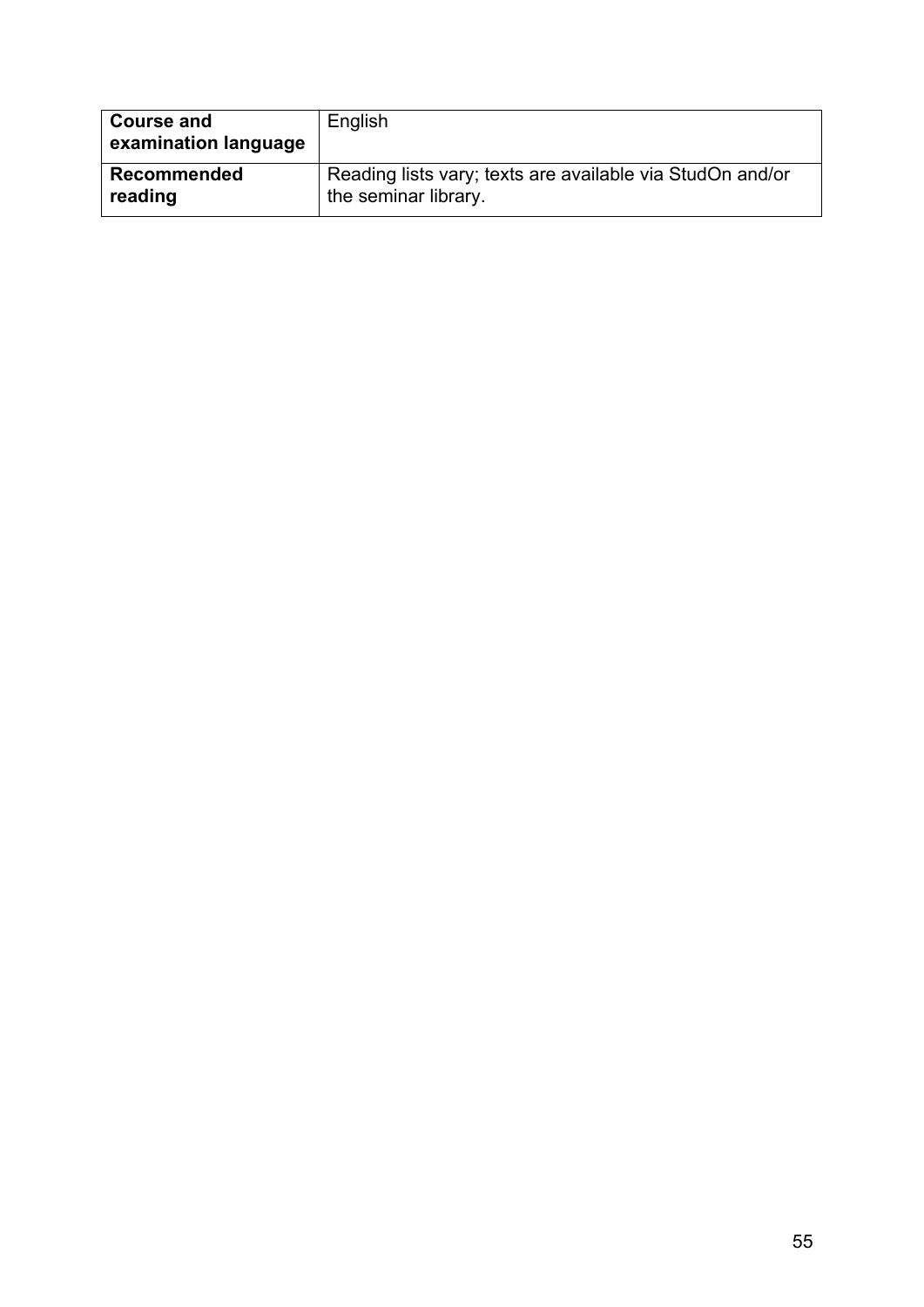| **Course and examination language** | English |
|---|---|
| **Recommended reading** | Reading lists vary; texts are available via StudOn and/or the seminar library. |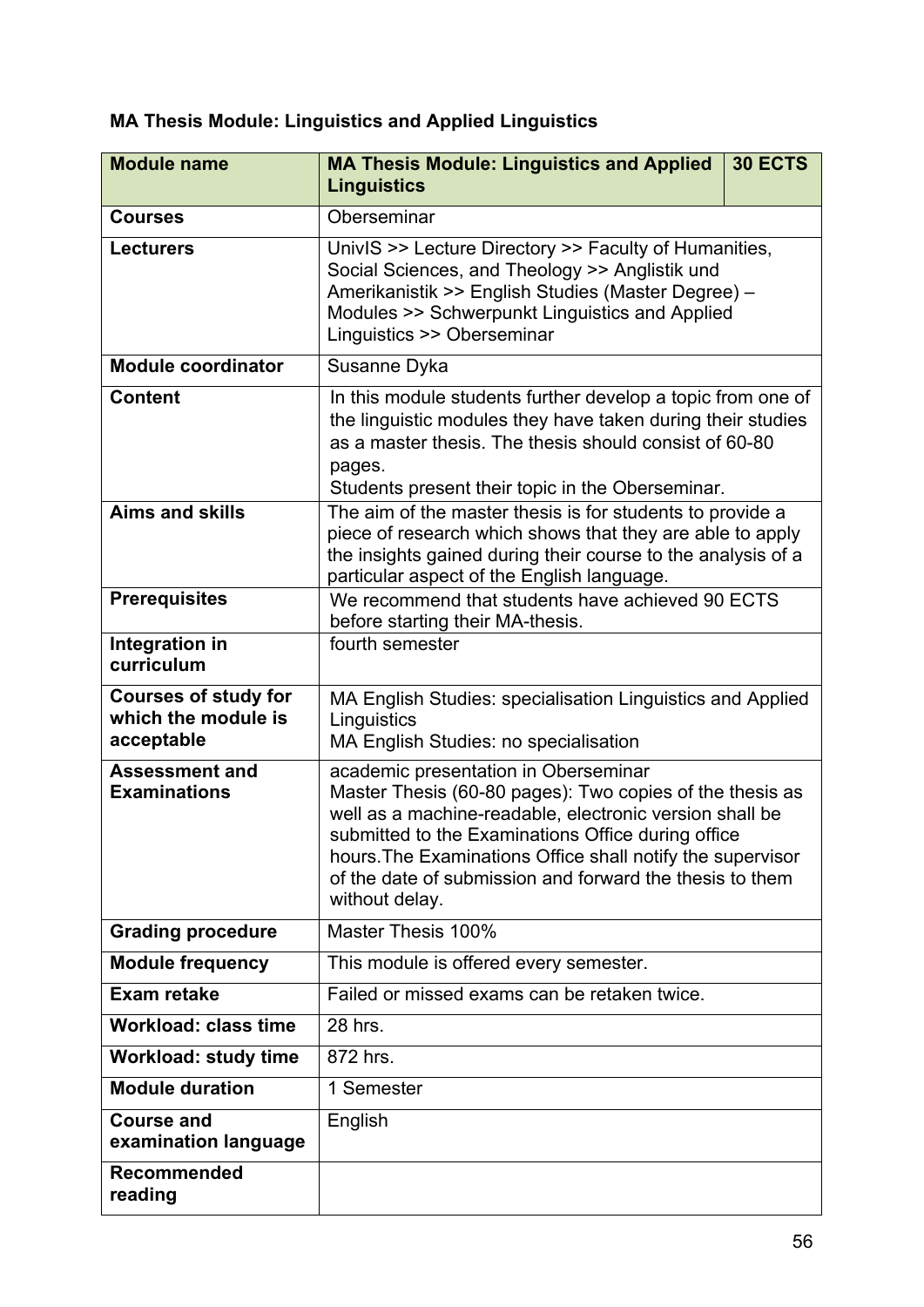**MA Thesis Module: Linguistics and Applied Linguistics**

| **Module name** | **MA Thesis Module: Linguistics and Applied Linguistics** | **30 ECTS** |
|---|---|---|
| **Courses** | Oberseminar | |
| **Lecturers** | UnivIS >> Lecture Directory >> Faculty of Humanities, Social Sciences, and Theology >> Anglistik und Amerikanistik >> English Studies (Master Degree) – Modules >> Schwerpunkt Linguistics and Applied Linguistics >> Oberseminar | |
| **Module coordinator** | Susanne Dyka | |
| **Content** | In this module students further develop a topic from one of the linguistic modules they have taken during their studies as a master thesis. The thesis should consist of 60-80 pages.<br>Students present their topic in the Oberseminar. | |
| **Aims and skills** | The aim of the master thesis is for students to provide a piece of research which shows that they are able to apply the insights gained during their course to the analysis of a particular aspect of the English language. | |
| **Prerequisites** | We recommend that students have achieved 90 ECTS before starting their MA-thesis. | |
| **Integration in curriculum** | fourth semester | |
| **Courses of study for which the module is acceptable** | MA English Studies: specialisation Linguistics and Applied Linguistics<br>MA English Studies: no specialisation | |
| **Assessment and Examinations** | academic presentation in Oberseminar<br>Master Thesis (60-80 pages): Two copies of the thesis as well as a machine-readable, electronic version shall be submitted to the Examinations Office during office hours.The Examinations Office shall notify the supervisor of the date of submission and forward the thesis to them without delay. | |
| **Grading procedure** | Master Thesis 100% | |
| **Module frequency** | This module is offered every semester. | |
| **Exam retake** | Failed or missed exams can be retaken twice. | |
| **Workload: class time** | 28 hrs. | |
| **Workload: study time** | 872 hrs. | |
| **Module duration** | 1 Semester | |
| **Course and examination language** | English | |
| **Recommended reading** | | |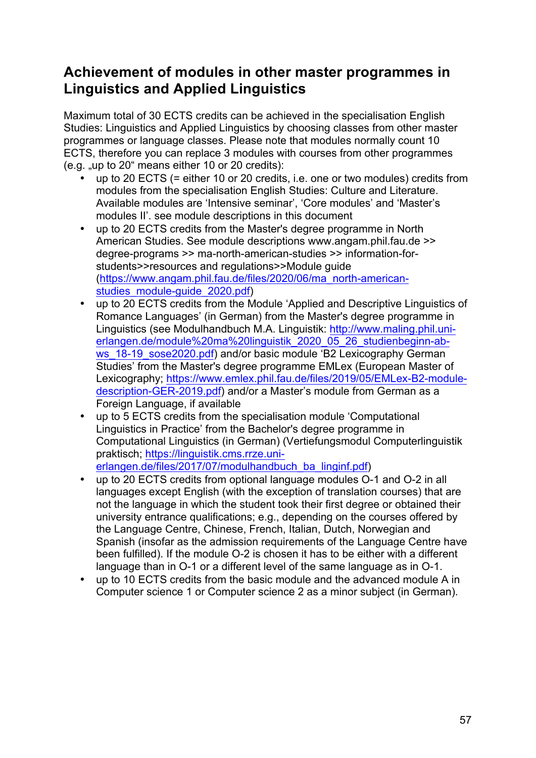## Achievement of modules in other master programmes in Linguistics and Applied Linguistics

Maximum total of 30 ECTS credits can be achieved in the specialisation English Studies: Linguistics and Applied Linguistics by choosing classes from other master programmes or language classes. Please note that modules normally count 10 ECTS, therefore you can replace 3 modules with courses from other programmes (e.g. „up to 20" means either 10 or 20 credits):

- up to 20 ECTS (= either 10 or 20 credits, i.e. one or two modules) credits from modules from the specialisation English Studies: Culture and Literature. Available modules are 'Intensive seminar', 'Core modules' and 'Master's modules II'. see module descriptions in this document
- up to 20 ECTS credits from the Master's degree programme in North American Studies. See module descriptions www.angam.phil.fau.de >> degree-programs >> ma-north-american-studies >> information-for-students>>resources and regulations>>Module guide (https://www.angam.phil.fau.de/files/2020/06/ma_north-american-studies_module-guide_2020.pdf)
- up to 20 ECTS credits from the Module 'Applied and Descriptive Linguistics of Romance Languages' (in German) from the Master's degree programme in Linguistics (see Modulhandbuch M.A. Linguistik: http://www.maling.phil.uni-erlangen.de/module%20ma%20linguistik_2020_05_26_studienbeginn-ab-ws_18-19_sose2020.pdf) and/or basic module 'B2 Lexicography German Studies' from the Master's degree programme EMLex (European Master of Lexicography; https://www.emlex.phil.fau.de/files/2019/05/EMLex-B2-module-description-GER-2019.pdf) and/or a Master's module from German as a Foreign Language, if available
- up to 5 ECTS credits from the specialisation module 'Computational Linguistics in Practice' from the Bachelor's degree programme in Computational Linguistics (in German) (Vertiefungsmodul Computerlinguistik praktisch; https://linguistik.cms.rrze.uni-erlangen.de/files/2017/07/modulhandbuch_ba_linginf.pdf)
- up to 20 ECTS credits from optional language modules O-1 and O-2 in all languages except English (with the exception of translation courses) that are not the language in which the student took their first degree or obtained their university entrance qualifications; e.g., depending on the courses offered by the Language Centre, Chinese, French, Italian, Dutch, Norwegian and Spanish (insofar as the admission requirements of the Language Centre have been fulfilled). If the module O-2 is chosen it has to be either with a different language than in O-1 or a different level of the same language as in O-1.
- up to 10 ECTS credits from the basic module and the advanced module A in Computer science 1 or Computer science 2 as a minor subject (in German).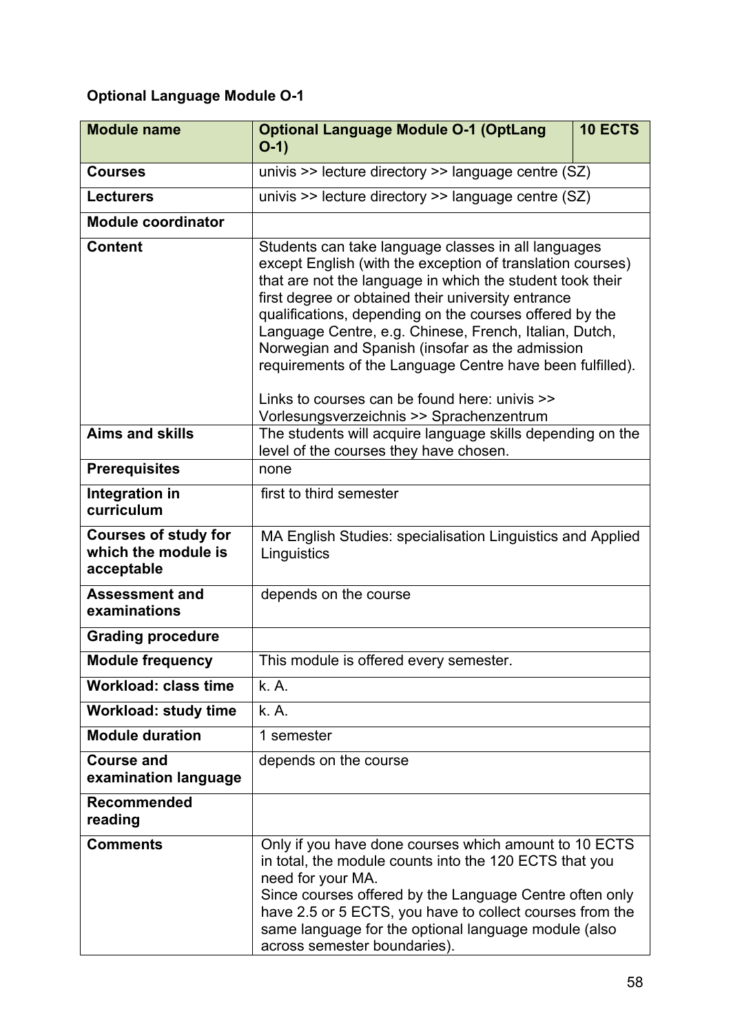**Optional Language Module O-1**

| Module name | Optional Language Module O-1 (OptLang O-1) | 10 ECTS |
|---|---|---|
| Courses | univis >> lecture directory >> language centre (SZ) | |
| Lecturers | univis >> lecture directory >> language centre (SZ) | |
| Module coordinator | | |
| Content | Students can take language classes in all languages except English (with the exception of translation courses) that are not the language in which the student took their first degree or obtained their university entrance qualifications, depending on the courses offered by the Language Centre, e.g. Chinese, French, Italian, Dutch, Norwegian and Spanish (insofar as the admission requirements of the Language Centre have been fulfilled).<br><br>Links to courses can be found here: univis >> Vorlesungsverzeichnis >> Sprachenzentrum | |
| Aims and skills | The students will acquire language skills depending on the level of the courses they have chosen. | |
| Prerequisites | none | |
| Integration in curriculum | first to third semester | |
| Courses of study for which the module is acceptable | MA English Studies: specialisation Linguistics and Applied Linguistics | |
| Assessment and examinations | depends on the course | |
| Grading procedure | | |
| Module frequency | This module is offered every semester. | |
| Workload: class time | k. A. | |
| Workload: study time | k. A. | |
| Module duration | 1 semester | |
| Course and examination language | depends on the course | |
| Recommended reading | | |
| Comments | Only if you have done courses which amount to 10 ECTS in total, the module counts into the 120 ECTS that you need for your MA.<br>Since courses offered by the Language Centre often only have 2.5 or 5 ECTS, you have to collect courses from the same language for the optional language module (also across semester boundaries). | |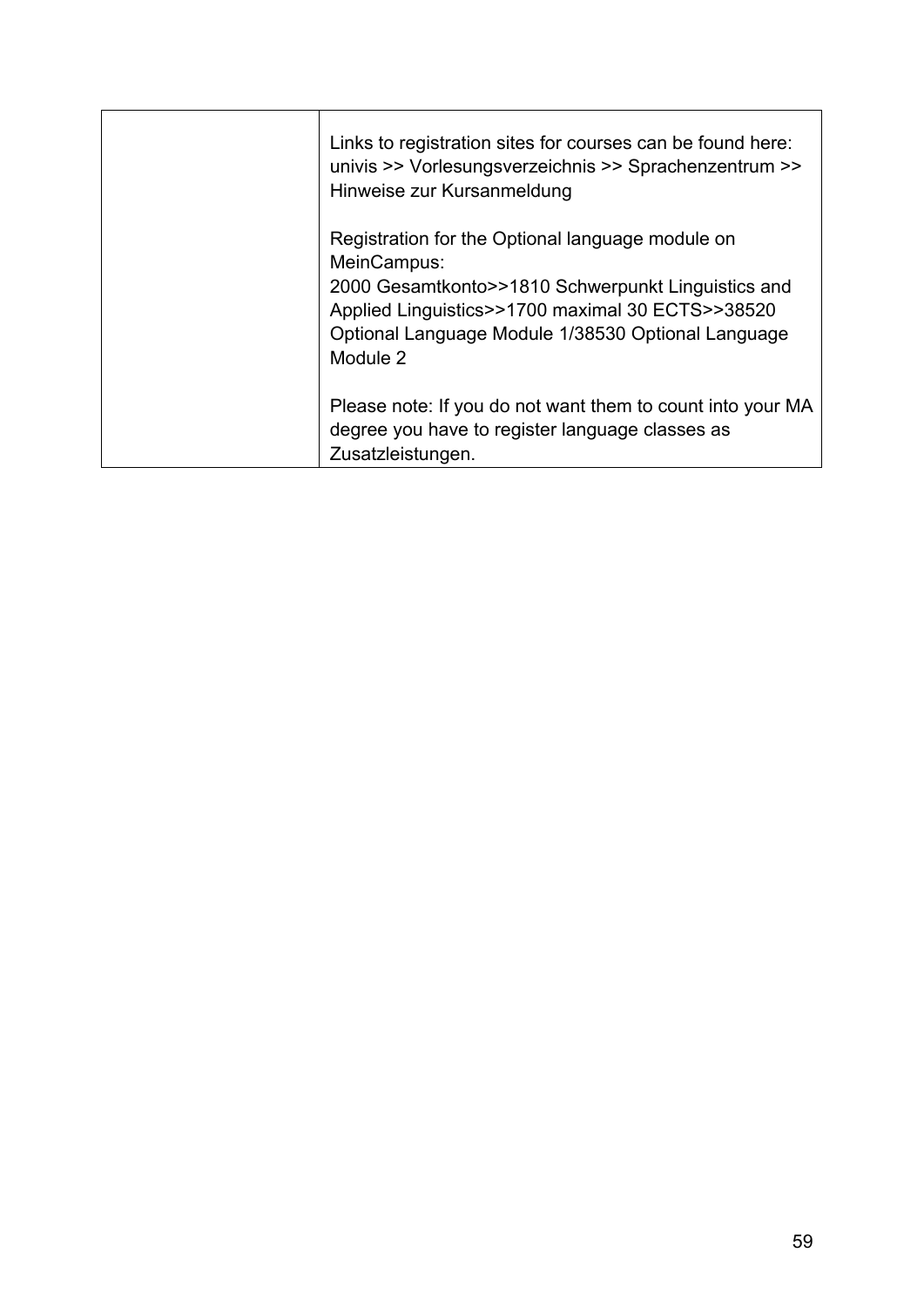| | |
|---|---|
| | Links to registration sites for courses can be found here: univis >> Vorlesungsverzeichnis >> Sprachenzentrum >> Hinweise zur Kursanmeldung<br><br>Registration for the Optional language module on MeinCampus:<br>2000 Gesamtkonto>>1810 Schwerpunkt Linguistics and Applied Linguistics>>1700 maximal 30 ECTS>>38520 Optional Language Module 1/38530 Optional Language Module 2<br><br>Please note: If you do not want them to count into your MA degree you have to register language classes as Zusatzleistungen. |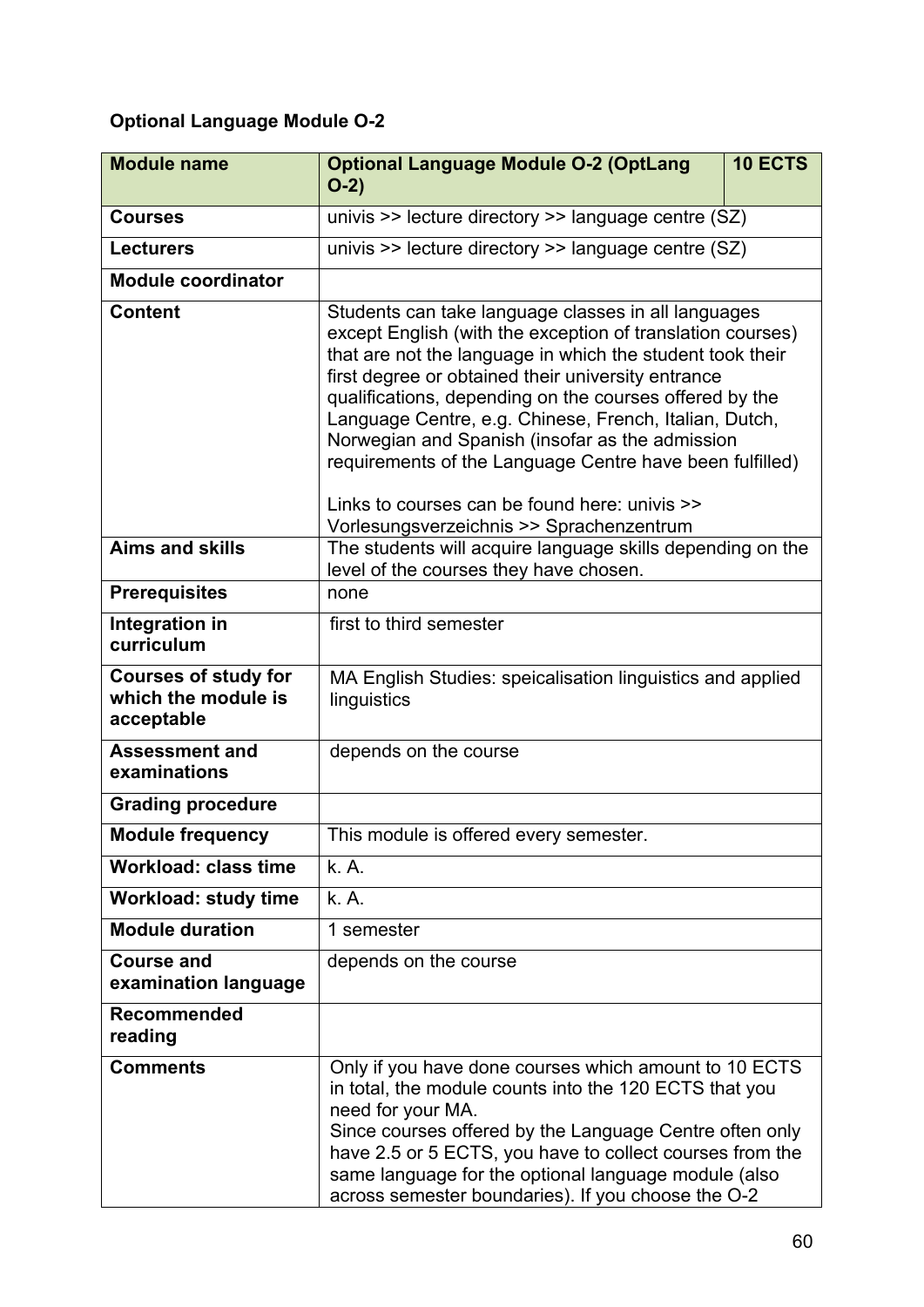**Optional Language Module O-2**

| Module name | Optional Language Module O-2 (OptLang O-2) | 10 ECTS |
|---|---|---|
| Courses | univis >> lecture directory >> language centre (SZ) | |
| Lecturers | univis >> lecture directory >> language centre (SZ) | |
| Module coordinator | | |
| Content | Students can take language classes in all languages except English (with the exception of translation courses) that are not the language in which the student took their first degree or obtained their university entrance qualifications, depending on the courses offered by the Language Centre, e.g. Chinese, French, Italian, Dutch, Norwegian and Spanish (insofar as the admission requirements of the Language Centre have been fulfilled)<br><br>Links to courses can be found here: univis >> Vorlesungsverzeichnis >> Sprachenzentrum | |
| Aims and skills | The students will acquire language skills depending on the level of the courses they have chosen. | |
| Prerequisites | none | |
| Integration in curriculum | first to third semester | |
| Courses of study for which the module is acceptable | MA English Studies: speicalisation linguistics and applied linguistics | |
| Assessment and examinations | depends on the course | |
| Grading procedure | | |
| Module frequency | This module is offered every semester. | |
| Workload: class time | k. A. | |
| Workload: study time | k. A. | |
| Module duration | 1 semester | |
| Course and examination language | depends on the course | |
| Recommended reading | | |
| Comments | Only if you have done courses which amount to 10 ECTS in total, the module counts into the 120 ECTS that you need for your MA.<br>Since courses offered by the Language Centre often only have 2.5 or 5 ECTS, you have to collect courses from the same language for the optional language module (also across semester boundaries). If you choose the O-2 | |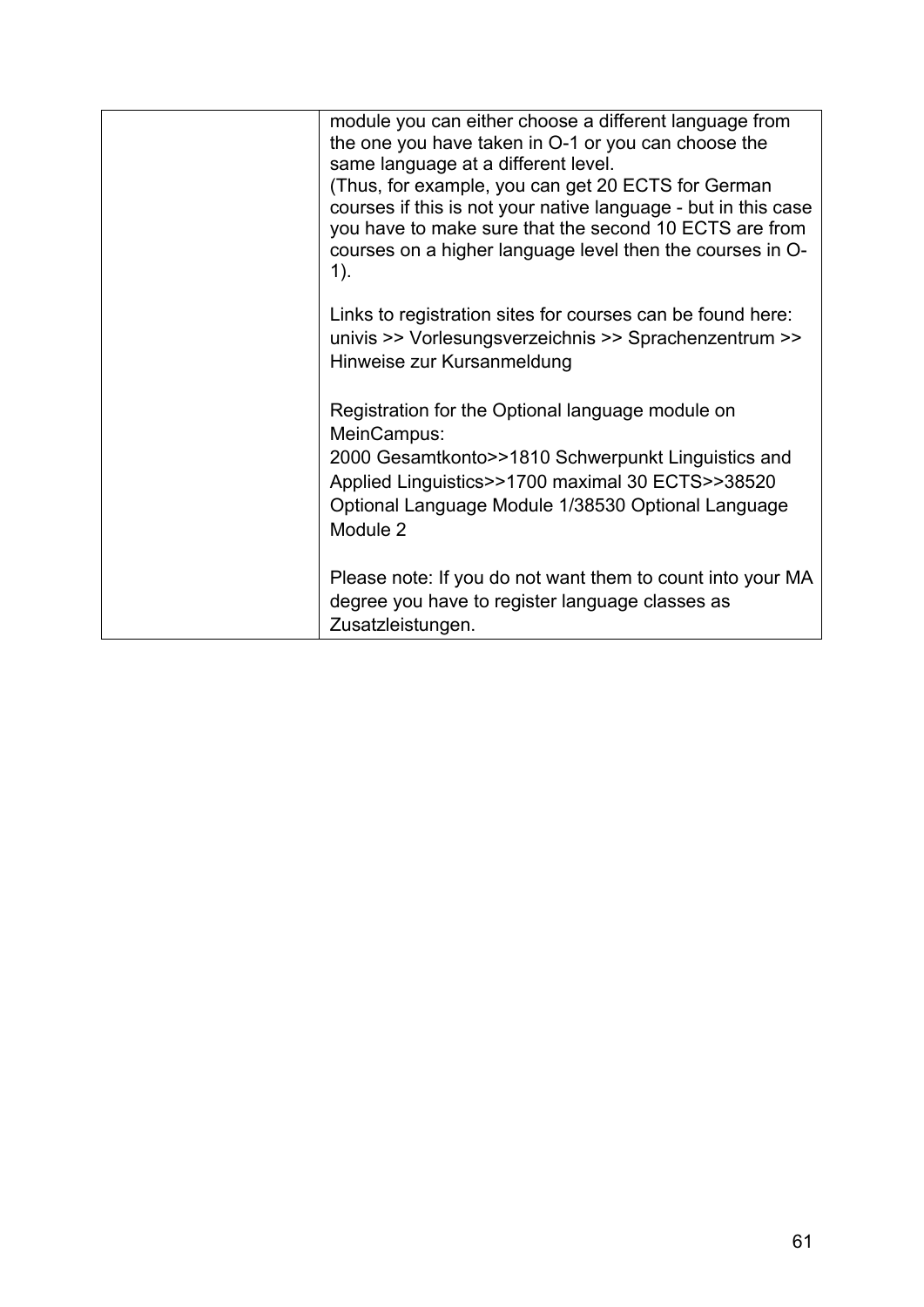| | |
|---|---|
| | module you can either choose a different language from the one you have taken in O-1 or you can choose the same language at a different level.<br>(Thus, for example, you can get 20 ECTS for German courses if this is not your native language - but in this case you have to make sure that the second 10 ECTS are from courses on a higher language level then the courses in O-1).<br><br>Links to registration sites for courses can be found here: univis >> Vorlesungsverzeichnis >> Sprachenzentrum >> Hinweise zur Kursanmeldung<br><br>Registration for the Optional language module on MeinCampus:<br>2000 Gesamtkonto>>1810 Schwerpunkt Linguistics and Applied Linguistics>>1700 maximal 30 ECTS>>38520 Optional Language Module 1/38530 Optional Language Module 2<br><br>Please note: If you do not want them to count into your MA degree you have to register language classes as Zusatzleistungen. |